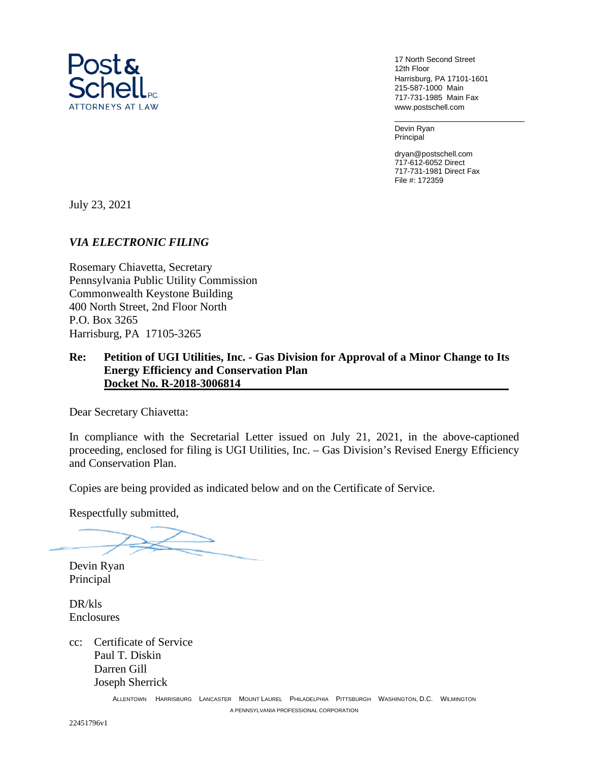Post & Schell P.C.
ATTORNEYS AT LAW

17 North Second Street
12th Floor
Harrisburg, PA 17101-1601
215-587-1000 Main
717-731-1985 Main Fax
www.postschell.com

Devin Ryan
Principal

dryan@postschell.com
717-612-6052 Direct
717-731-1981 Direct Fax
File #: 172359

July 23, 2021

*VIA ELECTRONIC FILING*

Rosemary Chiavetta, Secretary
Pennsylvania Public Utility Commission
Commonwealth Keystone Building
400 North Street, 2nd Floor North
P.O. Box 3265
Harrisburg, PA 17105-3265

**Re: Petition of UGI Utilities, Inc. - Gas Division for Approval of a Minor Change to Its Energy Efficiency and Conservation Plan**
**Docket No. R-2018-3006814**

Dear Secretary Chiavetta:

In compliance with the Secretarial Letter issued on July 21, 2021, in the above-captioned proceeding, enclosed for filing is UGI Utilities, Inc. – Gas Division's Revised Energy Efficiency and Conservation Plan.

Copies are being provided as indicated below and on the Certificate of Service.

Respectfully submitted,

Devin Ryan
Principal

DR/kls
Enclosures

cc: Certificate of Service
Paul T. Diskin
Darren Gill
Joseph Sherrick

ALLENTOWN HARRISBURG LANCASTER MOUNT LAUREL PHILADELPHIA PITTSBURGH WASHINGTON, D.C. WILMINGTON
A PENNSYLVANIA PROFESSIONAL CORPORATION

22451796v1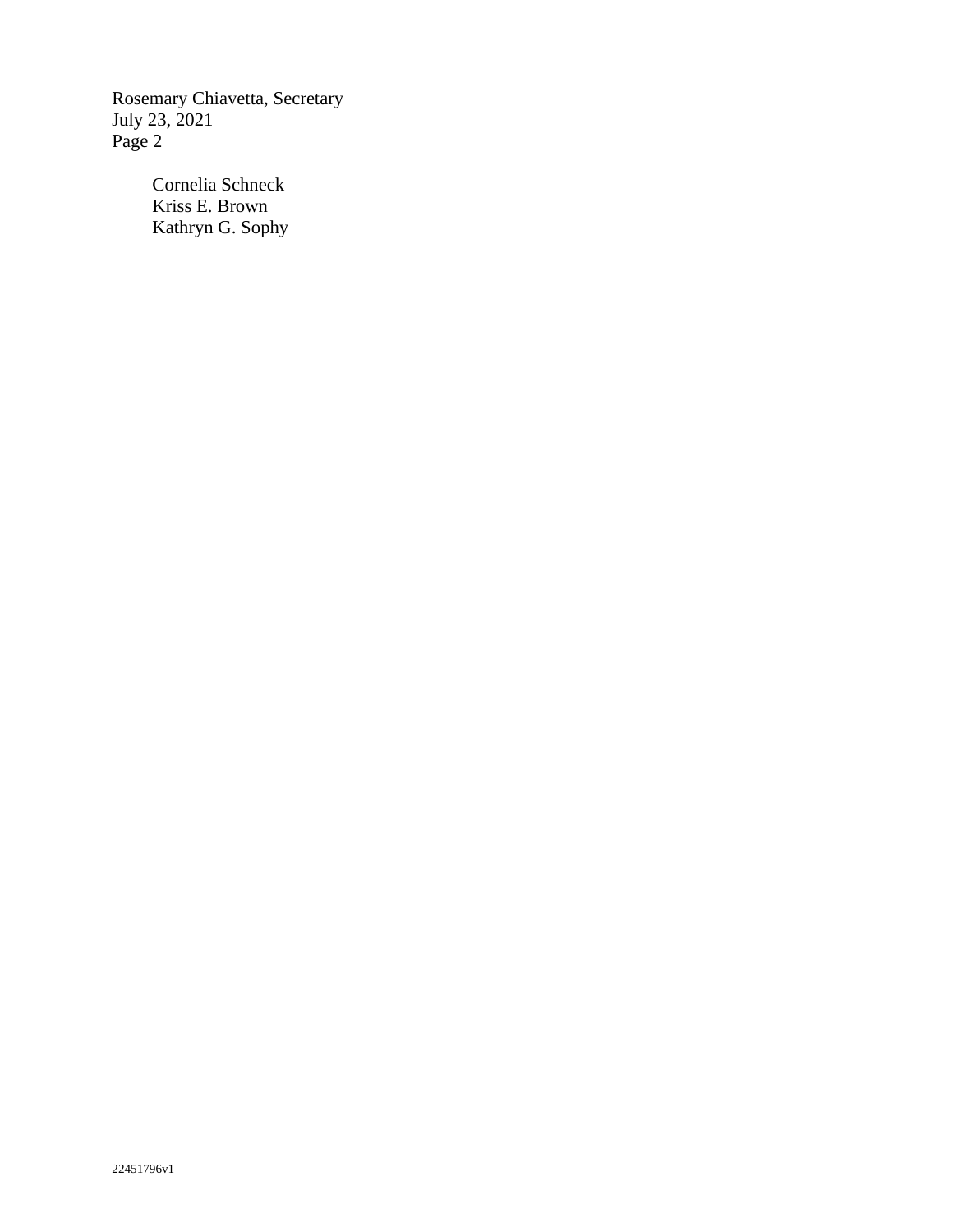Cornelia Schneck
Kriss E. Brown
Kathryn G. Sophy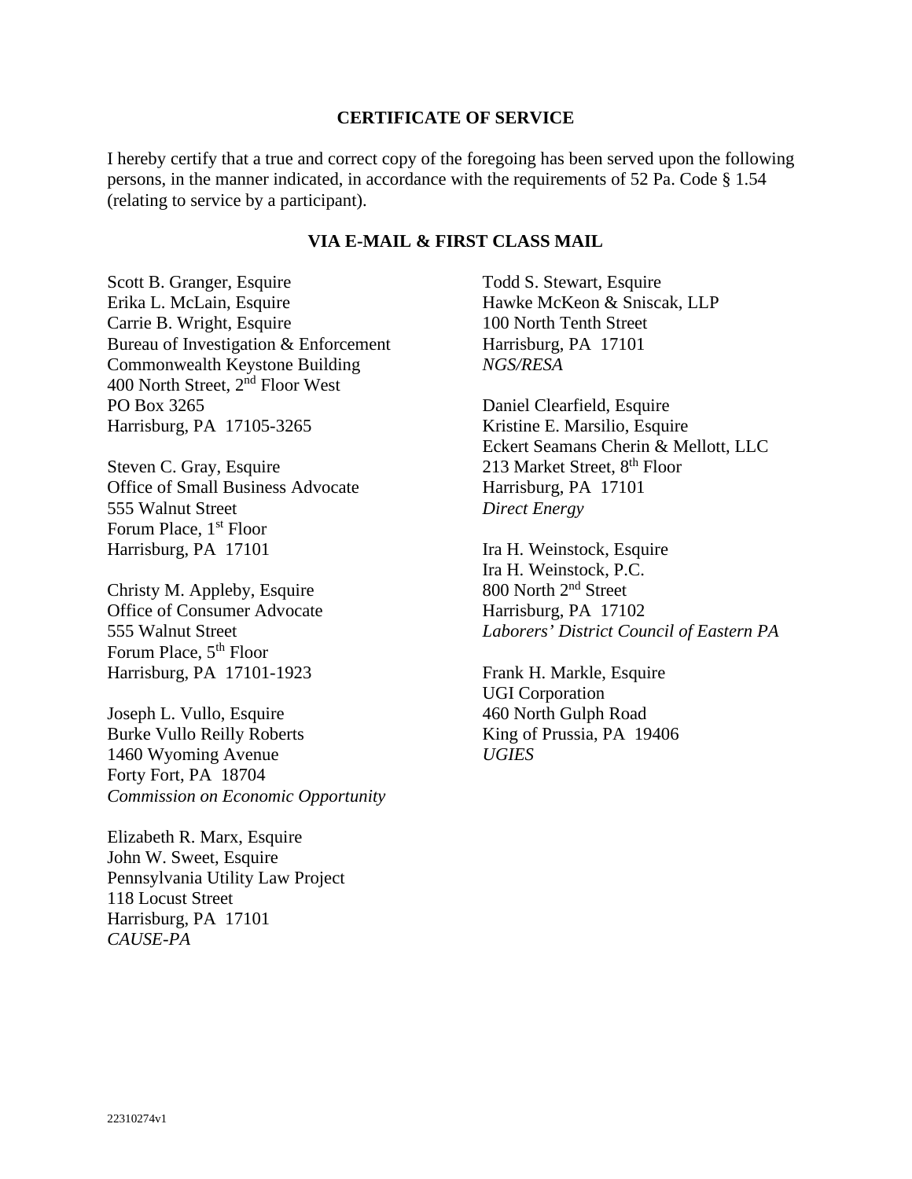## CERTIFICATE OF SERVICE

I hereby certify that a true and correct copy of the foregoing has been served upon the following persons, in the manner indicated, in accordance with the requirements of 52 Pa. Code § 1.54 (relating to service by a participant).

### VIA E-MAIL & FIRST CLASS MAIL

Scott B. Granger, Esquire
Erika L. McLain, Esquire
Carrie B. Wright, Esquire
Bureau of Investigation & Enforcement
Commonwealth Keystone Building
400 North Street, 2nd Floor West
PO Box 3265
Harrisburg, PA 17105-3265

Steven C. Gray, Esquire
Office of Small Business Advocate
555 Walnut Street
Forum Place, 1st Floor
Harrisburg, PA 17101

Christy M. Appleby, Esquire
Office of Consumer Advocate
555 Walnut Street
Forum Place, 5th Floor
Harrisburg, PA 17101-1923

Joseph L. Vullo, Esquire
Burke Vullo Reilly Roberts
1460 Wyoming Avenue
Forty Fort, PA 18704
*Commission on Economic Opportunity*

Elizabeth R. Marx, Esquire
John W. Sweet, Esquire
Pennsylvania Utility Law Project
118 Locust Street
Harrisburg, PA 17101
*CAUSE-PA*

Todd S. Stewart, Esquire
Hawke McKeon & Sniscak, LLP
100 North Tenth Street
Harrisburg, PA 17101
*NGS/RESA*

Daniel Clearfield, Esquire
Kristine E. Marsilio, Esquire
Eckert Seamans Cherin & Mellott, LLC
213 Market Street, 8th Floor
Harrisburg, PA 17101
*Direct Energy*

Ira H. Weinstock, Esquire
Ira H. Weinstock, P.C.
800 North 2nd Street
Harrisburg, PA 17102
*Laborers' District Council of Eastern PA*

Frank H. Markle, Esquire
UGI Corporation
460 North Gulph Road
King of Prussia, PA 19406
*UGIES*

22310274v1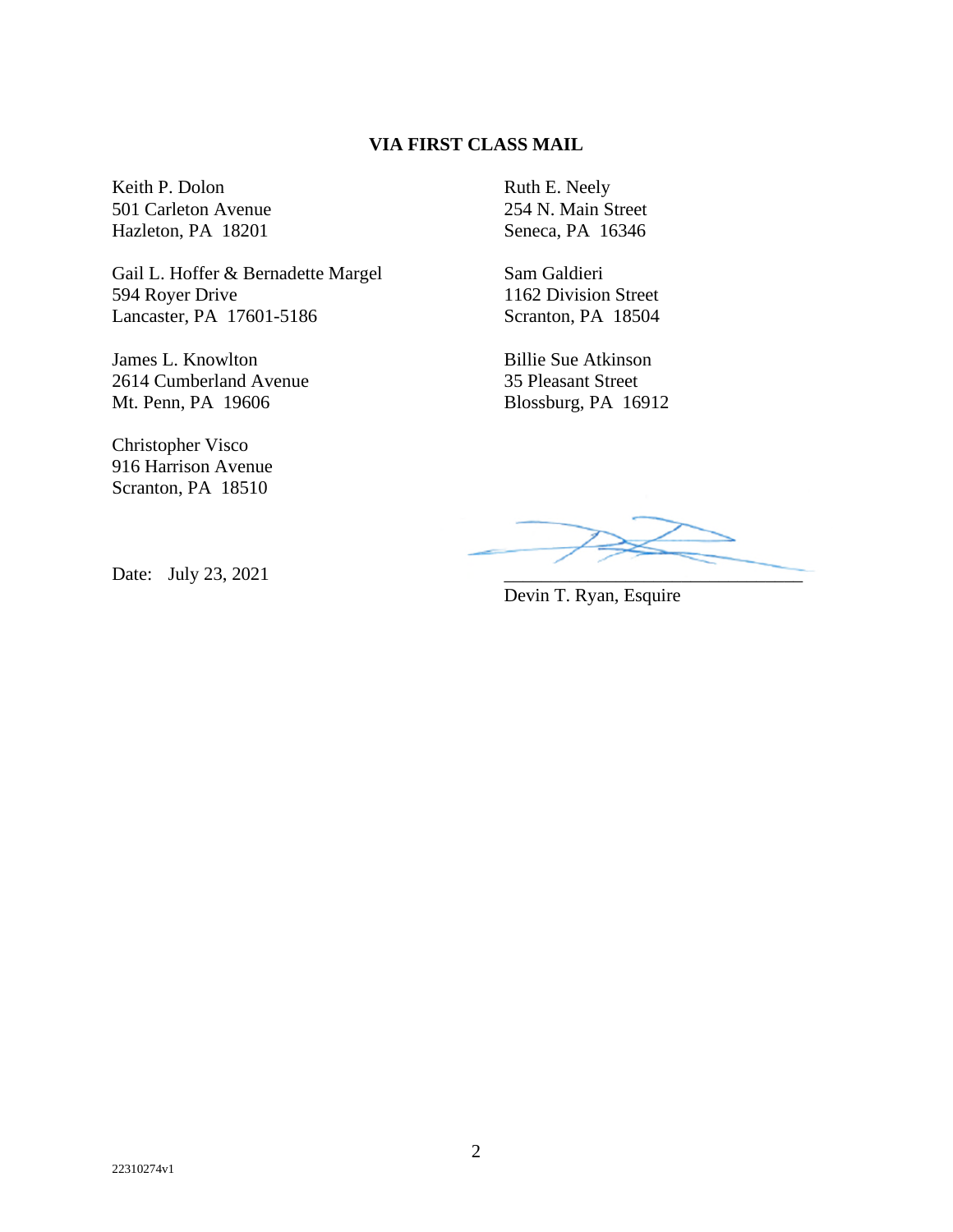**VIA FIRST CLASS MAIL**

Keith P. Dolon
501 Carleton Avenue
Hazleton, PA 18201

Gail L. Hoffer & Bernadette Margel
594 Royer Drive
Lancaster, PA 17601-5186

James L. Knowlton
2614 Cumberland Avenue
Mt. Penn, PA 19606

Christopher Visco
916 Harrison Avenue
Scranton, PA 18510

Ruth E. Neely
254 N. Main Street
Seneca, PA 16346

Sam Galdieri
1162 Division Street
Scranton, PA 18504

Billie Sue Atkinson
35 Pleasant Street
Blossburg, PA 16912

Date: July 23, 2021

\_\_\_\_\_\_\_\_\_\_\_\_\_\_\_\_\_\_\_\_\_\_\_\_\_\_\_\_\_\_\_\_
Devin T. Ryan, Esquire

22310274v1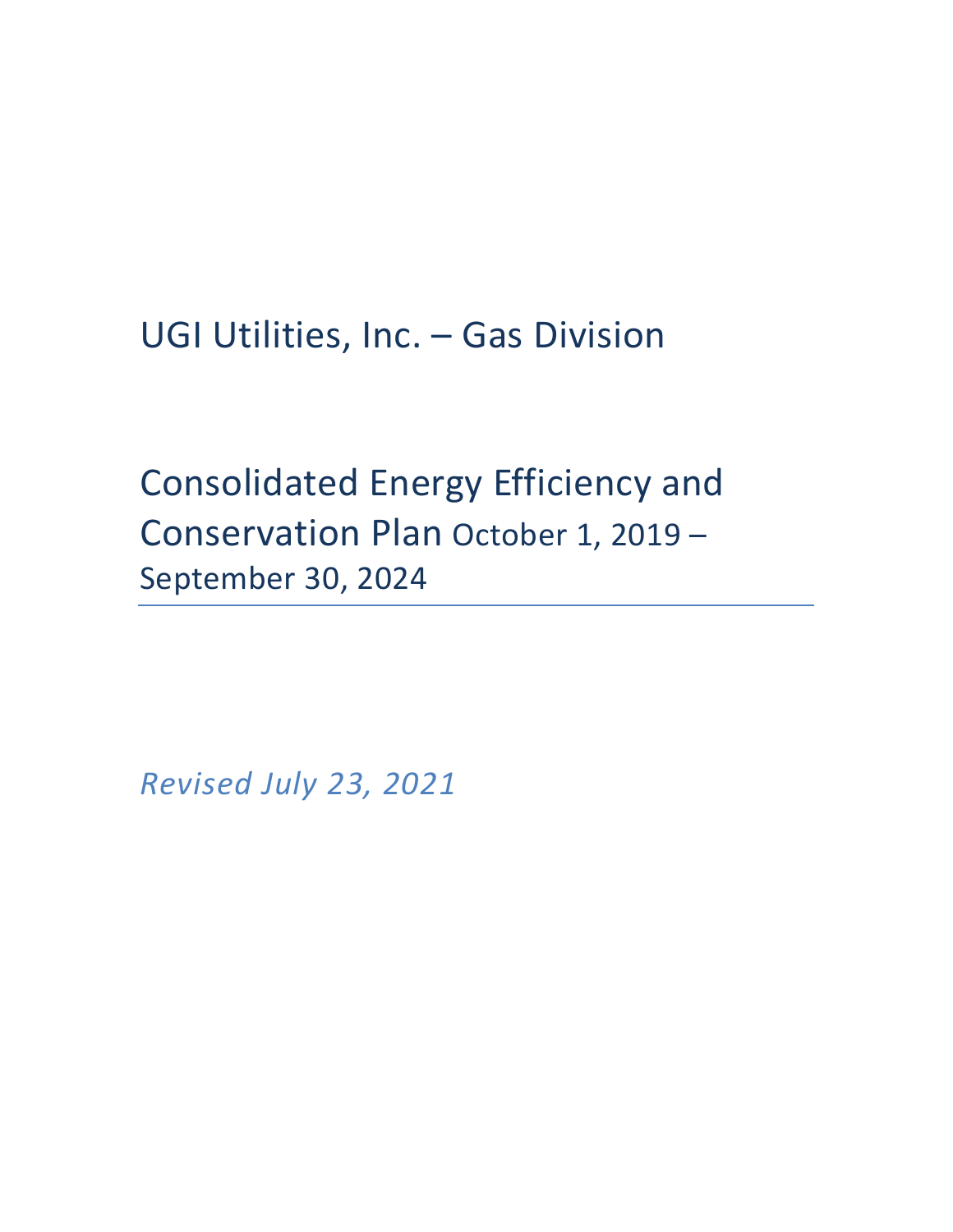# UGI Utilities, Inc. – Gas Division

## Consolidated Energy Efficiency and Conservation Plan October 1, 2019 – September 30, 2024

*Revised July 23, 2021*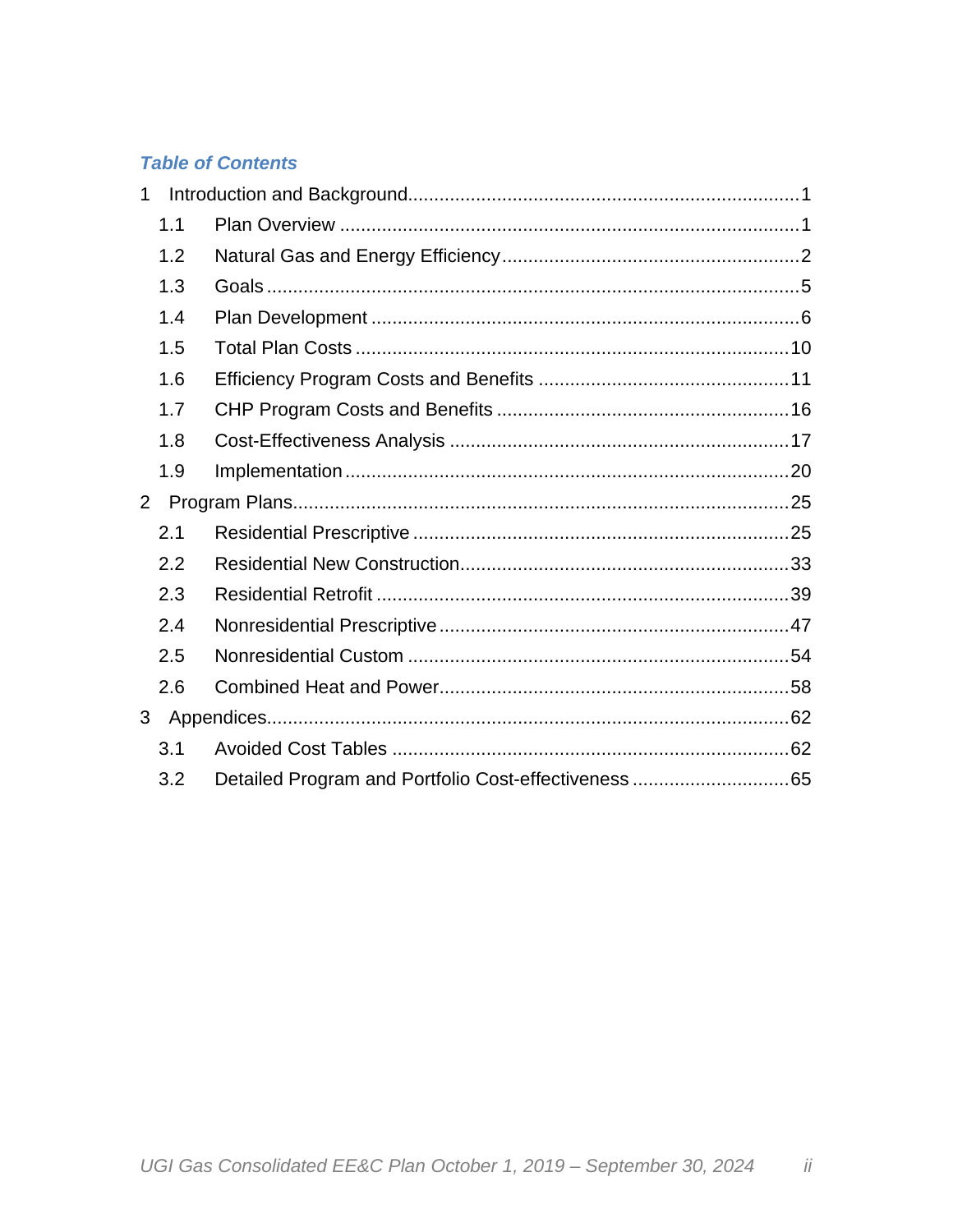## *Table of Contents*

1 Introduction and Background........................................................................1
- 1.1 Plan Overview ........................................................................1
- 1.2 Natural Gas and Energy Efficiency........................................................2
- 1.3 Goals ........................................................................5
- 1.4 Plan Development ........................................................................6
- 1.5 Total Plan Costs ........................................................................10
- 1.6 Efficiency Program Costs and Benefits ................................................11
- 1.7 CHP Program Costs and Benefits ........................................................16
- 1.8 Cost-Effectiveness Analysis ................................................................17
- 1.9 Implementation ........................................................................20

2 Program Plans........................................................................25
- 2.1 Residential Prescriptive ........................................................................25
- 2.2 Residential New Construction..............................................................33
- 2.3 Residential Retrofit ........................................................................39
- 2.4 Nonresidential Prescriptive ..................................................................47
- 2.5 Nonresidential Custom ........................................................................54
- 2.6 Combined Heat and Power..................................................................58

3 Appendices........................................................................62
- 3.1 Avoided Cost Tables ........................................................................62
- 3.2 Detailed Program and Portfolio Cost-effectiveness .............................65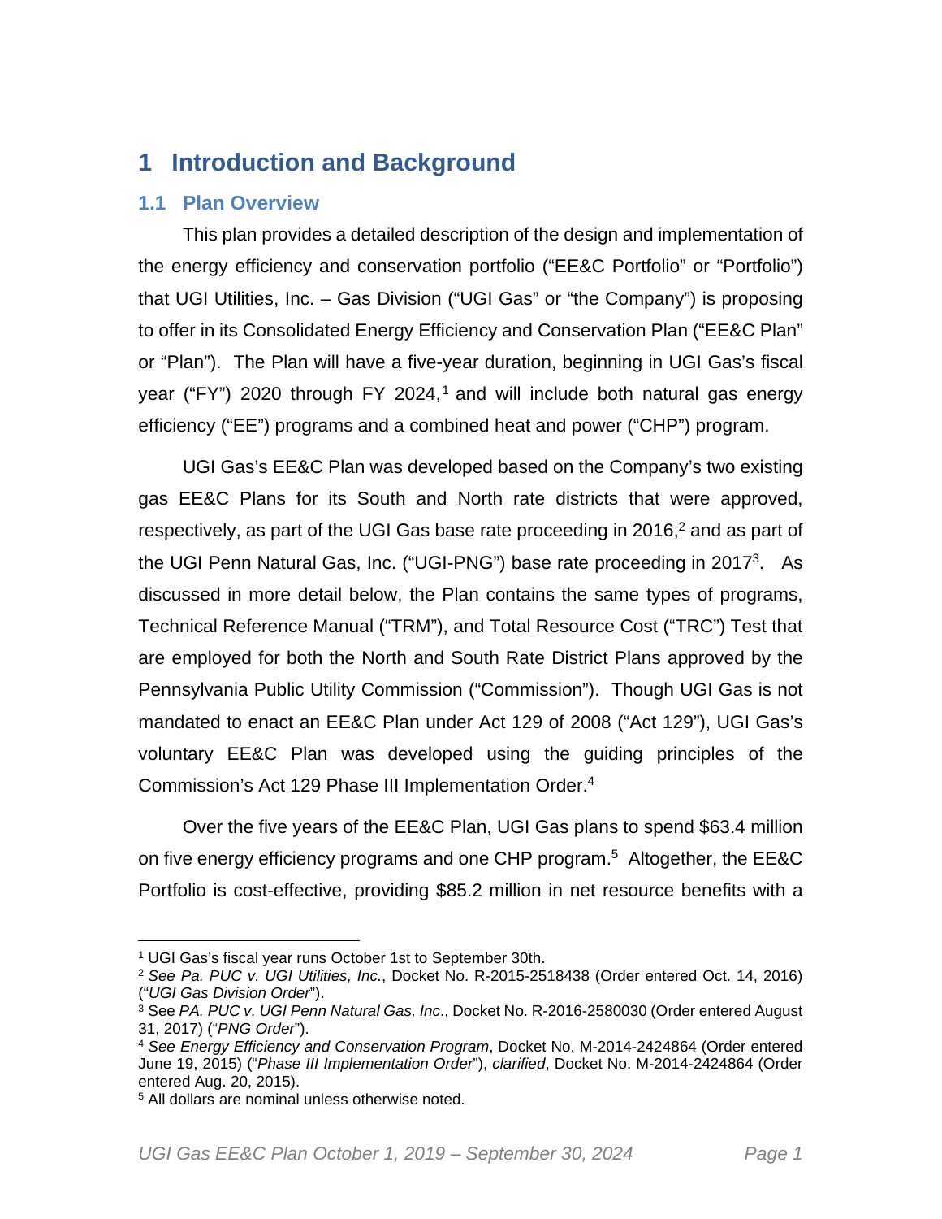# 1 Introduction and Background

## 1.1 Plan Overview

This plan provides a detailed description of the design and implementation of the energy efficiency and conservation portfolio ("EE&C Portfolio" or "Portfolio") that UGI Utilities, Inc. – Gas Division ("UGI Gas" or "the Company") is proposing to offer in its Consolidated Energy Efficiency and Conservation Plan ("EE&C Plan" or "Plan"). The Plan will have a five-year duration, beginning in UGI Gas's fiscal year ("FY") 2020 through FY 2024,[1] and will include both natural gas energy efficiency ("EE") programs and a combined heat and power ("CHP") program.

UGI Gas's EE&C Plan was developed based on the Company's two existing gas EE&C Plans for its South and North rate districts that were approved, respectively, as part of the UGI Gas base rate proceeding in 2016,[2] and as part of the UGI Penn Natural Gas, Inc. ("UGI-PNG") base rate proceeding in 2017[3]. As discussed in more detail below, the Plan contains the same types of programs, Technical Reference Manual ("TRM"), and Total Resource Cost ("TRC") Test that are employed for both the North and South Rate District Plans approved by the Pennsylvania Public Utility Commission ("Commission"). Though UGI Gas is not mandated to enact an EE&C Plan under Act 129 of 2008 ("Act 129"), UGI Gas's voluntary EE&C Plan was developed using the guiding principles of the Commission's Act 129 Phase III Implementation Order.[4]

Over the five years of the EE&C Plan, UGI Gas plans to spend $63.4 million on five energy efficiency programs and one CHP program.[5] Altogether, the EE&C Portfolio is cost-effective, providing $85.2 million in net resource benefits with a

---

[1] UGI Gas's fiscal year runs October 1st to September 30th.

[2] *See Pa. PUC v. UGI Utilities, Inc.*, Docket No. R-2015-2518438 (Order entered Oct. 14, 2016) ("*UGI Gas Division Order*").

[3] See *PA. PUC v. UGI Penn Natural Gas, Inc*., Docket No. R-2016-2580030 (Order entered August 31, 2017) ("*PNG Order*").

[4] *See Energy Efficiency and Conservation Program*, Docket No. M-2014-2424864 (Order entered June 19, 2015) ("*Phase III Implementation Order*"), *clarified*, Docket No. M-2014-2424864 (Order entered Aug. 20, 2015).

[5] All dollars are nominal unless otherwise noted.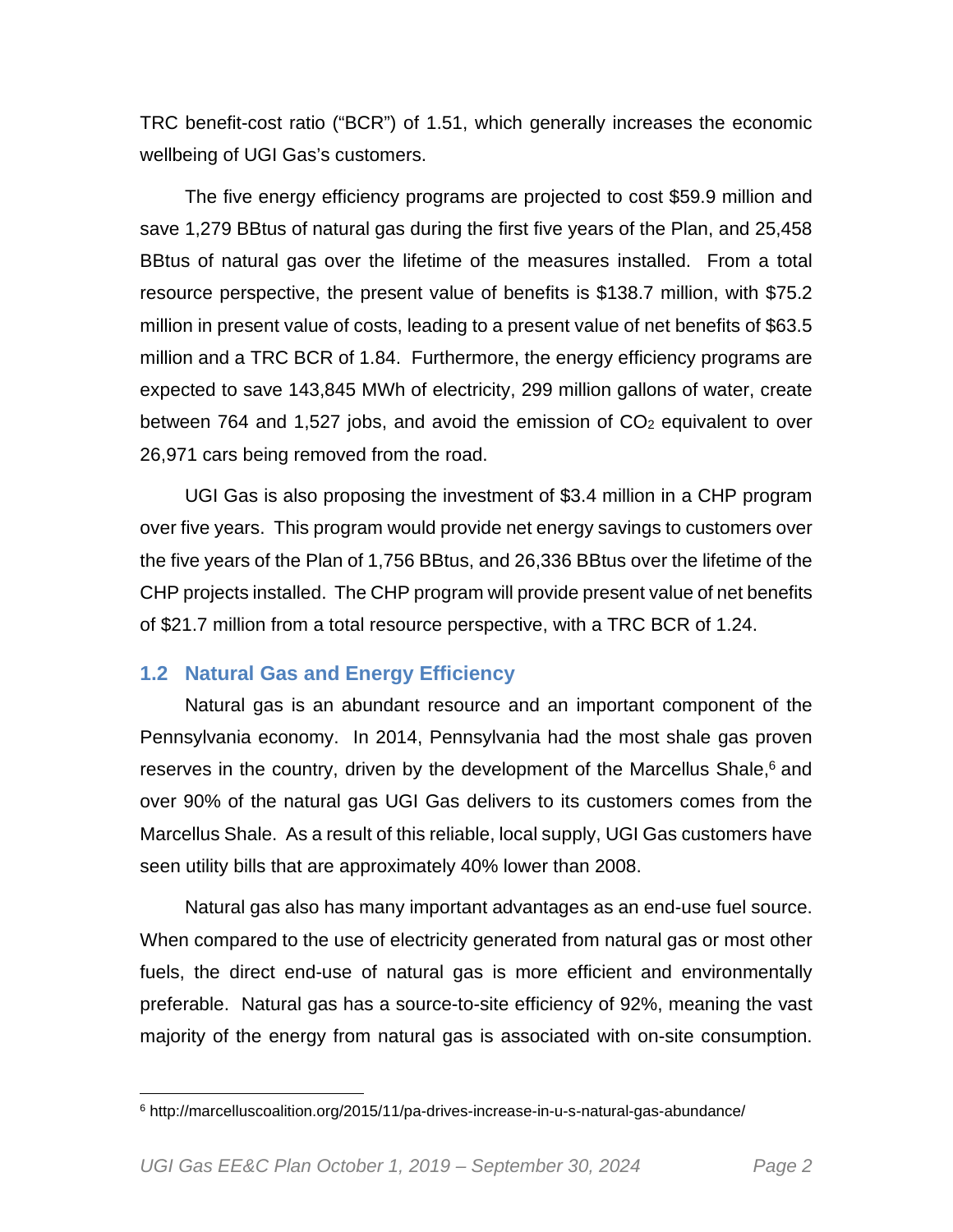TRC benefit-cost ratio ("BCR") of 1.51, which generally increases the economic wellbeing of UGI Gas's customers.

The five energy efficiency programs are projected to cost $59.9 million and save 1,279 BBtus of natural gas during the first five years of the Plan, and 25,458 BBtus of natural gas over the lifetime of the measures installed. From a total resource perspective, the present value of benefits is $138.7 million, with $75.2 million in present value of costs, leading to a present value of net benefits of $63.5 million and a TRC BCR of 1.84. Furthermore, the energy efficiency programs are expected to save 143,845 MWh of electricity, 299 million gallons of water, create between 764 and 1,527 jobs, and avoid the emission of $CO_2$ equivalent to over 26,971 cars being removed from the road.

UGI Gas is also proposing the investment of $3.4 million in a CHP program over five years. This program would provide net energy savings to customers over the five years of the Plan of 1,756 BBtus, and 26,336 BBtus over the lifetime of the CHP projects installed. The CHP program will provide present value of net benefits of $21.7 million from a total resource perspective, with a TRC BCR of 1.24.

## 1.2 Natural Gas and Energy Efficiency

Natural gas is an abundant resource and an important component of the Pennsylvania economy. In 2014, Pennsylvania had the most shale gas proven reserves in the country, driven by the development of the Marcellus Shale,[6] and over 90% of the natural gas UGI Gas delivers to its customers comes from the Marcellus Shale. As a result of this reliable, local supply, UGI Gas customers have seen utility bills that are approximately 40% lower than 2008.

Natural gas also has many important advantages as an end-use fuel source. When compared to the use of electricity generated from natural gas or most other fuels, the direct end-use of natural gas is more efficient and environmentally preferable. Natural gas has a source-to-site efficiency of 92%, meaning the vast majority of the energy from natural gas is associated with on-site consumption.

[6] http://marcelluscoalition.org/2015/11/pa-drives-increase-in-u-s-natural-gas-abundance/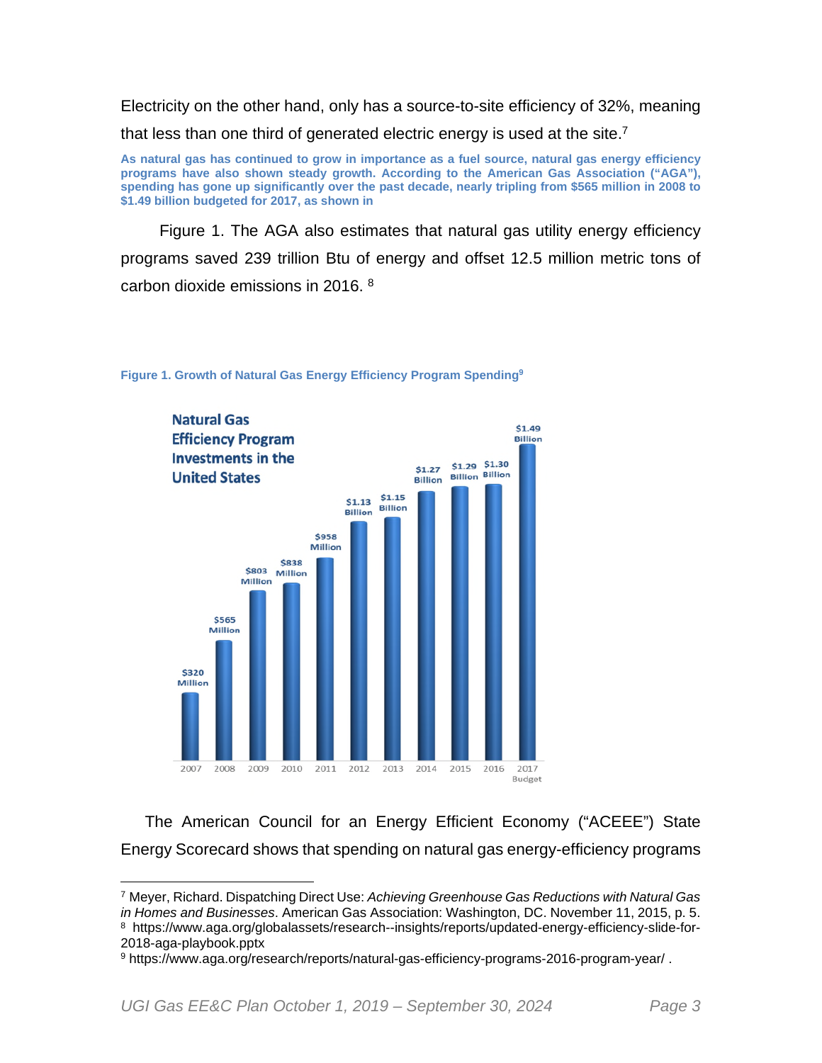Electricity on the other hand, only has a source-to-site efficiency of 32%, meaning that less than one third of generated electric energy is used at the site.[7]

**As natural gas has continued to grow in importance as a fuel source, natural gas energy efficiency programs have also shown steady growth. According to the American Gas Association ("AGA"), spending has gone up significantly over the past decade, nearly tripling from $565 million in 2008 to $1.49 billion budgeted for 2017, as shown in**

Figure 1. The AGA also estimates that natural gas utility energy efficiency programs saved 239 trillion Btu of energy and offset 12.5 million metric tons of carbon dioxide emissions in 2016. [8]

**Figure 1. Growth of Natural Gas Energy Efficiency Program Spending[9]**

**Natural Gas Efficiency Program Investments in the United States**

| Year | Investment |
|---|---|
| 2007 | $320 Million |
| 2008 | $565 Million |
| 2009 | $803 Million |
| 2010 | $838 Million |
| 2011 | $958 Million |
| 2012 | $1.13 Billion |
| 2013 | $1.15 Billion |
| 2014 | $1.27 Billion |
| 2015 | $1.29 Billion |
| 2016 | $1.30 Billion |
| 2017 Budget | $1.49 Billion |

The American Council for an Energy Efficient Economy ("ACEEE") State Energy Scorecard shows that spending on natural gas energy-efficiency programs

---

[7] Meyer, Richard. Dispatching Direct Use: *Achieving Greenhouse Gas Reductions with Natural Gas in Homes and Businesses*. American Gas Association: Washington, DC. November 11, 2015, p. 5.

[8] https://www.aga.org/globalassets/research--insights/reports/updated-energy-efficiency-slide-for-2018-aga-playbook.pptx

[9] https://www.aga.org/research/reports/natural-gas-efficiency-programs-2016-program-year/ .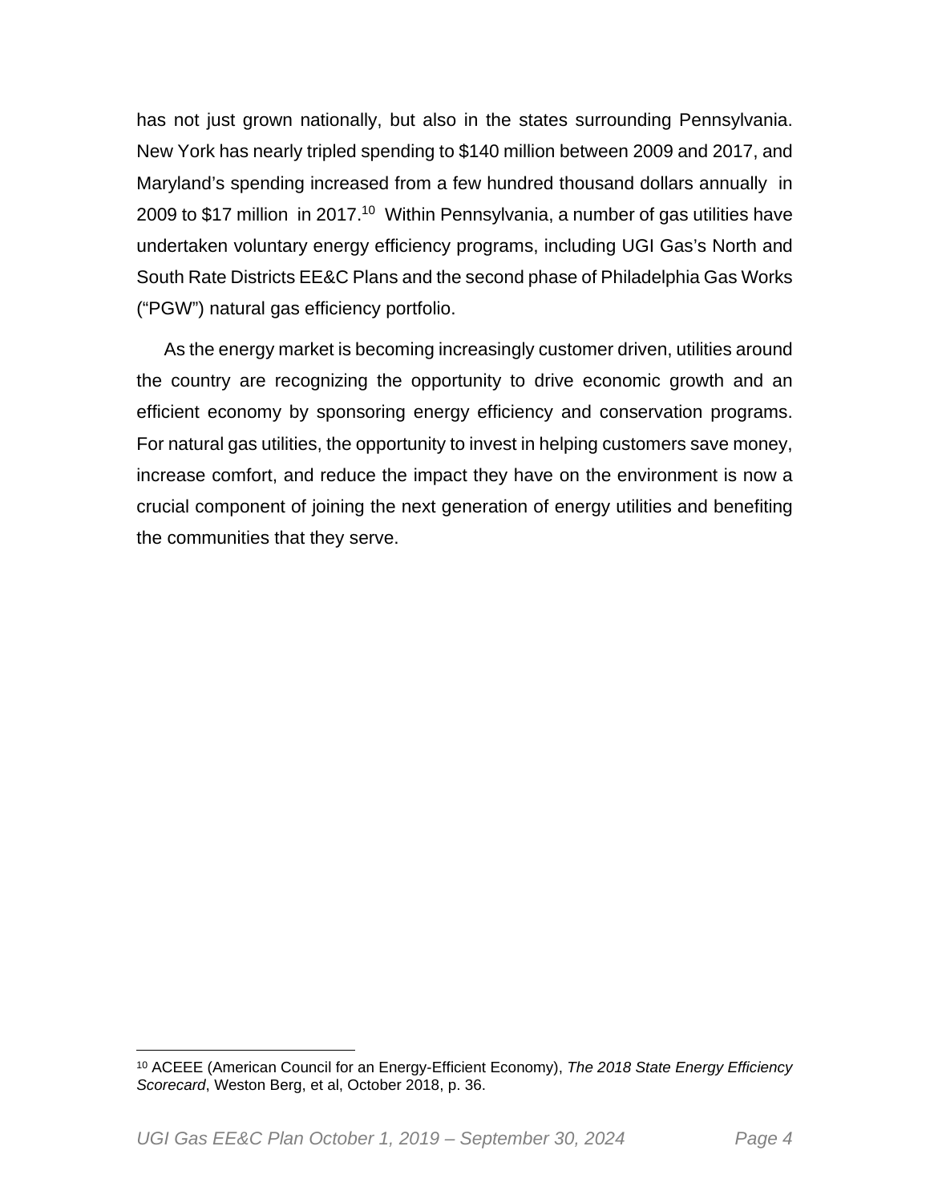has not just grown nationally, but also in the states surrounding Pennsylvania. New York has nearly tripled spending to $140 million between 2009 and 2017, and Maryland's spending increased from a few hundred thousand dollars annually in 2009 to $17 million in 2017.[10] Within Pennsylvania, a number of gas utilities have undertaken voluntary energy efficiency programs, including UGI Gas's North and South Rate Districts EE&C Plans and the second phase of Philadelphia Gas Works ("PGW") natural gas efficiency portfolio.

As the energy market is becoming increasingly customer driven, utilities around the country are recognizing the opportunity to drive economic growth and an efficient economy by sponsoring energy efficiency and conservation programs. For natural gas utilities, the opportunity to invest in helping customers save money, increase comfort, and reduce the impact they have on the environment is now a crucial component of joining the next generation of energy utilities and benefiting the communities that they serve.

---

[10] ACEEE (American Council for an Energy-Efficient Economy), *The 2018 State Energy Efficiency Scorecard*, Weston Berg, et al, October 2018, p. 36.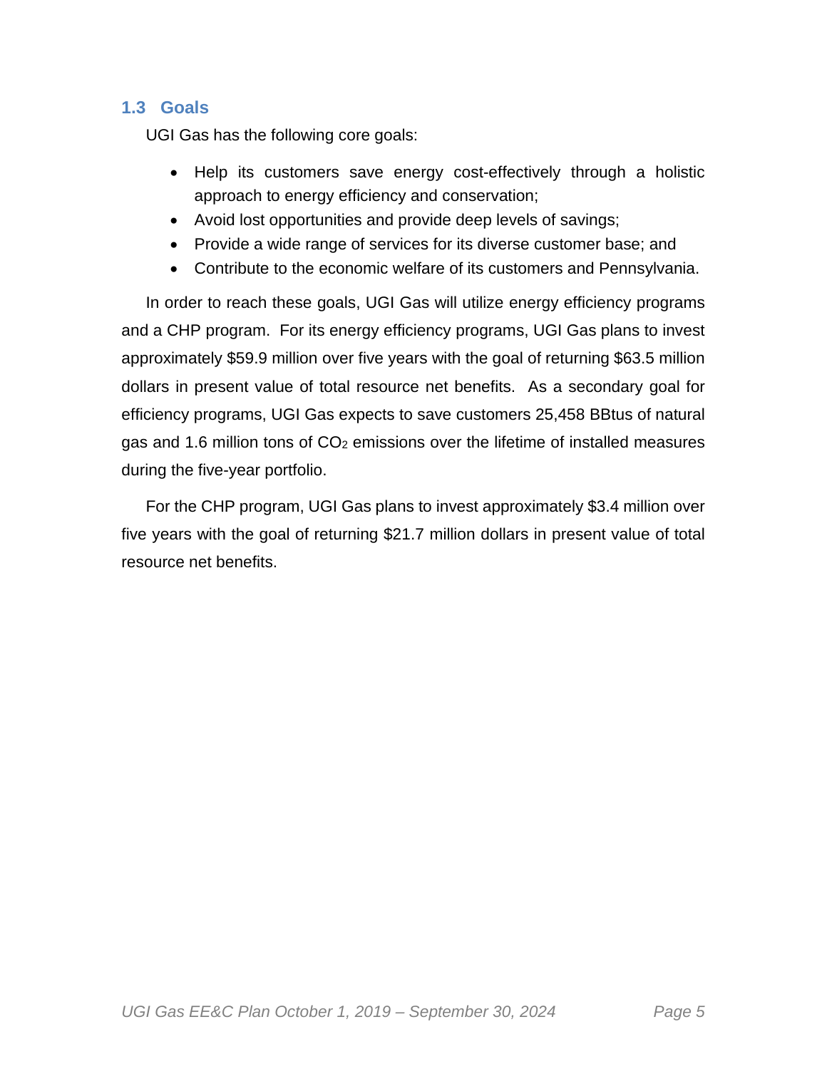### 1.3 Goals

UGI Gas has the following core goals:

- Help its customers save energy cost-effectively through a holistic approach to energy efficiency and conservation;
- Avoid lost opportunities and provide deep levels of savings;
- Provide a wide range of services for its diverse customer base; and
- Contribute to the economic welfare of its customers and Pennsylvania.

In order to reach these goals, UGI Gas will utilize energy efficiency programs and a CHP program. For its energy efficiency programs, UGI Gas plans to invest approximately $59.9 million over five years with the goal of returning $63.5 million dollars in present value of total resource net benefits. As a secondary goal for efficiency programs, UGI Gas expects to save customers 25,458 BBtus of natural gas and 1.6 million tons of $CO_2$ emissions over the lifetime of installed measures during the five-year portfolio.

For the CHP program, UGI Gas plans to invest approximately $3.4 million over five years with the goal of returning $21.7 million dollars in present value of total resource net benefits.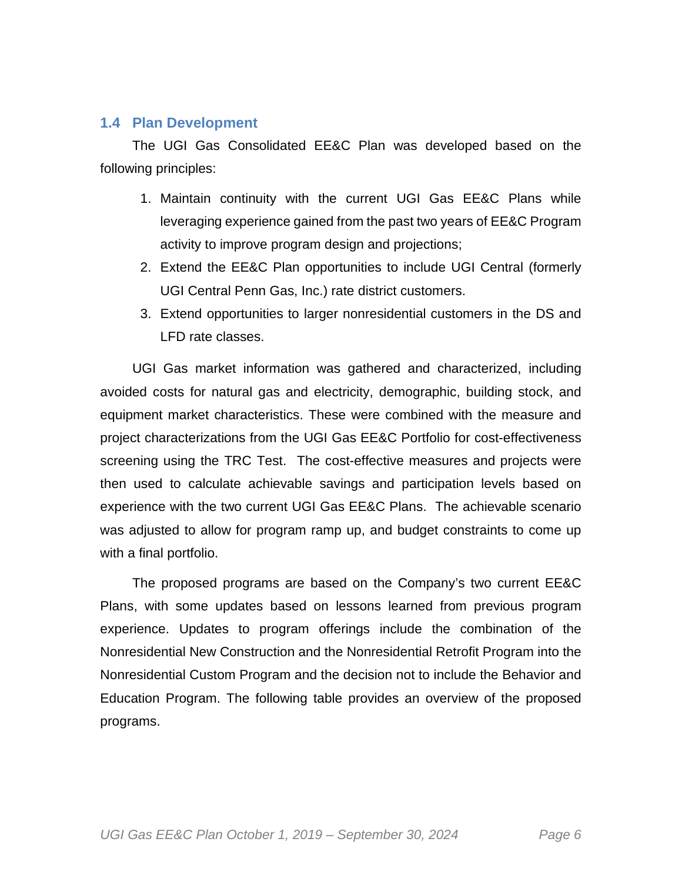## 1.4 Plan Development

The UGI Gas Consolidated EE&C Plan was developed based on the following principles:

1. Maintain continuity with the current UGI Gas EE&C Plans while leveraging experience gained from the past two years of EE&C Program activity to improve program design and projections;
2. Extend the EE&C Plan opportunities to include UGI Central (formerly UGI Central Penn Gas, Inc.) rate district customers.
3. Extend opportunities to larger nonresidential customers in the DS and LFD rate classes.

UGI Gas market information was gathered and characterized, including avoided costs for natural gas and electricity, demographic, building stock, and equipment market characteristics. These were combined with the measure and project characterizations from the UGI Gas EE&C Portfolio for cost-effectiveness screening using the TRC Test. The cost-effective measures and projects were then used to calculate achievable savings and participation levels based on experience with the two current UGI Gas EE&C Plans. The achievable scenario was adjusted to allow for program ramp up, and budget constraints to come up with a final portfolio.

The proposed programs are based on the Company's two current EE&C Plans, with some updates based on lessons learned from previous program experience. Updates to program offerings include the combination of the Nonresidential New Construction and the Nonresidential Retrofit Program into the Nonresidential Custom Program and the decision not to include the Behavior and Education Program. The following table provides an overview of the proposed programs.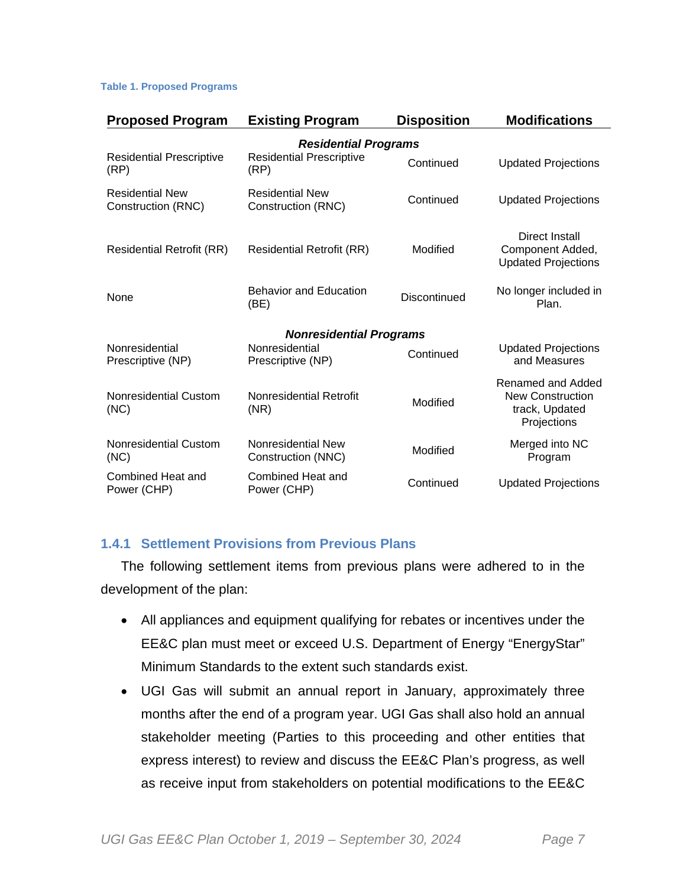**Table 1. Proposed Programs**

| Proposed Program | Existing Program | Disposition | Modifications |
|---|---|---|---|
| ***Residential Programs*** | | | |
| Residential Prescriptive (RP) | Residential Prescriptive (RP) | Continued | Updated Projections |
| Residential New Construction (RNC) | Residential New Construction (RNC) | Continued | Updated Projections |
| Residential Retrofit (RR) | Residential Retrofit (RR) | Modified | Direct Install Component Added, Updated Projections |
| None | Behavior and Education (BE) | Discontinued | No longer included in Plan. |
| ***Nonresidential Programs*** | | | |
| Nonresidential Prescriptive (NP) | Nonresidential Prescriptive (NP) | Continued | Updated Projections and Measures |
| Nonresidential Custom (NC) | Nonresidential Retrofit (NR) | Modified | Renamed and Added New Construction track, Updated Projections |
| Nonresidential Custom (NC) | Nonresidential New Construction (NNC) | Modified | Merged into NC Program |
| Combined Heat and Power (CHP) | Combined Heat and Power (CHP) | Continued | Updated Projections |

### 1.4.1 Settlement Provisions from Previous Plans

The following settlement items from previous plans were adhered to in the development of the plan:

- All appliances and equipment qualifying for rebates or incentives under the EE&C plan must meet or exceed U.S. Department of Energy "EnergyStar" Minimum Standards to the extent such standards exist.
- UGI Gas will submit an annual report in January, approximately three months after the end of a program year. UGI Gas shall also hold an annual stakeholder meeting (Parties to this proceeding and other entities that express interest) to review and discuss the EE&C Plan's progress, as well as receive input from stakeholders on potential modifications to the EE&C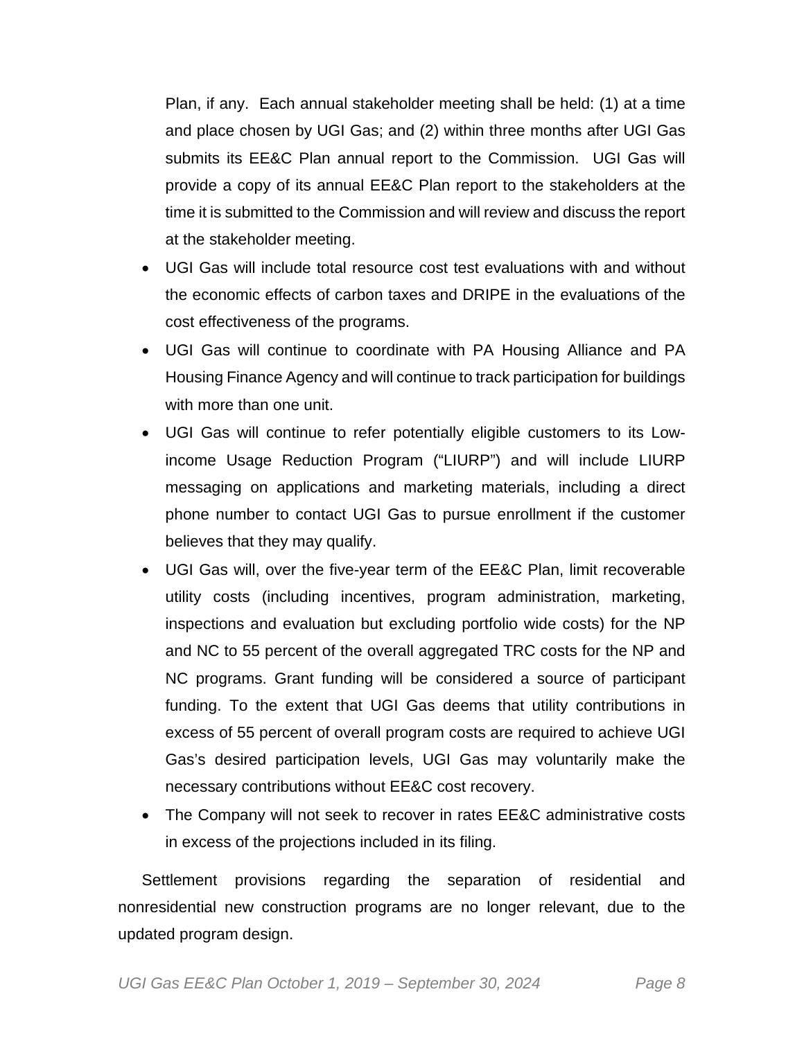Plan, if any. Each annual stakeholder meeting shall be held: (1) at a time and place chosen by UGI Gas; and (2) within three months after UGI Gas submits its EE&C Plan annual report to the Commission. UGI Gas will provide a copy of its annual EE&C Plan report to the stakeholders at the time it is submitted to the Commission and will review and discuss the report at the stakeholder meeting.

- UGI Gas will include total resource cost test evaluations with and without the economic effects of carbon taxes and DRIPE in the evaluations of the cost effectiveness of the programs.
- UGI Gas will continue to coordinate with PA Housing Alliance and PA Housing Finance Agency and will continue to track participation for buildings with more than one unit.
- UGI Gas will continue to refer potentially eligible customers to its Low-income Usage Reduction Program ("LIURP") and will include LIURP messaging on applications and marketing materials, including a direct phone number to contact UGI Gas to pursue enrollment if the customer believes that they may qualify.
- UGI Gas will, over the five-year term of the EE&C Plan, limit recoverable utility costs (including incentives, program administration, marketing, inspections and evaluation but excluding portfolio wide costs) for the NP and NC to 55 percent of the overall aggregated TRC costs for the NP and NC programs. Grant funding will be considered a source of participant funding. To the extent that UGI Gas deems that utility contributions in excess of 55 percent of overall program costs are required to achieve UGI Gas's desired participation levels, UGI Gas may voluntarily make the necessary contributions without EE&C cost recovery.
- The Company will not seek to recover in rates EE&C administrative costs in excess of the projections included in its filing.

Settlement provisions regarding the separation of residential and nonresidential new construction programs are no longer relevant, due to the updated program design.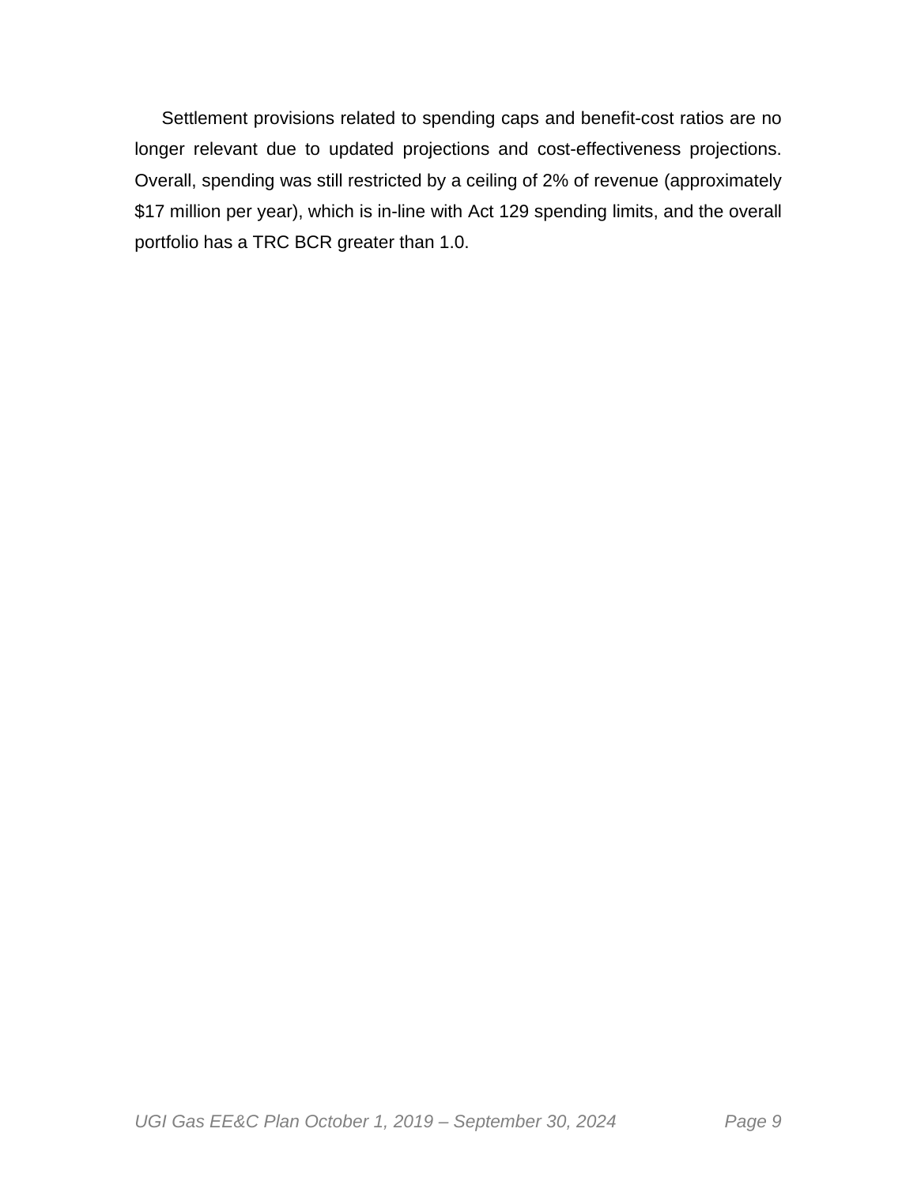Settlement provisions related to spending caps and benefit-cost ratios are no longer relevant due to updated projections and cost-effectiveness projections. Overall, spending was still restricted by a ceiling of 2% of revenue (approximately $17 million per year), which is in-line with Act 129 spending limits, and the overall portfolio has a TRC BCR greater than 1.0.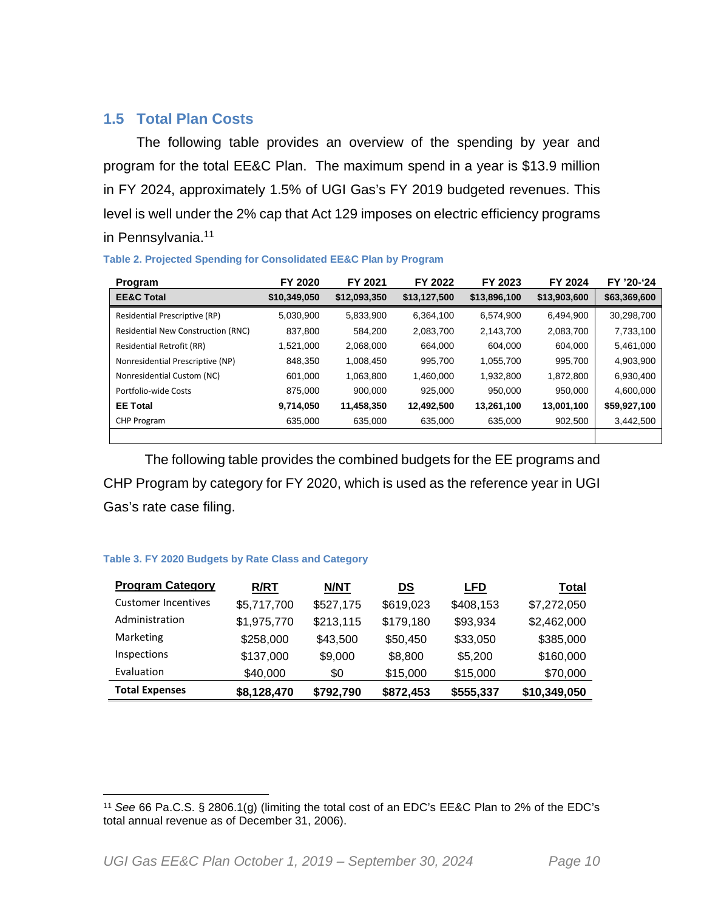## 1.5 Total Plan Costs

The following table provides an overview of the spending by year and program for the total EE&C Plan. The maximum spend in a year is $13.9 million in FY 2024, approximately 1.5% of UGI Gas's FY 2019 budgeted revenues. This level is well under the 2% cap that Act 129 imposes on electric efficiency programs in Pennsylvania.[11]

**Table 2. Projected Spending for Consolidated EE&C Plan by Program**

| Program | FY 2020 | FY 2021 | FY 2022 | FY 2023 | FY 2024 | FY '20-'24 |
|---|---|---|---|---|---|---|
| **EE&C Total** | **$10,349,050** | **$12,093,350** | **$13,127,500** | **$13,896,100** | **$13,903,600** | **$63,369,600** |
| Residential Prescriptive (RP) | 5,030,900 | 5,833,900 | 6,364,100 | 6,574,900 | 6,494,900 | 30,298,700 |
| Residential New Construction (RNC) | 837,800 | 584,200 | 2,083,700 | 2,143,700 | 2,083,700 | 7,733,100 |
| Residential Retrofit (RR) | 1,521,000 | 2,068,000 | 664,000 | 604,000 | 604,000 | 5,461,000 |
| Nonresidential Prescriptive (NP) | 848,350 | 1,008,450 | 995,700 | 1,055,700 | 995,700 | 4,903,900 |
| Nonresidential Custom (NC) | 601,000 | 1,063,800 | 1,460,000 | 1,932,800 | 1,872,800 | 6,930,400 |
| Portfolio-wide Costs | 875,000 | 900,000 | 925,000 | 950,000 | 950,000 | 4,600,000 |
| **EE Total** | **9,714,050** | **11,458,350** | **12,492,500** | **13,261,100** | **13,001,100** | **$59,927,100** |
| CHP Program | 635,000 | 635,000 | 635,000 | 635,000 | 902,500 | 3,442,500 |

The following table provides the combined budgets for the EE programs and CHP Program by category for FY 2020, which is used as the reference year in UGI Gas's rate case filing.

**Table 3. FY 2020 Budgets by Rate Class and Category**

| Program Category | R/RT | N/NT | DS | LFD | Total |
|---|---|---|---|---|---|
| Customer Incentives | $5,717,700 | $527,175 | $619,023 | $408,153 | $7,272,050 |
| Administration | $1,975,770 | $213,115 | $179,180 | $93,934 | $2,462,000 |
| Marketing | $258,000 | $43,500 | $50,450 | $33,050 | $385,000 |
| Inspections | $137,000 | $9,000 | $8,800 | $5,200 | $160,000 |
| Evaluation | $40,000 | $0 | $15,000 | $15,000 | $70,000 |
| **Total Expenses** | **$8,128,470** | **$792,790** | **$872,453** | **$555,337** | **$10,349,050** |

[11] *See* 66 Pa.C.S. § 2806.1(g) (limiting the total cost of an EDC's EE&C Plan to 2% of the EDC's total annual revenue as of December 31, 2006).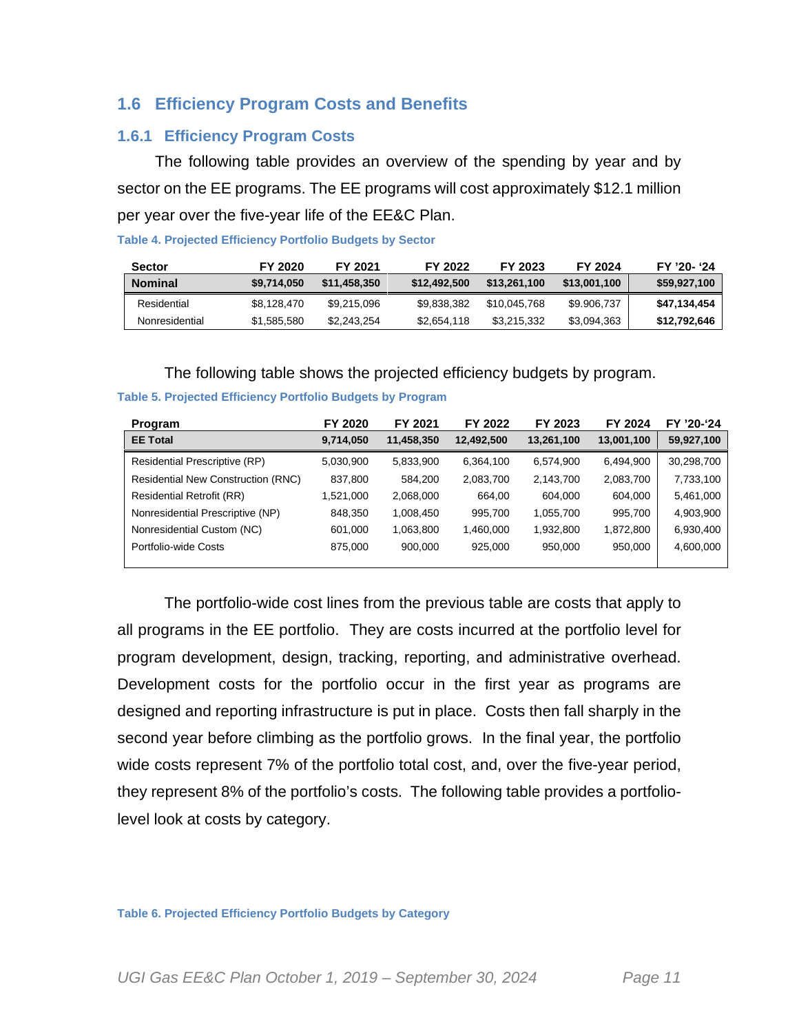## 1.6 Efficiency Program Costs and Benefits

### 1.6.1 Efficiency Program Costs

The following table provides an overview of the spending by year and by sector on the EE programs. The EE programs will cost approximately $12.1 million per year over the five-year life of the EE&C Plan.

**Table 4. Projected Efficiency Portfolio Budgets by Sector**

| Sector | FY 2020 | FY 2021 | FY 2022 | FY 2023 | FY 2024 | FY '20- '24 |
|---|---|---|---|---|---|---|
| **Nominal** | **$9,714,050** | **$11,458,350** | **$12,492,500** | **$13,261,100** | **$13,001,100** | **$59,927,100** |
| Residential | $8,128,470 | $9,215,096 | $9,838,382 | $10,045,768 | $9.906,737 | **$47,134,454** |
| Nonresidential | $1,585,580 | $2,243,254 | $2,654,118 | $3,215,332 | $3,094,363 | **$12,792,646** |

The following table shows the projected efficiency budgets by program.

**Table 5. Projected Efficiency Portfolio Budgets by Program**

| Program | FY 2020 | FY 2021 | FY 2022 | FY 2023 | FY 2024 | FY '20-'24 |
|---|---|---|---|---|---|---|
| **EE Total** | **9,714,050** | **11,458,350** | **12,492,500** | **13,261,100** | **13,001,100** | **59,927,100** |
| Residential Prescriptive (RP) | 5,030,900 | 5,833,900 | 6,364,100 | 6,574,900 | 6,494,900 | 30,298,700 |
| Residential New Construction (RNC) | 837,800 | 584,200 | 2,083,700 | 2,143,700 | 2,083,700 | 7,733,100 |
| Residential Retrofit (RR) | 1,521,000 | 2,068,000 | 664,00 | 604,000 | 604,000 | 5,461,000 |
| Nonresidential Prescriptive (NP) | 848,350 | 1,008,450 | 995,700 | 1,055,700 | 995,700 | 4,903,900 |
| Nonresidential Custom (NC) | 601,000 | 1,063,800 | 1,460,000 | 1,932,800 | 1,872,800 | 6,930,400 |
| Portfolio-wide Costs | 875,000 | 900,000 | 925,000 | 950,000 | 950,000 | 4,600,000 |

The portfolio-wide cost lines from the previous table are costs that apply to all programs in the EE portfolio. They are costs incurred at the portfolio level for program development, design, tracking, reporting, and administrative overhead. Development costs for the portfolio occur in the first year as programs are designed and reporting infrastructure is put in place. Costs then fall sharply in the second year before climbing as the portfolio grows. In the final year, the portfolio wide costs represent 7% of the portfolio total cost, and, over the five-year period, they represent 8% of the portfolio's costs. The following table provides a portfolio-level look at costs by category.

**Table 6. Projected Efficiency Portfolio Budgets by Category**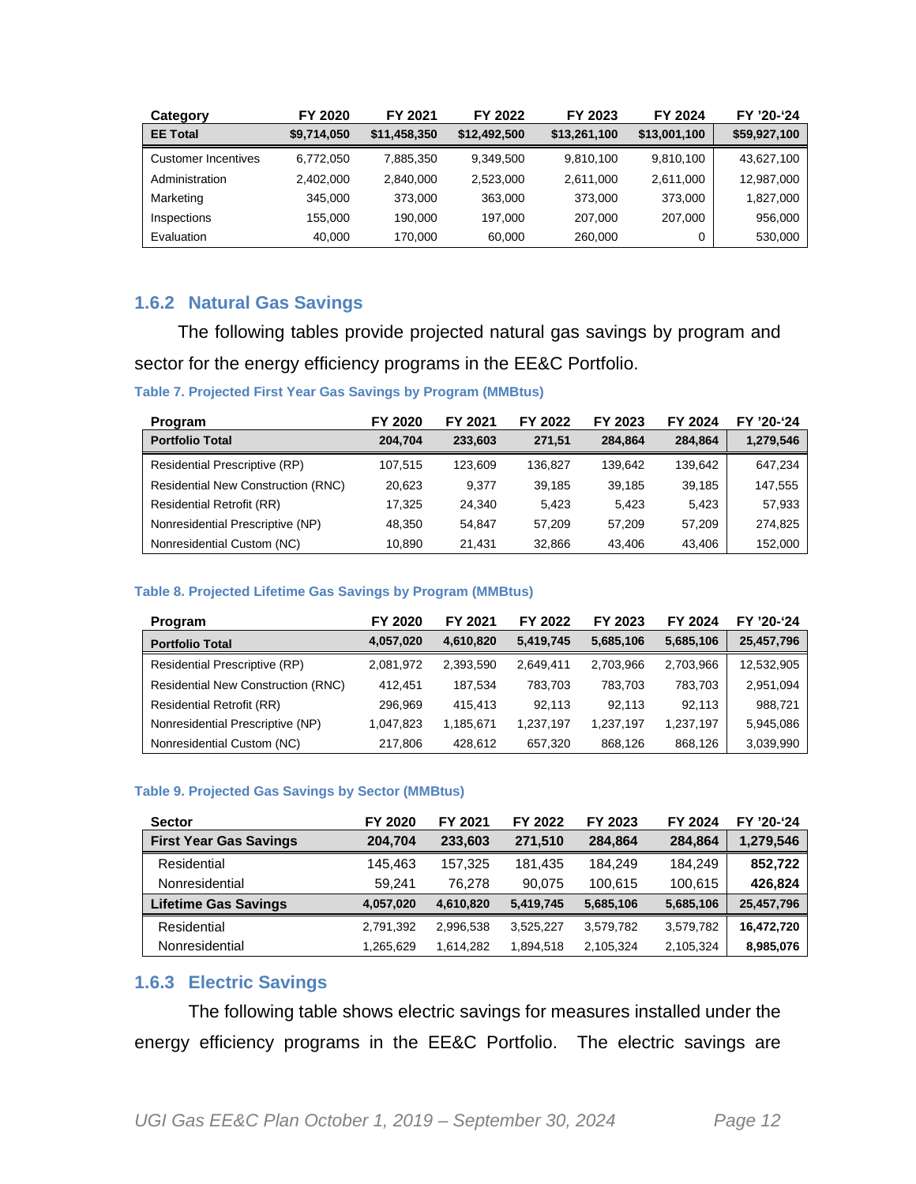| Category | FY 2020 | FY 2021 | FY 2022 | FY 2023 | FY 2024 | FY '20-'24 |
|---|---|---|---|---|---|---|
| **EE Total** | **$9,714,050** | **$11,458,350** | **$12,492,500** | **$13,261,100** | **$13,001,100** | **$59,927,100** |
| Customer Incentives | 6,772,050 | 7,885,350 | 9,349,500 | 9,810,100 | 9,810,100 | 43,627,100 |
| Administration | 2,402,000 | 2,840,000 | 2,523,000 | 2,611,000 | 2,611,000 | 12,987,000 |
| Marketing | 345,000 | 373,000 | 363,000 | 373,000 | 373,000 | 1,827,000 |
| Inspections | 155,000 | 190,000 | 197,000 | 207,000 | 207,000 | 956,000 |
| Evaluation | 40,000 | 170,000 | 60,000 | 260,000 | 0 | 530,000 |

### 1.6.2 Natural Gas Savings

The following tables provide projected natural gas savings by program and sector for the energy efficiency programs in the EE&C Portfolio.

**Table 7. Projected First Year Gas Savings by Program (MMBtus)**

| Program | FY 2020 | FY 2021 | FY 2022 | FY 2023 | FY 2024 | FY '20-'24 |
|---|---|---|---|---|---|---|
| **Portfolio Total** | **204,704** | **233,603** | **271,51** | **284,864** | **284,864** | **1,279,546** |
| Residential Prescriptive (RP) | 107,515 | 123,609 | 136,827 | 139,642 | 139,642 | 647,234 |
| Residential New Construction (RNC) | 20,623 | 9,377 | 39,185 | 39,185 | 39,185 | 147,555 |
| Residential Retrofit (RR) | 17,325 | 24,340 | 5,423 | 5,423 | 5,423 | 57,933 |
| Nonresidential Prescriptive (NP) | 48,350 | 54,847 | 57,209 | 57,209 | 57,209 | 274,825 |
| Nonresidential Custom (NC) | 10,890 | 21,431 | 32,866 | 43,406 | 43,406 | 152,000 |

**Table 8. Projected Lifetime Gas Savings by Program (MMBtus)**

| Program | FY 2020 | FY 2021 | FY 2022 | FY 2023 | FY 2024 | FY '20-'24 |
|---|---|---|---|---|---|---|
| **Portfolio Total** | **4,057,020** | **4,610,820** | **5,419,745** | **5,685,106** | **5,685,106** | **25,457,796** |
| Residential Prescriptive (RP) | 2,081,972 | 2,393,590 | 2,649,411 | 2,703,966 | 2,703,966 | 12,532,905 |
| Residential New Construction (RNC) | 412,451 | 187,534 | 783,703 | 783,703 | 783,703 | 2,951,094 |
| Residential Retrofit (RR) | 296,969 | 415,413 | 92,113 | 92,113 | 92,113 | 988,721 |
| Nonresidential Prescriptive (NP) | 1,047,823 | 1,185,671 | 1,237,197 | 1,237,197 | 1,237,197 | 5,945,086 |
| Nonresidential Custom (NC) | 217,806 | 428,612 | 657,320 | 868,126 | 868,126 | 3,039,990 |

**Table 9. Projected Gas Savings by Sector (MMBtus)**

| Sector | FY 2020 | FY 2021 | FY 2022 | FY 2023 | FY 2024 | FY '20-'24 |
|---|---|---|---|---|---|---|
| **First Year Gas Savings** | **204,704** | **233,603** | **271,510** | **284,864** | **284,864** | **1,279,546** |
| Residential | 145,463 | 157,325 | 181,435 | 184,249 | 184,249 | **852,722** |
| Nonresidential | 59,241 | 76,278 | 90,075 | 100,615 | 100,615 | **426,824** |
| **Lifetime Gas Savings** | **4,057,020** | **4,610,820** | **5,419,745** | **5,685,106** | **5,685,106** | **25,457,796** |
| Residential | 2,791,392 | 2,996,538 | 3,525,227 | 3,579,782 | 3,579,782 | **16,472,720** |
| Nonresidential | 1,265,629 | 1,614,282 | 1,894,518 | 2,105,324 | 2,105,324 | **8,985,076** |

### 1.6.3 Electric Savings

The following table shows electric savings for measures installed under the energy efficiency programs in the EE&C Portfolio. The electric savings are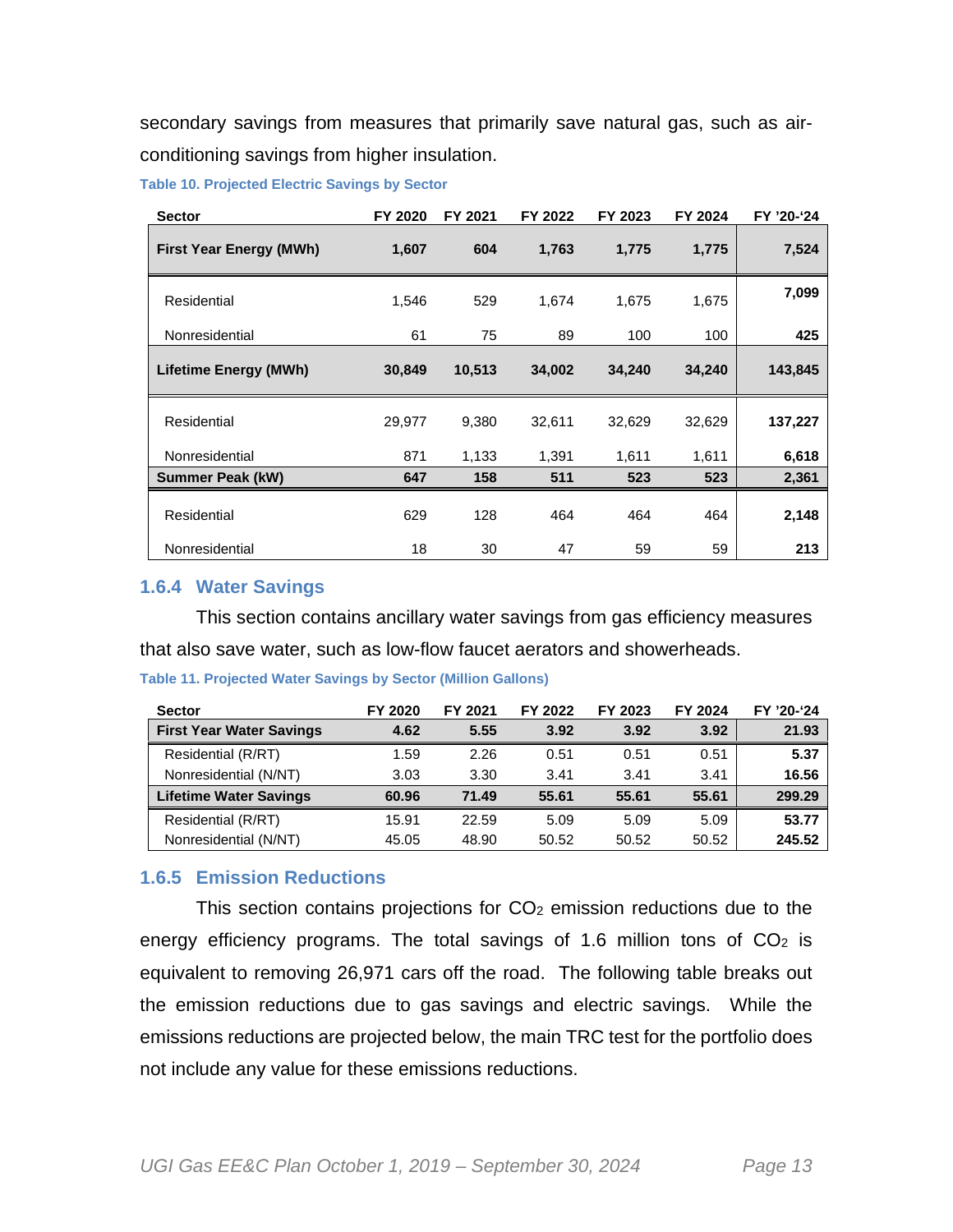secondary savings from measures that primarily save natural gas, such as air-conditioning savings from higher insulation.

**Table 10. Projected Electric Savings by Sector**

| Sector | FY 2020 | FY 2021 | FY 2022 | FY 2023 | FY 2024 | FY '20-'24 |
|---|---|---|---|---|---|---|
| **First Year Energy (MWh)** | **1,607** | **604** | **1,763** | **1,775** | **1,775** | **7,524** |
| Residential | 1,546 | 529 | 1,674 | 1,675 | 1,675 | **7,099** |
| Nonresidential | 61 | 75 | 89 | 100 | 100 | **425** |
| **Lifetime Energy (MWh)** | **30,849** | **10,513** | **34,002** | **34,240** | **34,240** | **143,845** |
| Residential | 29,977 | 9,380 | 32,611 | 32,629 | 32,629 | **137,227** |
| Nonresidential | 871 | 1,133 | 1,391 | 1,611 | 1,611 | **6,618** |
| **Summer Peak (kW)** | **647** | **158** | **511** | **523** | **523** | **2,361** |
| Residential | 629 | 128 | 464 | 464 | 464 | **2,148** |
| Nonresidential | 18 | 30 | 47 | 59 | 59 | **213** |

### 1.6.4 Water Savings

This section contains ancillary water savings from gas efficiency measures that also save water, such as low-flow faucet aerators and showerheads.

**Table 11. Projected Water Savings by Sector (Million Gallons)**

| Sector | FY 2020 | FY 2021 | FY 2022 | FY 2023 | FY 2024 | FY '20-'24 |
|---|---|---|---|---|---|---|
| **First Year Water Savings** | **4.62** | **5.55** | **3.92** | **3.92** | **3.92** | **21.93** |
| Residential (R/RT) | 1.59 | 2.26 | 0.51 | 0.51 | 0.51 | **5.37** |
| Nonresidential (N/NT) | 3.03 | 3.30 | 3.41 | 3.41 | 3.41 | **16.56** |
| **Lifetime Water Savings** | **60.96** | **71.49** | **55.61** | **55.61** | **55.61** | **299.29** |
| Residential (R/RT) | 15.91 | 22.59 | 5.09 | 5.09 | 5.09 | **53.77** |
| Nonresidential (N/NT) | 45.05 | 48.90 | 50.52 | 50.52 | 50.52 | **245.52** |

### 1.6.5 Emission Reductions

This section contains projections for $CO_2$ emission reductions due to the energy efficiency programs. The total savings of 1.6 million tons of $CO_2$ is equivalent to removing 26,971 cars off the road. The following table breaks out the emission reductions due to gas savings and electric savings. While the emissions reductions are projected below, the main TRC test for the portfolio does not include any value for these emissions reductions.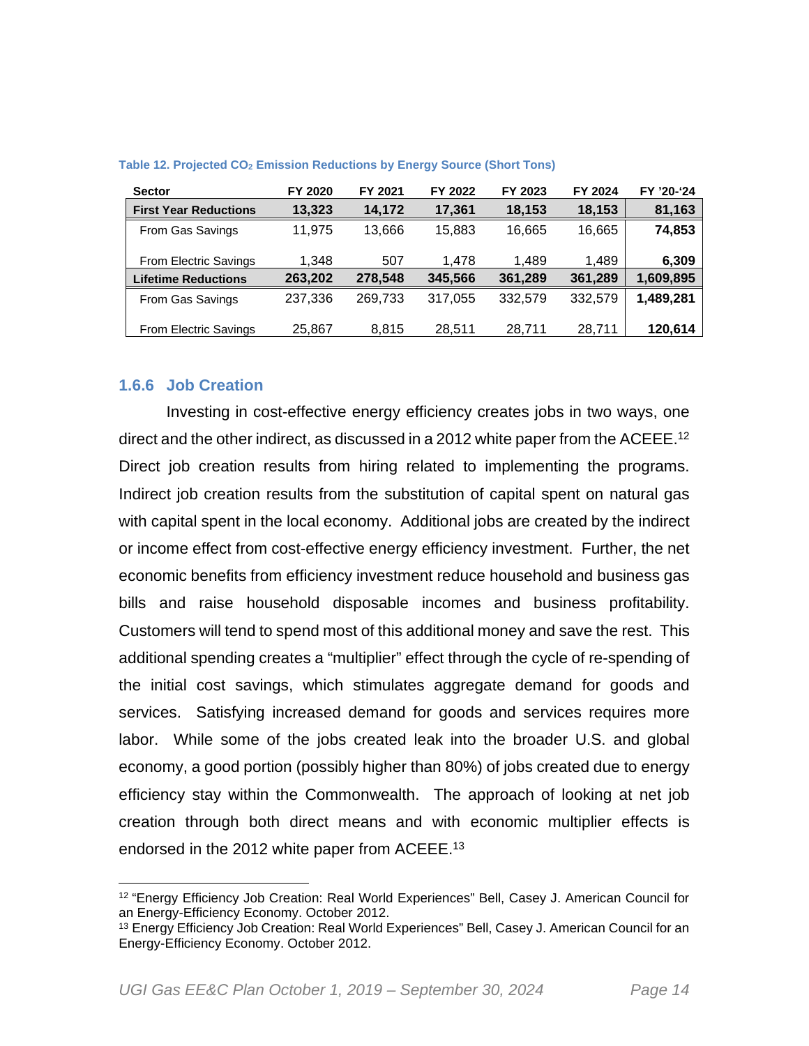Table 12. Projected $CO_2$ Emission Reductions by Energy Source (Short Tons)

| Sector | FY 2020 | FY 2021 | FY 2022 | FY 2023 | FY 2024 | FY '20-'24 |
|---|---|---|---|---|---|---|
| **First Year Reductions** | **13,323** | **14,172** | **17,361** | **18,153** | **18,153** | **81,163** |
| From Gas Savings | 11,975 | 13,666 | 15,883 | 16,665 | 16,665 | **74,853** |
| From Electric Savings | 1,348 | 507 | 1,478 | 1,489 | 1,489 | **6,309** |
| **Lifetime Reductions** | **263,202** | **278,548** | **345,566** | **361,289** | **361,289** | **1,609,895** |
| From Gas Savings | 237,336 | 269,733 | 317,055 | 332,579 | 332,579 | **1,489,281** |
| From Electric Savings | 25,867 | 8,815 | 28,511 | 28,711 | 28,711 | **120,614** |

### 1.6.6 Job Creation

Investing in cost-effective energy efficiency creates jobs in two ways, one direct and the other indirect, as discussed in a 2012 white paper from the ACEEE.[12] Direct job creation results from hiring related to implementing the programs. Indirect job creation results from the substitution of capital spent on natural gas with capital spent in the local economy. Additional jobs are created by the indirect or income effect from cost-effective energy efficiency investment. Further, the net economic benefits from efficiency investment reduce household and business gas bills and raise household disposable incomes and business profitability. Customers will tend to spend most of this additional money and save the rest. This additional spending creates a "multiplier" effect through the cycle of re-spending of the initial cost savings, which stimulates aggregate demand for goods and services. Satisfying increased demand for goods and services requires more labor. While some of the jobs created leak into the broader U.S. and global economy, a good portion (possibly higher than 80%) of jobs created due to energy efficiency stay within the Commonwealth. The approach of looking at net job creation through both direct means and with economic multiplier effects is endorsed in the 2012 white paper from ACEEE.[13]

[12] "Energy Efficiency Job Creation: Real World Experiences" Bell, Casey J. American Council for an Energy-Efficiency Economy. October 2012.

[13] Energy Efficiency Job Creation: Real World Experiences" Bell, Casey J. American Council for an Energy-Efficiency Economy. October 2012.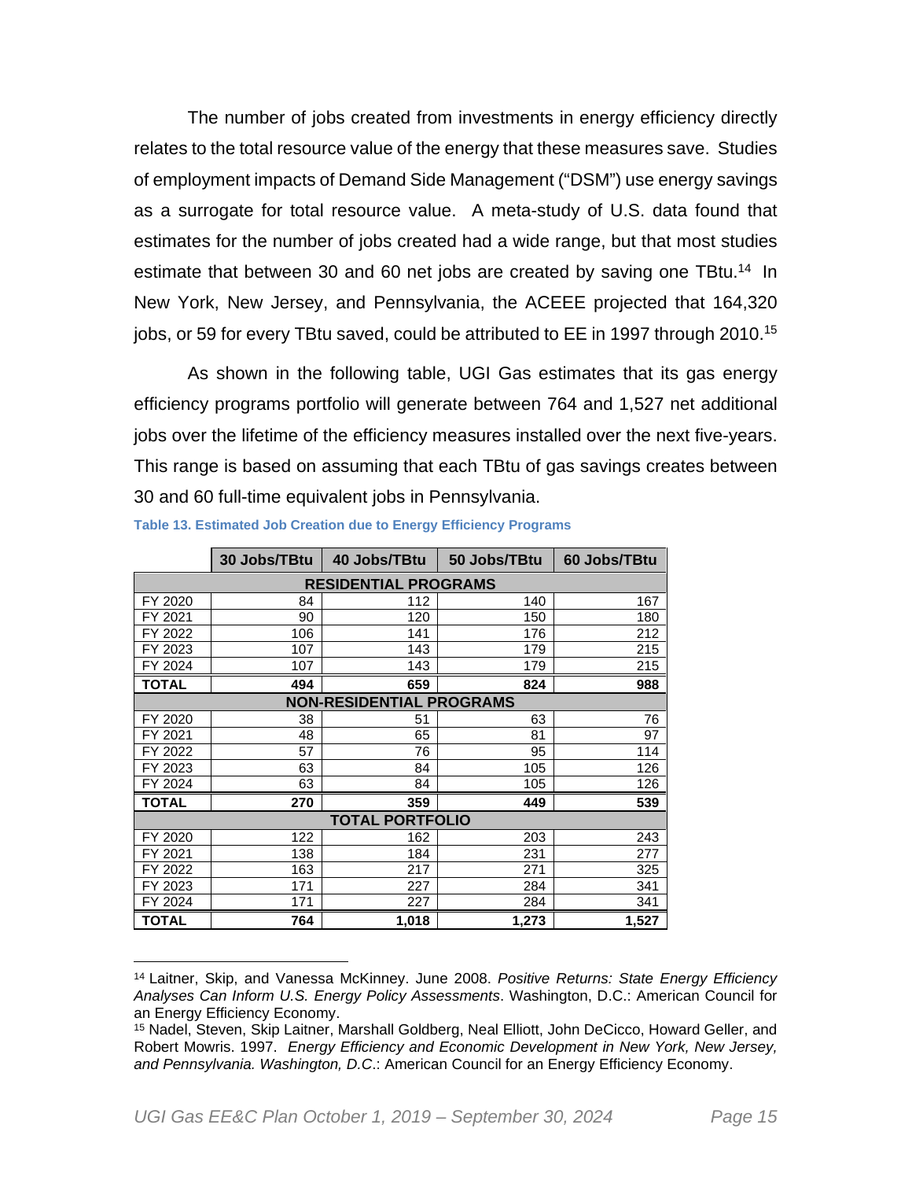The number of jobs created from investments in energy efficiency directly relates to the total resource value of the energy that these measures save. Studies of employment impacts of Demand Side Management ("DSM") use energy savings as a surrogate for total resource value. A meta-study of U.S. data found that estimates for the number of jobs created had a wide range, but that most studies estimate that between 30 and 60 net jobs are created by saving one TBtu.[14] In New York, New Jersey, and Pennsylvania, the ACEEE projected that 164,320 jobs, or 59 for every TBtu saved, could be attributed to EE in 1997 through 2010.[15]

As shown in the following table, UGI Gas estimates that its gas energy efficiency programs portfolio will generate between 764 and 1,527 net additional jobs over the lifetime of the efficiency measures installed over the next five-years. This range is based on assuming that each TBtu of gas savings creates between 30 and 60 full-time equivalent jobs in Pennsylvania.

**Table 13. Estimated Job Creation due to Energy Efficiency Programs**

| | 30 Jobs/TBtu | 40 Jobs/TBtu | 50 Jobs/TBtu | 60 Jobs/TBtu |
|---|---|---|---|---|
| **RESIDENTIAL PROGRAMS** | | | | |
| FY 2020 | 84 | 112 | 140 | 167 |
| FY 2021 | 90 | 120 | 150 | 180 |
| FY 2022 | 106 | 141 | 176 | 212 |
| FY 2023 | 107 | 143 | 179 | 215 |
| FY 2024 | 107 | 143 | 179 | 215 |
| **TOTAL** | **494** | **659** | **824** | **988** |
| **NON-RESIDENTIAL PROGRAMS** | | | | |
| FY 2020 | 38 | 51 | 63 | 76 |
| FY 2021 | 48 | 65 | 81 | 97 |
| FY 2022 | 57 | 76 | 95 | 114 |
| FY 2023 | 63 | 84 | 105 | 126 |
| FY 2024 | 63 | 84 | 105 | 126 |
| **TOTAL** | **270** | **359** | **449** | **539** |
| **TOTAL PORTFOLIO** | | | | |
| FY 2020 | 122 | 162 | 203 | 243 |
| FY 2021 | 138 | 184 | 231 | 277 |
| FY 2022 | 163 | 217 | 271 | 325 |
| FY 2023 | 171 | 227 | 284 | 341 |
| FY 2024 | 171 | 227 | 284 | 341 |
| **TOTAL** | **764** | **1,018** | **1,273** | **1,527** |

[14] Laitner, Skip, and Vanessa McKinney. June 2008. *Positive Returns: State Energy Efficiency Analyses Can Inform U.S. Energy Policy Assessments*. Washington, D.C.: American Council for an Energy Efficiency Economy.

[15] Nadel, Steven, Skip Laitner, Marshall Goldberg, Neal Elliott, John DeCicco, Howard Geller, and Robert Mowris. 1997. *Energy Efficiency and Economic Development in New York, New Jersey, and Pennsylvania. Washington, D.C.*: American Council for an Energy Efficiency Economy.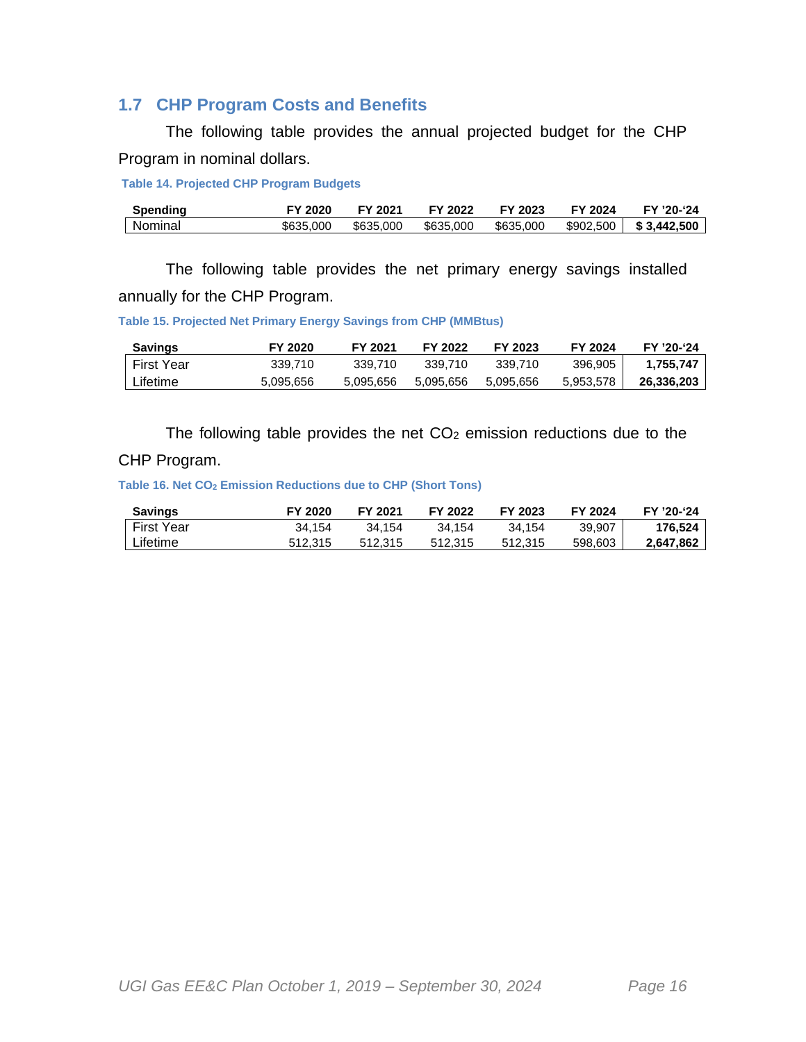## 1.7 CHP Program Costs and Benefits

The following table provides the annual projected budget for the CHP Program in nominal dollars.

**Table 14. Projected CHP Program Budgets**

| Spending | FY 2020 | FY 2021 | FY 2022 | FY 2023 | FY 2024 | FY '20-'24 |
|---|---|---|---|---|---|---|
| Nominal | $635,000 | $635,000 | $635,000 | $635,000 | $902,500 | **$ 3,442,500** |

The following table provides the net primary energy savings installed annually for the CHP Program.

**Table 15. Projected Net Primary Energy Savings from CHP (MMBtus)**

| Savings | FY 2020 | FY 2021 | FY 2022 | FY 2023 | FY 2024 | FY '20-'24 |
|---|---|---|---|---|---|---|
| First Year | 339,710 | 339,710 | 339,710 | 339,710 | 396,905 | **1,755,747** |
| Lifetime | 5,095,656 | 5,095,656 | 5,095,656 | 5,095,656 | 5,953,578 | **26,336,203** |

The following table provides the net $CO_2$ emission reductions due to the CHP Program.

**Table 16. Net $CO_2$ Emission Reductions due to CHP (Short Tons)**

| Savings | FY 2020 | FY 2021 | FY 2022 | FY 2023 | FY 2024 | FY '20-'24 |
|---|---|---|---|---|---|---|
| First Year | 34,154 | 34,154 | 34,154 | 34,154 | 39,907 | **176,524** |
| Lifetime | 512,315 | 512,315 | 512,315 | 512,315 | 598,603 | **2,647,862** |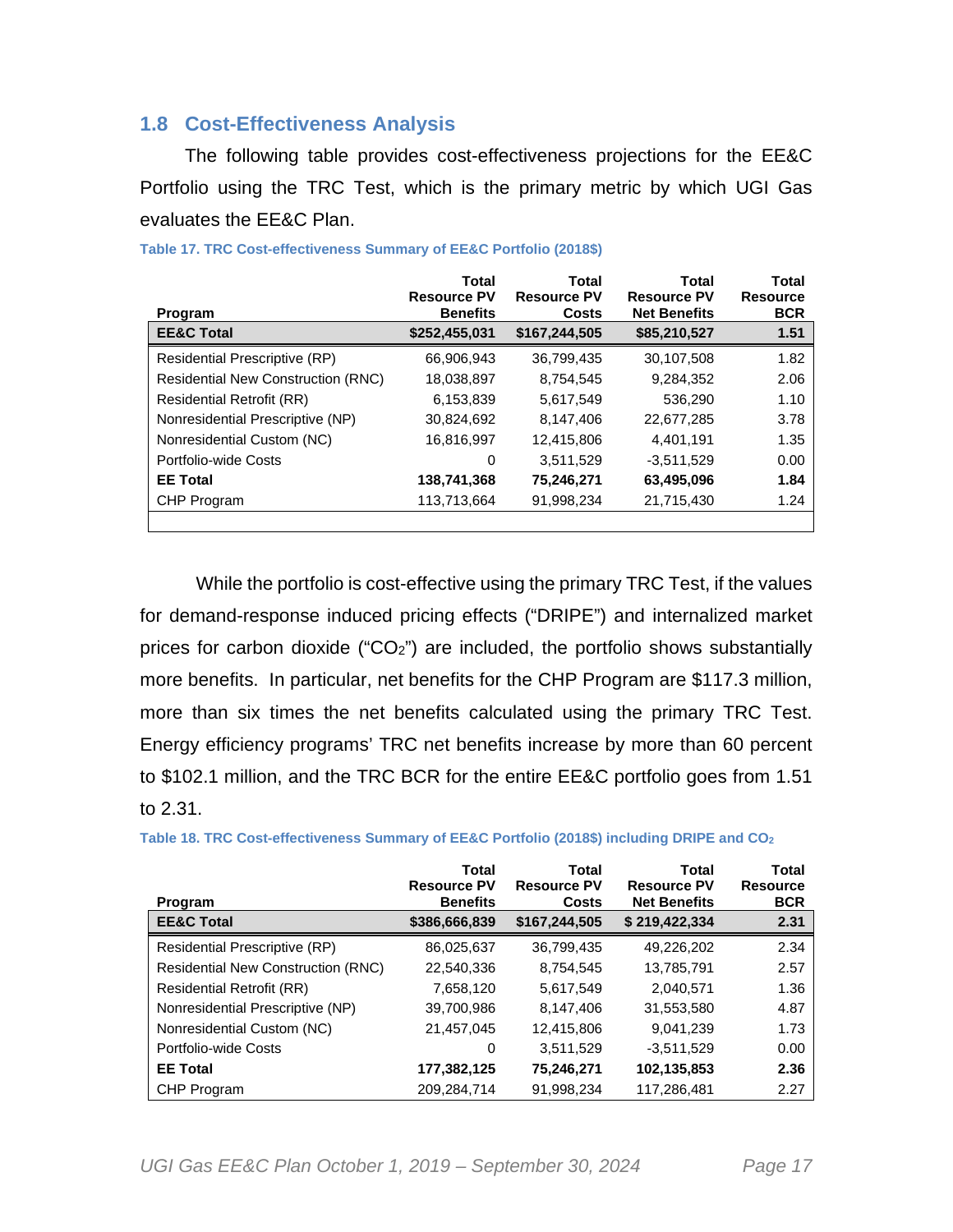## 1.8 Cost-Effectiveness Analysis

The following table provides cost-effectiveness projections for the EE&C Portfolio using the TRC Test, which is the primary metric by which UGI Gas evaluates the EE&C Plan.

**Table 17. TRC Cost-effectiveness Summary of EE&C Portfolio (2018$)**

| Program | Total Resource PV Benefits | Total Resource PV Costs | Total Resource PV Net Benefits | Total Resource BCR |
|---|---|---|---|---|
| **EE&C Total** | **$252,455,031** | **$167,244,505** | **$85,210,527** | **1.51** |
| Residential Prescriptive (RP) | 66,906,943 | 36,799,435 | 30,107,508 | 1.82 |
| Residential New Construction (RNC) | 18,038,897 | 8,754,545 | 9,284,352 | 2.06 |
| Residential Retrofit (RR) | 6,153,839 | 5,617,549 | 536,290 | 1.10 |
| Nonresidential Prescriptive (NP) | 30,824,692 | 8,147,406 | 22,677,285 | 3.78 |
| Nonresidential Custom (NC) | 16,816,997 | 12,415,806 | 4,401,191 | 1.35 |
| Portfolio-wide Costs | 0 | 3,511,529 | -3,511,529 | 0.00 |
| **EE Total** | **138,741,368** | **75,246,271** | **63,495,096** | **1.84** |
| CHP Program | 113,713,664 | 91,998,234 | 21,715,430 | 1.24 |

While the portfolio is cost-effective using the primary TRC Test, if the values for demand-response induced pricing effects ("DRIPE") and internalized market prices for carbon dioxide ("$CO_2$") are included, the portfolio shows substantially more benefits. In particular, net benefits for the CHP Program are $117.3 million, more than six times the net benefits calculated using the primary TRC Test. Energy efficiency programs' TRC net benefits increase by more than 60 percent to $102.1 million, and the TRC BCR for the entire EE&C portfolio goes from 1.51 to 2.31.

**Table 18. TRC Cost-effectiveness Summary of EE&C Portfolio (2018$) including DRIPE and $CO_2$**

| Program | Total Resource PV Benefits | Total Resource PV Costs | Total Resource PV Net Benefits | Total Resource BCR |
|---|---|---|---|---|
| **EE&C Total** | **$386,666,839** | **$167,244,505** | **$ 219,422,334** | **2.31** |
| Residential Prescriptive (RP) | 86,025,637 | 36,799,435 | 49,226,202 | 2.34 |
| Residential New Construction (RNC) | 22,540,336 | 8,754,545 | 13,785,791 | 2.57 |
| Residential Retrofit (RR) | 7,658,120 | 5,617,549 | 2,040,571 | 1.36 |
| Nonresidential Prescriptive (NP) | 39,700,986 | 8,147,406 | 31,553,580 | 4.87 |
| Nonresidential Custom (NC) | 21,457,045 | 12,415,806 | 9,041,239 | 1.73 |
| Portfolio-wide Costs | 0 | 3,511,529 | -3,511,529 | 0.00 |
| **EE Total** | **177,382,125** | **75,246,271** | **102,135,853** | **2.36** |
| CHP Program | 209,284,714 | 91,998,234 | 117,286,481 | 2.27 |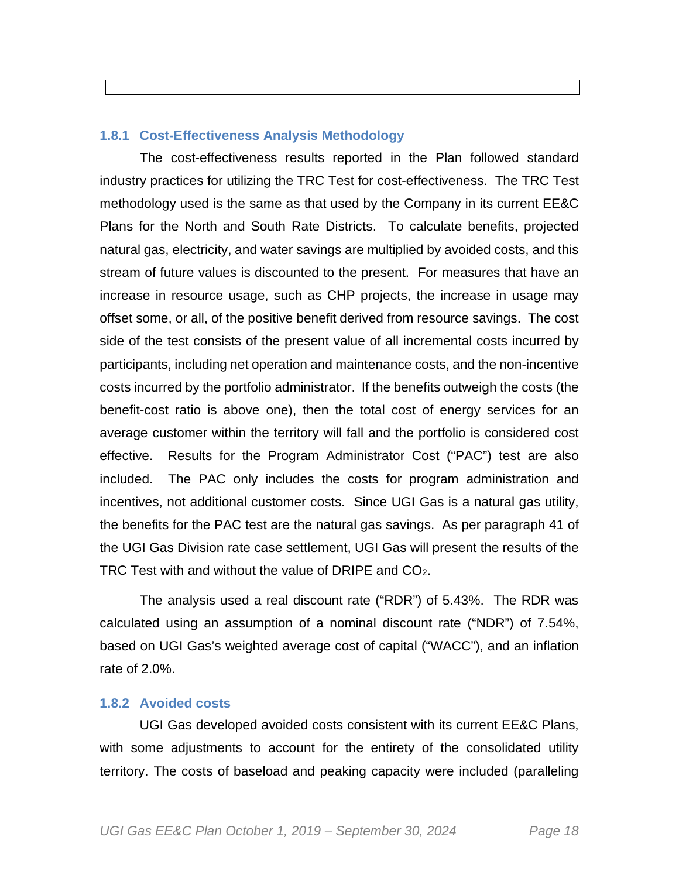### 1.8.1 Cost-Effectiveness Analysis Methodology

The cost-effectiveness results reported in the Plan followed standard industry practices for utilizing the TRC Test for cost-effectiveness. The TRC Test methodology used is the same as that used by the Company in its current EE&C Plans for the North and South Rate Districts. To calculate benefits, projected natural gas, electricity, and water savings are multiplied by avoided costs, and this stream of future values is discounted to the present. For measures that have an increase in resource usage, such as CHP projects, the increase in usage may offset some, or all, of the positive benefit derived from resource savings. The cost side of the test consists of the present value of all incremental costs incurred by participants, including net operation and maintenance costs, and the non-incentive costs incurred by the portfolio administrator. If the benefits outweigh the costs (the benefit-cost ratio is above one), then the total cost of energy services for an average customer within the territory will fall and the portfolio is considered cost effective. Results for the Program Administrator Cost ("PAC") test are also included. The PAC only includes the costs for program administration and incentives, not additional customer costs. Since UGI Gas is a natural gas utility, the benefits for the PAC test are the natural gas savings. As per paragraph 41 of the UGI Gas Division rate case settlement, UGI Gas will present the results of the TRC Test with and without the value of DRIPE and $CO_2$.

The analysis used a real discount rate ("RDR") of 5.43%. The RDR was calculated using an assumption of a nominal discount rate ("NDR") of 7.54%, based on UGI Gas's weighted average cost of capital ("WACC"), and an inflation rate of 2.0%.

### 1.8.2 Avoided costs

UGI Gas developed avoided costs consistent with its current EE&C Plans, with some adjustments to account for the entirety of the consolidated utility territory. The costs of baseload and peaking capacity were included (paralleling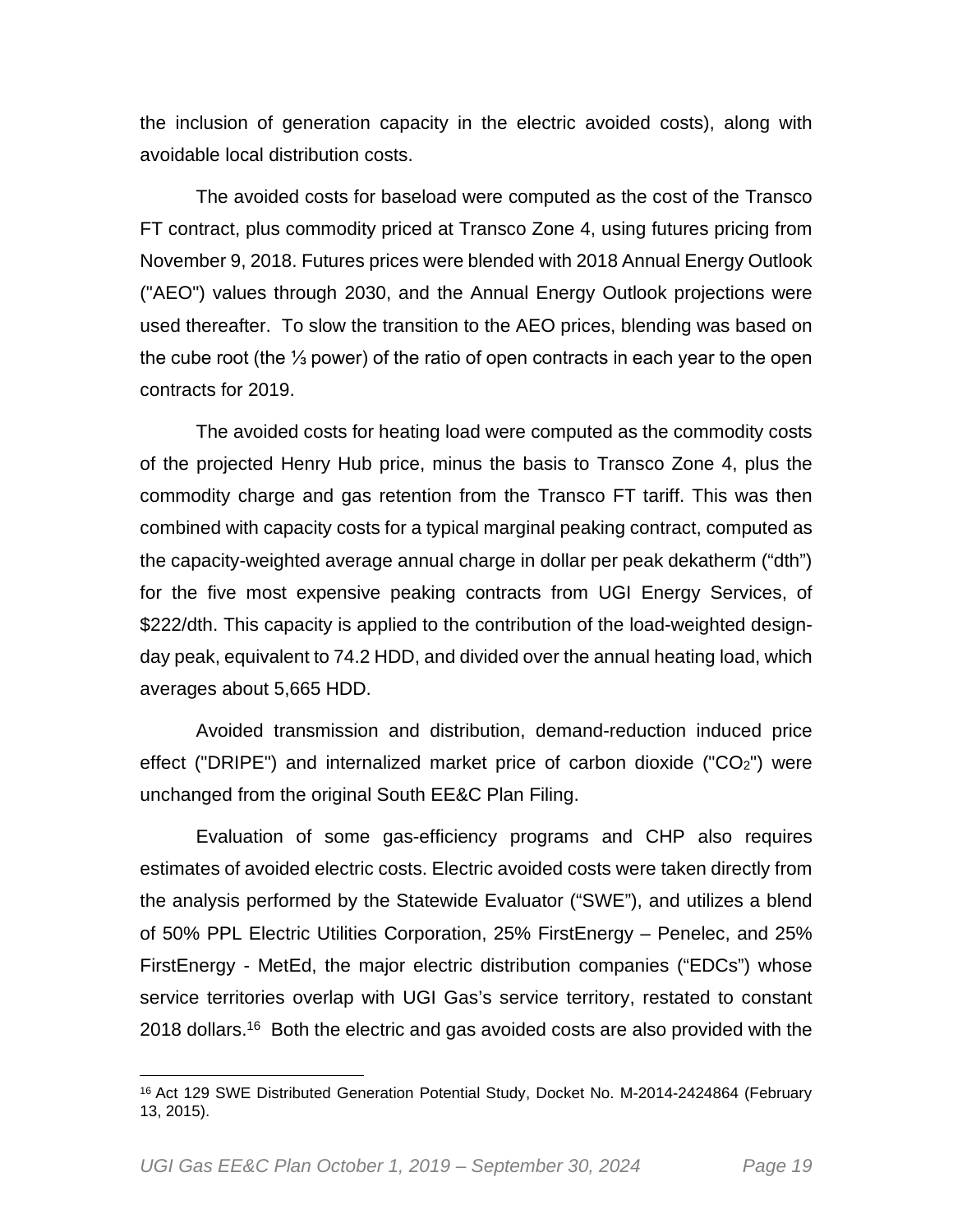the inclusion of generation capacity in the electric avoided costs), along with avoidable local distribution costs.

The avoided costs for baseload were computed as the cost of the Transco FT contract, plus commodity priced at Transco Zone 4, using futures pricing from November 9, 2018. Futures prices were blended with 2018 Annual Energy Outlook ("AEO") values through 2030, and the Annual Energy Outlook projections were used thereafter. To slow the transition to the AEO prices, blending was based on the cube root (the ⅓ power) of the ratio of open contracts in each year to the open contracts for 2019.

The avoided costs for heating load were computed as the commodity costs of the projected Henry Hub price, minus the basis to Transco Zone 4, plus the commodity charge and gas retention from the Transco FT tariff. This was then combined with capacity costs for a typical marginal peaking contract, computed as the capacity-weighted average annual charge in dollar per peak dekatherm ("dth") for the five most expensive peaking contracts from UGI Energy Services, of $222/dth. This capacity is applied to the contribution of the load-weighted design-day peak, equivalent to 74.2 HDD, and divided over the annual heating load, which averages about 5,665 HDD.

Avoided transmission and distribution, demand-reduction induced price effect ("DRIPE") and internalized market price of carbon dioxide ("$CO_2$") were unchanged from the original South EE&C Plan Filing.

Evaluation of some gas-efficiency programs and CHP also requires estimates of avoided electric costs. Electric avoided costs were taken directly from the analysis performed by the Statewide Evaluator ("SWE"), and utilizes a blend of 50% PPL Electric Utilities Corporation, 25% FirstEnergy – Penelec, and 25% FirstEnergy - MetEd, the major electric distribution companies ("EDCs") whose service territories overlap with UGI Gas's service territory, restated to constant 2018 dollars.[16] Both the electric and gas avoided costs are also provided with the

[16] Act 129 SWE Distributed Generation Potential Study, Docket No. M-2014-2424864 (February 13, 2015).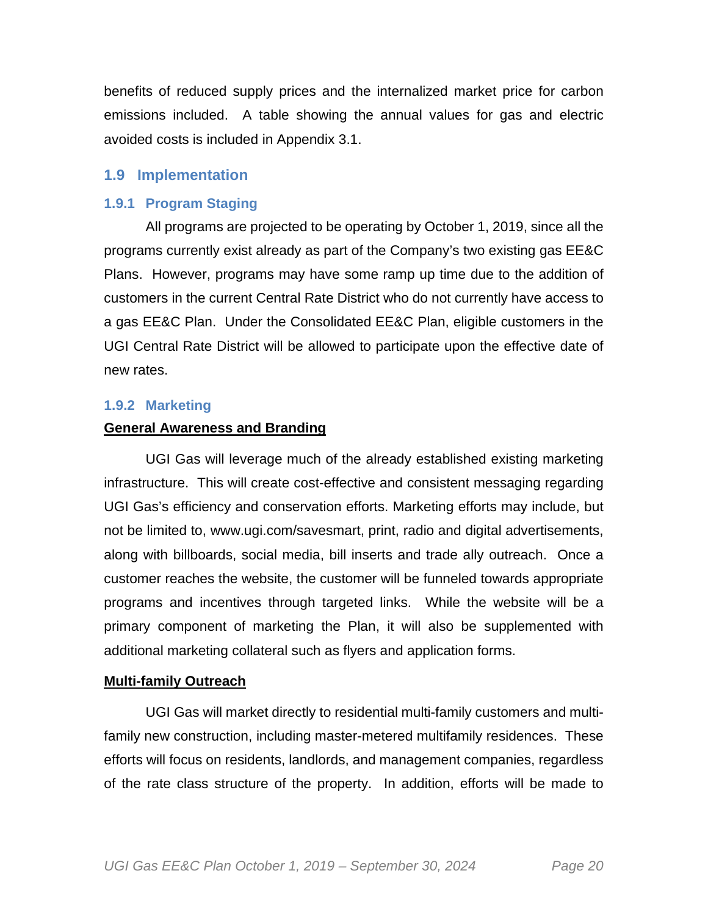benefits of reduced supply prices and the internalized market price for carbon emissions included. A table showing the annual values for gas and electric avoided costs is included in Appendix 3.1.

## 1.9 Implementation

### 1.9.1 Program Staging

All programs are projected to be operating by October 1, 2019, since all the programs currently exist already as part of the Company's two existing gas EE&C Plans. However, programs may have some ramp up time due to the addition of customers in the current Central Rate District who do not currently have access to a gas EE&C Plan. Under the Consolidated EE&C Plan, eligible customers in the UGI Central Rate District will be allowed to participate upon the effective date of new rates.

### 1.9.2 Marketing

**General Awareness and Branding**

UGI Gas will leverage much of the already established existing marketing infrastructure. This will create cost-effective and consistent messaging regarding UGI Gas's efficiency and conservation efforts. Marketing efforts may include, but not be limited to, www.ugi.com/savesmart, print, radio and digital advertisements, along with billboards, social media, bill inserts and trade ally outreach. Once a customer reaches the website, the customer will be funneled towards appropriate programs and incentives through targeted links. While the website will be a primary component of marketing the Plan, it will also be supplemented with additional marketing collateral such as flyers and application forms.

**Multi-family Outreach**

UGI Gas will market directly to residential multi-family customers and multi-family new construction, including master-metered multifamily residences. These efforts will focus on residents, landlords, and management companies, regardless of the rate class structure of the property. In addition, efforts will be made to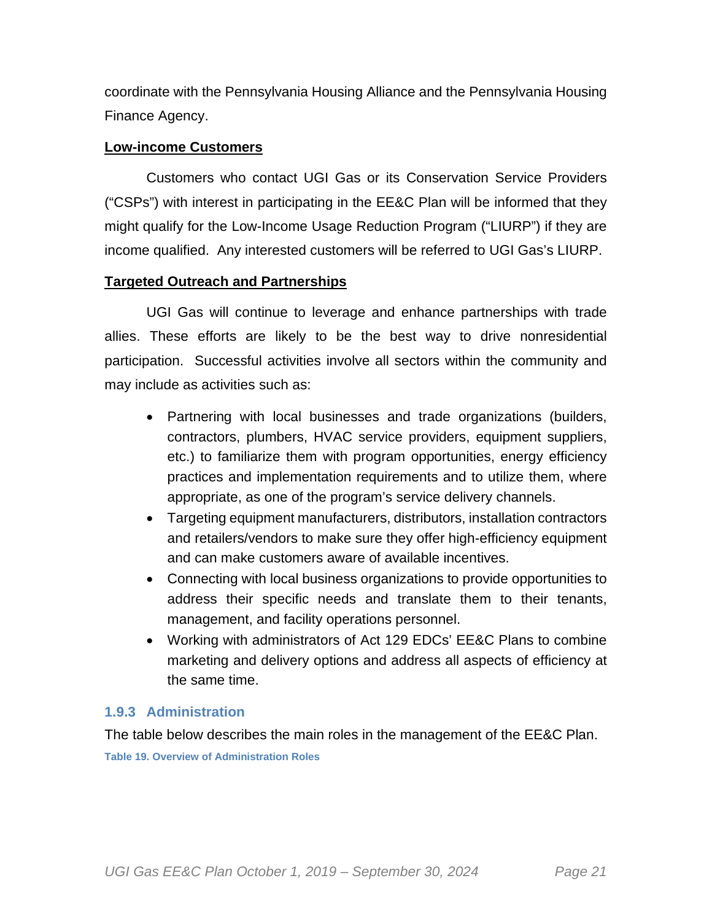coordinate with the Pennsylvania Housing Alliance and the Pennsylvania Housing Finance Agency.

**Low-income Customers**

Customers who contact UGI Gas or its Conservation Service Providers ("CSPs") with interest in participating in the EE&C Plan will be informed that they might qualify for the Low-Income Usage Reduction Program ("LIURP") if they are income qualified. Any interested customers will be referred to UGI Gas's LIURP.

**Targeted Outreach and Partnerships**

UGI Gas will continue to leverage and enhance partnerships with trade allies. These efforts are likely to be the best way to drive nonresidential participation. Successful activities involve all sectors within the community and may include as activities such as:

- Partnering with local businesses and trade organizations (builders, contractors, plumbers, HVAC service providers, equipment suppliers, etc.) to familiarize them with program opportunities, energy efficiency practices and implementation requirements and to utilize them, where appropriate, as one of the program's service delivery channels.
- Targeting equipment manufacturers, distributors, installation contractors and retailers/vendors to make sure they offer high-efficiency equipment and can make customers aware of available incentives.
- Connecting with local business organizations to provide opportunities to address their specific needs and translate them to their tenants, management, and facility operations personnel.
- Working with administrators of Act 129 EDCs' EE&C Plans to combine marketing and delivery options and address all aspects of efficiency at the same time.

### 1.9.3 Administration

The table below describes the main roles in the management of the EE&C Plan.

**Table 19. Overview of Administration Roles**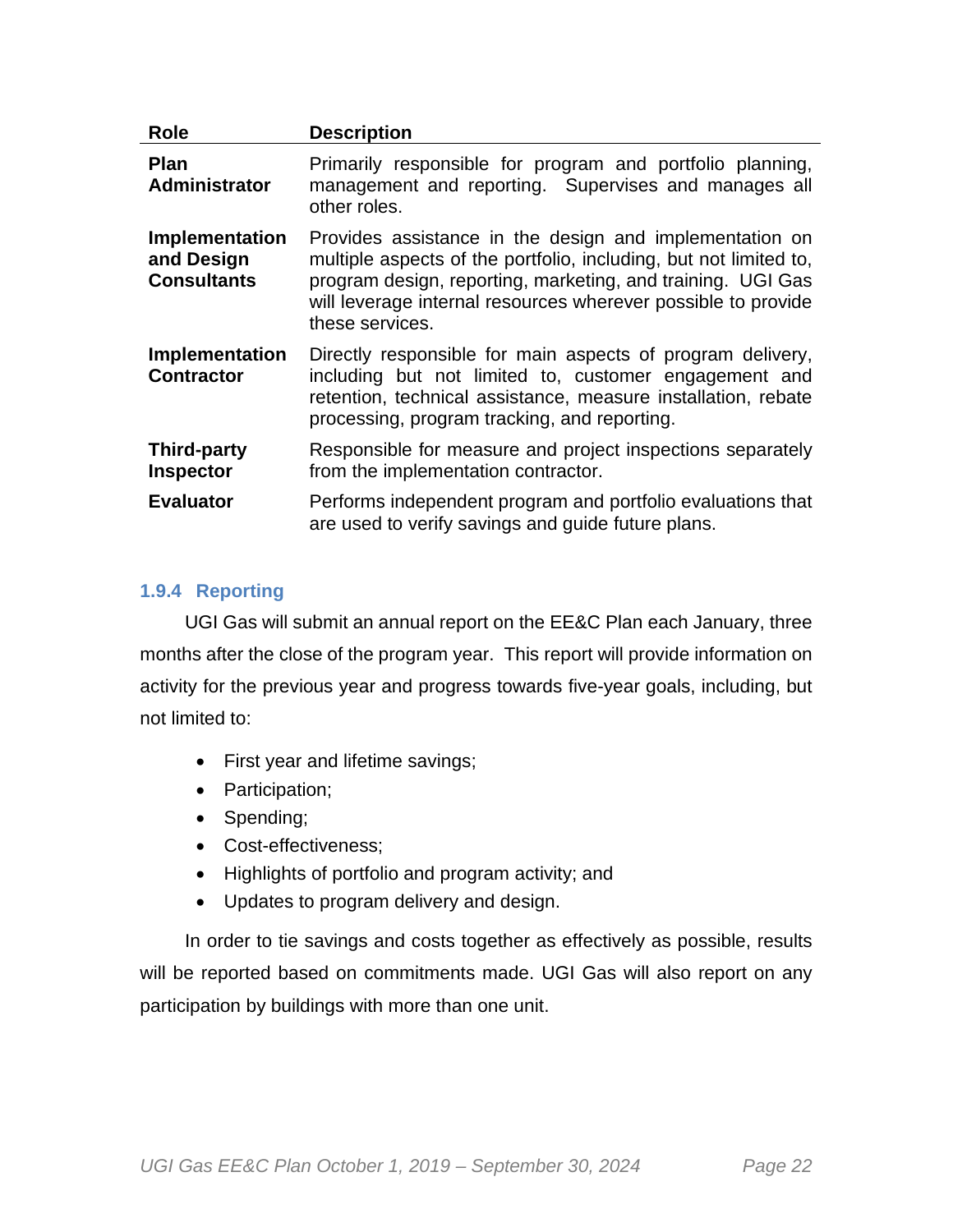| Role | Description |
|---|---|
| **Plan Administrator** | Primarily responsible for program and portfolio planning, management and reporting. Supervises and manages all other roles. |
| **Implementation and Design Consultants** | Provides assistance in the design and implementation on multiple aspects of the portfolio, including, but not limited to, program design, reporting, marketing, and training. UGI Gas will leverage internal resources wherever possible to provide these services. |
| **Implementation Contractor** | Directly responsible for main aspects of program delivery, including but not limited to, customer engagement and retention, technical assistance, measure installation, rebate processing, program tracking, and reporting. |
| **Third-party Inspector** | Responsible for measure and project inspections separately from the implementation contractor. |
| **Evaluator** | Performs independent program and portfolio evaluations that are used to verify savings and guide future plans. |

### 1.9.4 Reporting

UGI Gas will submit an annual report on the EE&C Plan each January, three months after the close of the program year. This report will provide information on activity for the previous year and progress towards five-year goals, including, but not limited to:

- First year and lifetime savings;
- Participation;
- Spending;
- Cost-effectiveness;
- Highlights of portfolio and program activity; and
- Updates to program delivery and design.

In order to tie savings and costs together as effectively as possible, results will be reported based on commitments made. UGI Gas will also report on any participation by buildings with more than one unit.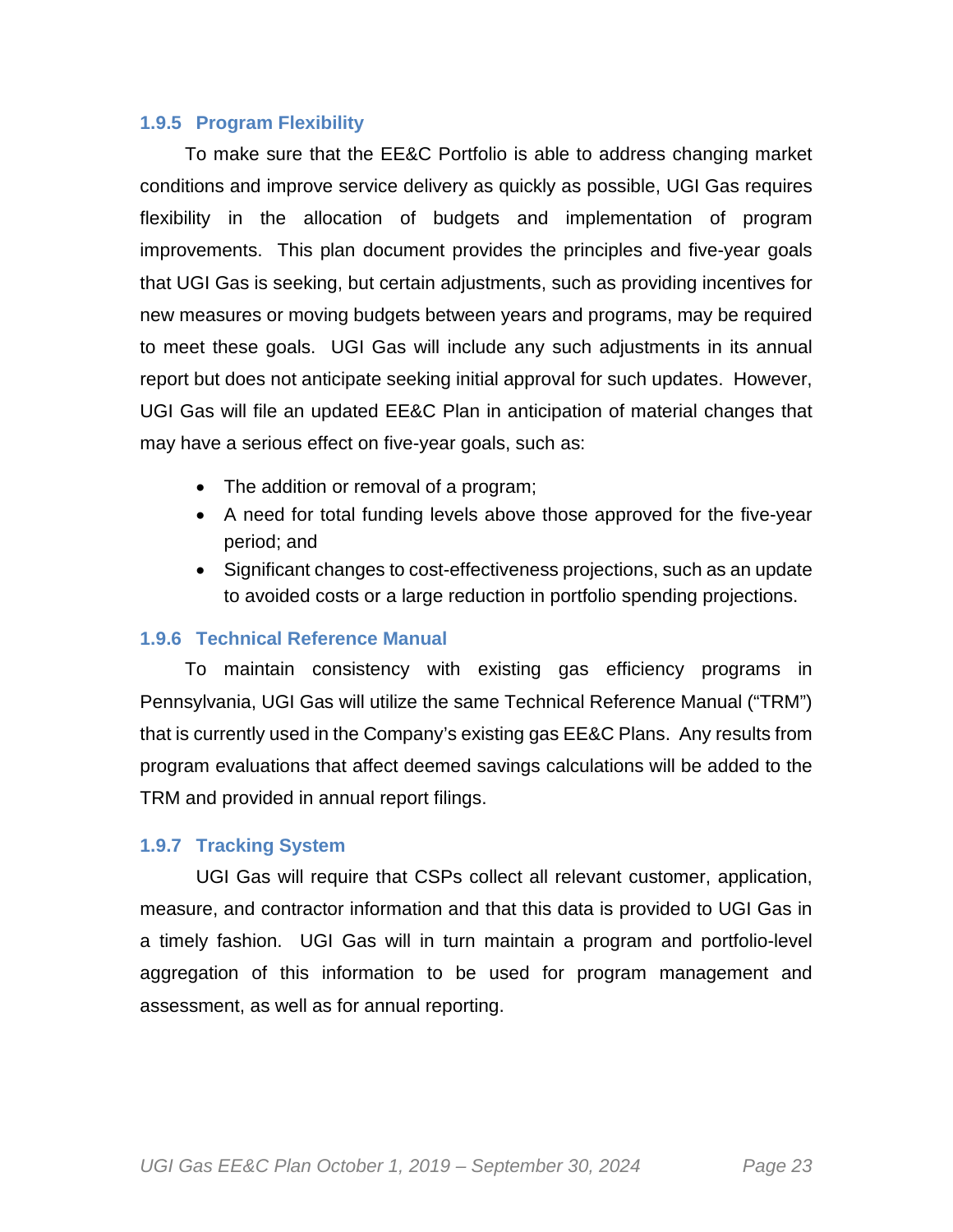### 1.9.5 Program Flexibility

To make sure that the EE&C Portfolio is able to address changing market conditions and improve service delivery as quickly as possible, UGI Gas requires flexibility in the allocation of budgets and implementation of program improvements. This plan document provides the principles and five-year goals that UGI Gas is seeking, but certain adjustments, such as providing incentives for new measures or moving budgets between years and programs, may be required to meet these goals. UGI Gas will include any such adjustments in its annual report but does not anticipate seeking initial approval for such updates. However, UGI Gas will file an updated EE&C Plan in anticipation of material changes that may have a serious effect on five-year goals, such as:

- The addition or removal of a program;
- A need for total funding levels above those approved for the five-year period; and
- Significant changes to cost-effectiveness projections, such as an update to avoided costs or a large reduction in portfolio spending projections.

### 1.9.6 Technical Reference Manual

To maintain consistency with existing gas efficiency programs in Pennsylvania, UGI Gas will utilize the same Technical Reference Manual ("TRM") that is currently used in the Company's existing gas EE&C Plans. Any results from program evaluations that affect deemed savings calculations will be added to the TRM and provided in annual report filings.

### 1.9.7 Tracking System

UGI Gas will require that CSPs collect all relevant customer, application, measure, and contractor information and that this data is provided to UGI Gas in a timely fashion. UGI Gas will in turn maintain a program and portfolio-level aggregation of this information to be used for program management and assessment, as well as for annual reporting.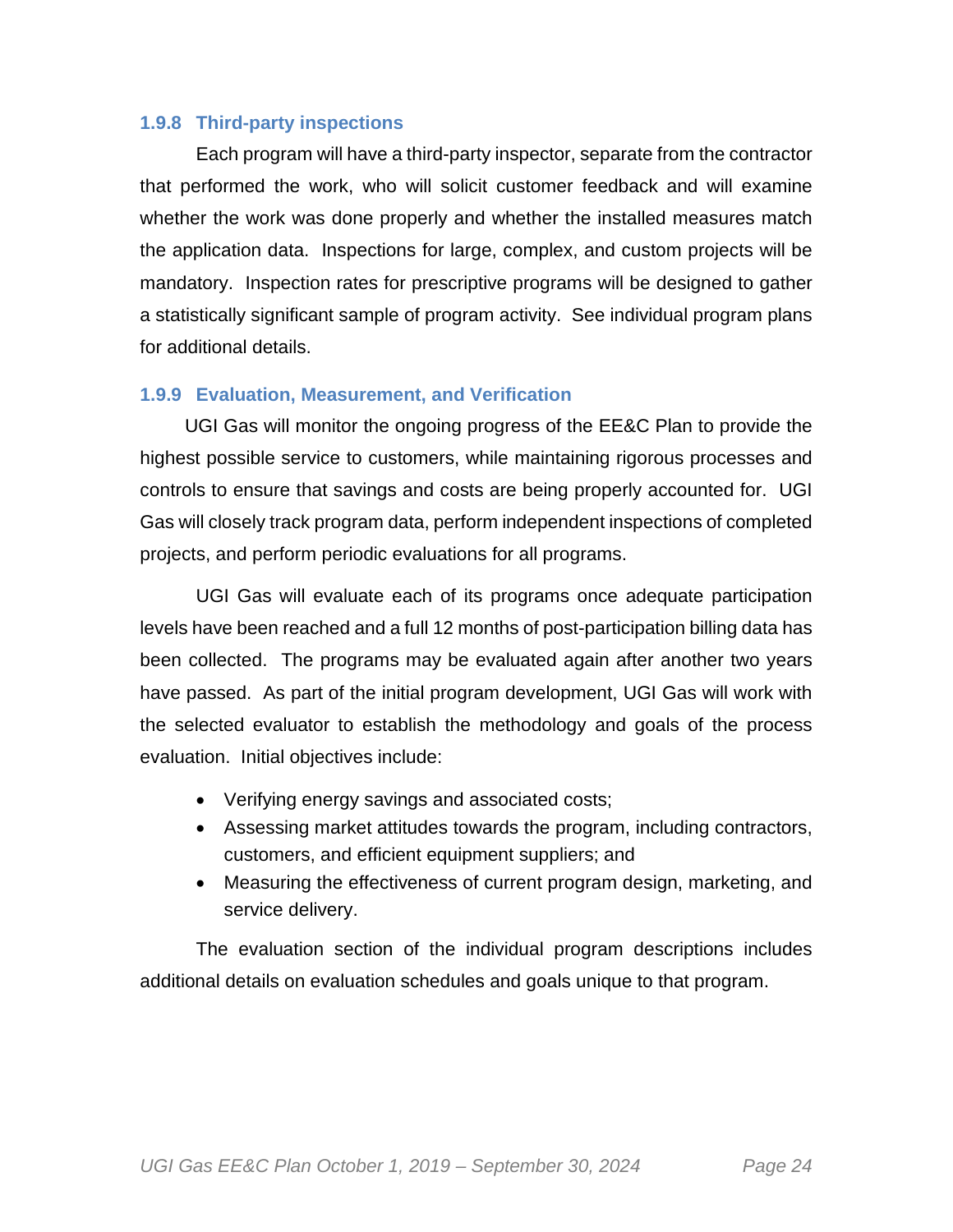### 1.9.8 Third-party inspections

Each program will have a third-party inspector, separate from the contractor that performed the work, who will solicit customer feedback and will examine whether the work was done properly and whether the installed measures match the application data. Inspections for large, complex, and custom projects will be mandatory. Inspection rates for prescriptive programs will be designed to gather a statistically significant sample of program activity. See individual program plans for additional details.

### 1.9.9 Evaluation, Measurement, and Verification

UGI Gas will monitor the ongoing progress of the EE&C Plan to provide the highest possible service to customers, while maintaining rigorous processes and controls to ensure that savings and costs are being properly accounted for. UGI Gas will closely track program data, perform independent inspections of completed projects, and perform periodic evaluations for all programs.

UGI Gas will evaluate each of its programs once adequate participation levels have been reached and a full 12 months of post-participation billing data has been collected. The programs may be evaluated again after another two years have passed. As part of the initial program development, UGI Gas will work with the selected evaluator to establish the methodology and goals of the process evaluation. Initial objectives include:

- Verifying energy savings and associated costs;
- Assessing market attitudes towards the program, including contractors, customers, and efficient equipment suppliers; and
- Measuring the effectiveness of current program design, marketing, and service delivery.

The evaluation section of the individual program descriptions includes additional details on evaluation schedules and goals unique to that program.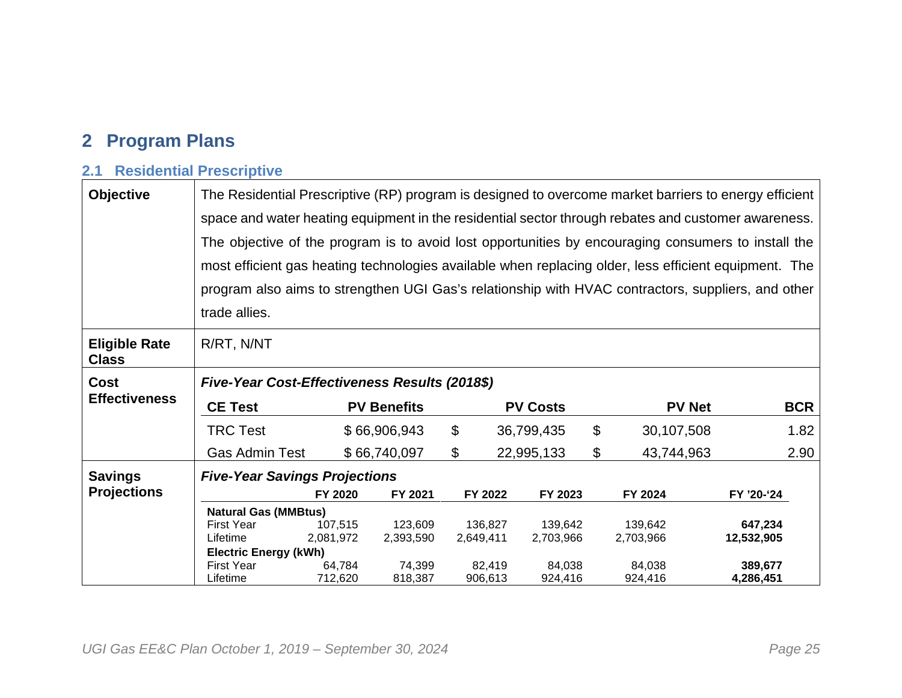# 2 Program Plans

## 2.1 Residential Prescriptive

| | |
|---|---|
| **Objective** | The Residential Prescriptive (RP) program is designed to overcome market barriers to energy efficient space and water heating equipment in the residential sector through rebates and customer awareness. The objective of the program is to avoid lost opportunities by encouraging consumers to install the most efficient gas heating technologies available when replacing older, less efficient equipment. The program also aims to strengthen UGI Gas's relationship with HVAC contractors, suppliers, and other trade allies. |
| **Eligible Rate Class** | R/RT, N/NT |

**Cost Effectiveness**

***Five-Year Cost-Effectiveness Results (2018$)***

| CE Test | PV Benefits | PV Costs | PV Net | BCR |
|---|---|---|---|---|
| TRC Test | $ 66,906,943 | $ 36,799,435 | $ 30,107,508 | 1.82 |
| Gas Admin Test | $ 66,740,097 | $ 22,995,133 | $ 43,744,963 | 2.90 |

**Savings Projections**

***Five-Year Savings Projections***

| | FY 2020 | FY 2021 | FY 2022 | FY 2023 | FY 2024 | FY '20-'24 |
|---|---|---|---|---|---|---|
| **Natural Gas (MMBtus)** | | | | | | |
| First Year | 107,515 | 123,609 | 136,827 | 139,642 | 139,642 | **647,234** |
| Lifetime | 2,081,972 | 2,393,590 | 2,649,411 | 2,703,966 | 2,703,966 | **12,532,905** |
| **Electric Energy (kWh)** | | | | | | |
| First Year | 64,784 | 74,399 | 82,419 | 84,038 | 84,038 | **389,677** |
| Lifetime | 712,620 | 818,387 | 906,613 | 924,416 | 924,416 | **4,286,451** |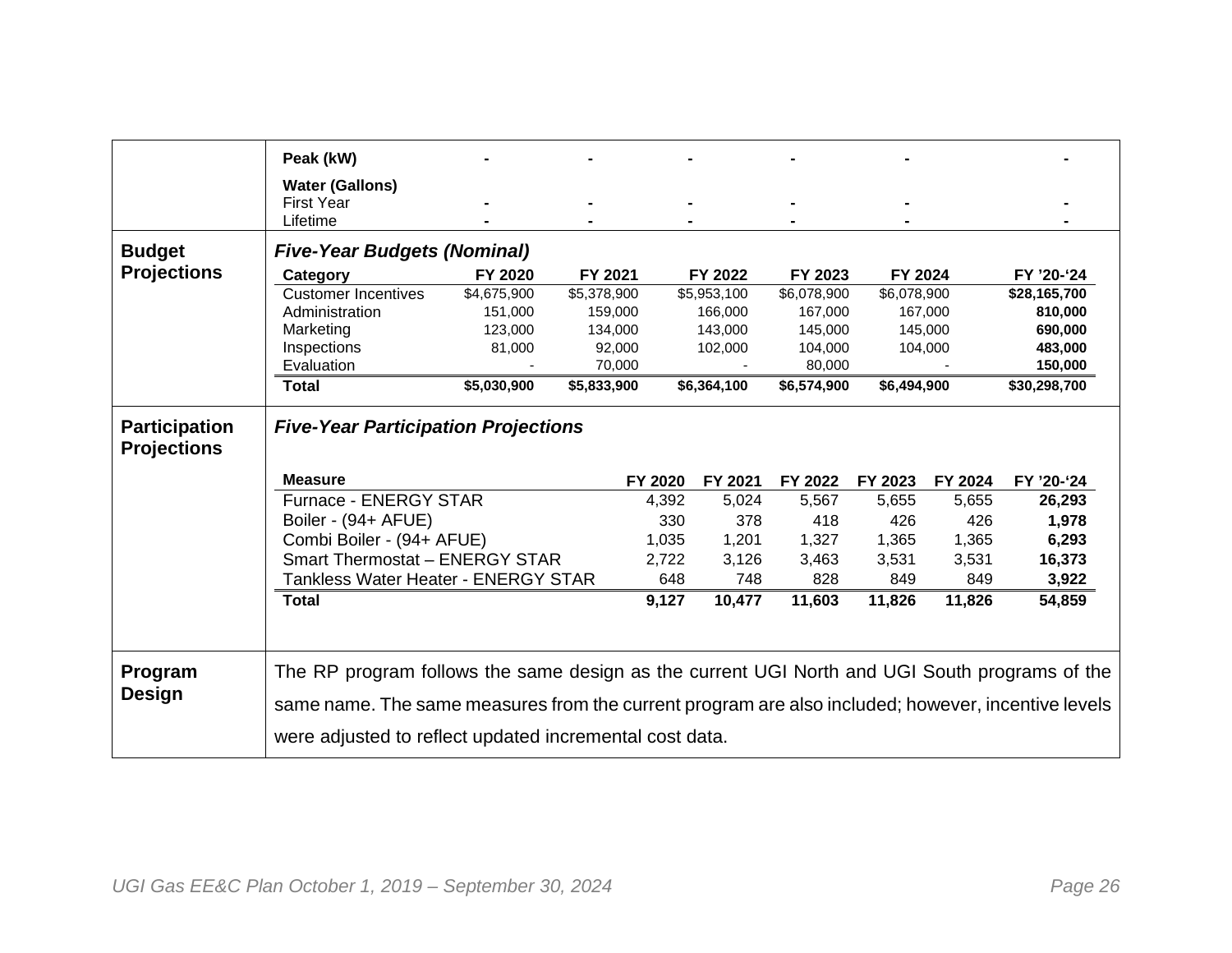| | | | | | | | |
|---|---|---|---|---|---|---|---|
| | **Peak (kW)** | **-** | **-** | **-** | **-** | **-** | **-** |
| | **Water (Gallons)** | | | | | | |
| | First Year | **-** | **-** | **-** | **-** | **-** | **-** |
| | Lifetime | **-** | **-** | **-** | **-** | **-** | **-** |

**Budget Projections**

***Five-Year Budgets (Nominal)***

| Category | FY 2020 | FY 2021 | FY 2022 | FY 2023 | FY 2024 | FY '20-'24 |
|---|---|---|---|---|---|---|
| Customer Incentives | $4,675,900 | $5,378,900 | $5,953,100 | $6,078,900 | $6,078,900 | **$28,165,700** |
| Administration | 151,000 | 159,000 | 166,000 | 167,000 | 167,000 | **810,000** |
| Marketing | 123,000 | 134,000 | 143,000 | 145,000 | 145,000 | **690,000** |
| Inspections | 81,000 | 92,000 | 102,000 | 104,000 | 104,000 | **483,000** |
| Evaluation | - | 70,000 | - | 80,000 | - | **150,000** |
| **Total** | **$5,030,900** | **$5,833,900** | **$6,364,100** | **$6,574,900** | **$6,494,900** | **$30,298,700** |

**Participation Projections**

***Five-Year Participation Projections***

| Measure | FY 2020 | FY 2021 | FY 2022 | FY 2023 | FY 2024 | FY '20-'24 |
|---|---|---|---|---|---|---|
| Furnace - ENERGY STAR | 4,392 | 5,024 | 5,567 | 5,655 | 5,655 | **26,293** |
| Boiler - (94+ AFUE) | 330 | 378 | 418 | 426 | 426 | **1,978** |
| Combi Boiler - (94+ AFUE) | 1,035 | 1,201 | 1,327 | 1,365 | 1,365 | **6,293** |
| Smart Thermostat – ENERGY STAR | 2,722 | 3,126 | 3,463 | 3,531 | 3,531 | **16,373** |
| Tankless Water Heater - ENERGY STAR | 648 | 748 | 828 | 849 | 849 | **3,922** |
| **Total** | **9,127** | **10,477** | **11,603** | **11,826** | **11,826** | **54,859** |

**Program Design**

The RP program follows the same design as the current UGI North and UGI South programs of the same name. The same measures from the current program are also included; however, incentive levels were adjusted to reflect updated incremental cost data.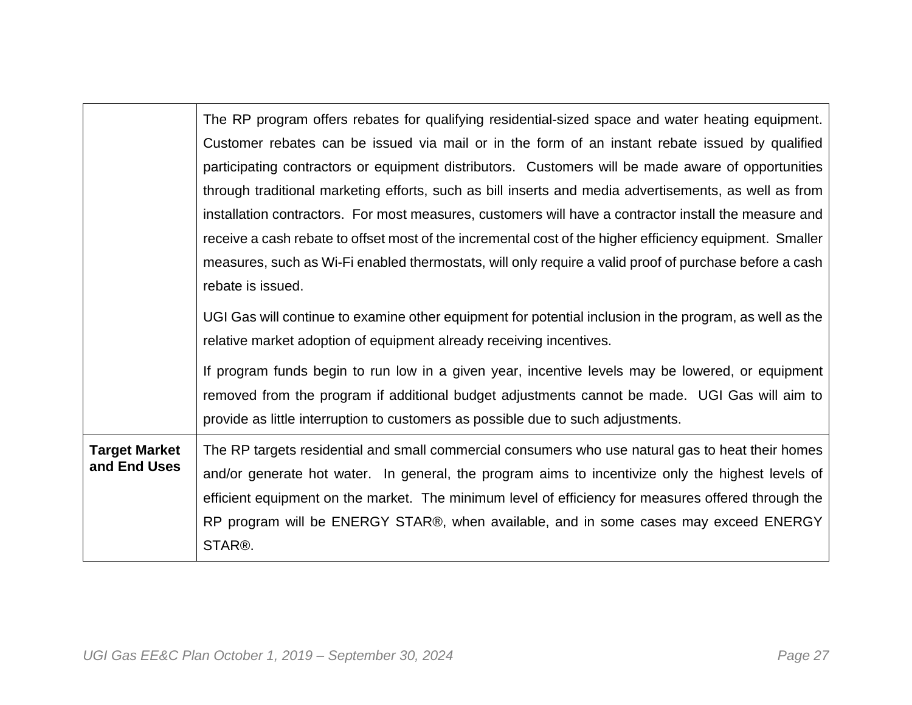| | |
|---|---|
| | The RP program offers rebates for qualifying residential-sized space and water heating equipment. Customer rebates can be issued via mail or in the form of an instant rebate issued by qualified participating contractors or equipment distributors. Customers will be made aware of opportunities through traditional marketing efforts, such as bill inserts and media advertisements, as well as from installation contractors. For most measures, customers will have a contractor install the measure and receive a cash rebate to offset most of the incremental cost of the higher efficiency equipment. Smaller measures, such as Wi-Fi enabled thermostats, will only require a valid proof of purchase before a cash rebate is issued.<br><br>UGI Gas will continue to examine other equipment for potential inclusion in the program, as well as the relative market adoption of equipment already receiving incentives.<br><br>If program funds begin to run low in a given year, incentive levels may be lowered, or equipment removed from the program if additional budget adjustments cannot be made. UGI Gas will aim to provide as little interruption to customers as possible due to such adjustments. |
| **Target Market and End Uses** | The RP targets residential and small commercial consumers who use natural gas to heat their homes and/or generate hot water. In general, the program aims to incentivize only the highest levels of efficient equipment on the market. The minimum level of efficiency for measures offered through the RP program will be ENERGY STAR®, when available, and in some cases may exceed ENERGY STAR®. |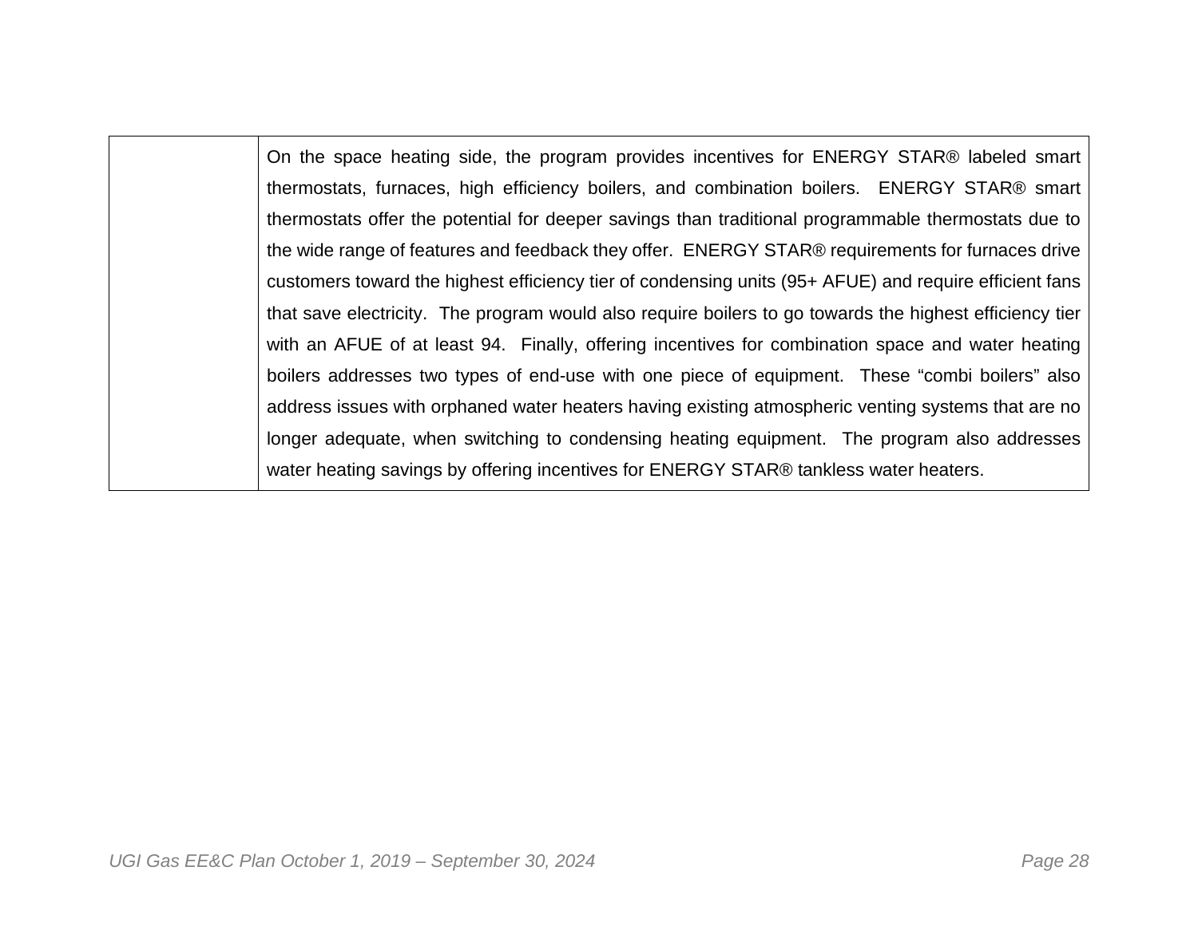| | |
|---|---|
| | On the space heating side, the program provides incentives for ENERGY STAR® labeled smart thermostats, furnaces, high efficiency boilers, and combination boilers. ENERGY STAR® smart thermostats offer the potential for deeper savings than traditional programmable thermostats due to the wide range of features and feedback they offer. ENERGY STAR® requirements for furnaces drive customers toward the highest efficiency tier of condensing units (95+ AFUE) and require efficient fans that save electricity. The program would also require boilers to go towards the highest efficiency tier with an AFUE of at least 94. Finally, offering incentives for combination space and water heating boilers addresses two types of end-use with one piece of equipment. These "combi boilers" also address issues with orphaned water heaters having existing atmospheric venting systems that are no longer adequate, when switching to condensing heating equipment. The program also addresses water heating savings by offering incentives for ENERGY STAR® tankless water heaters. |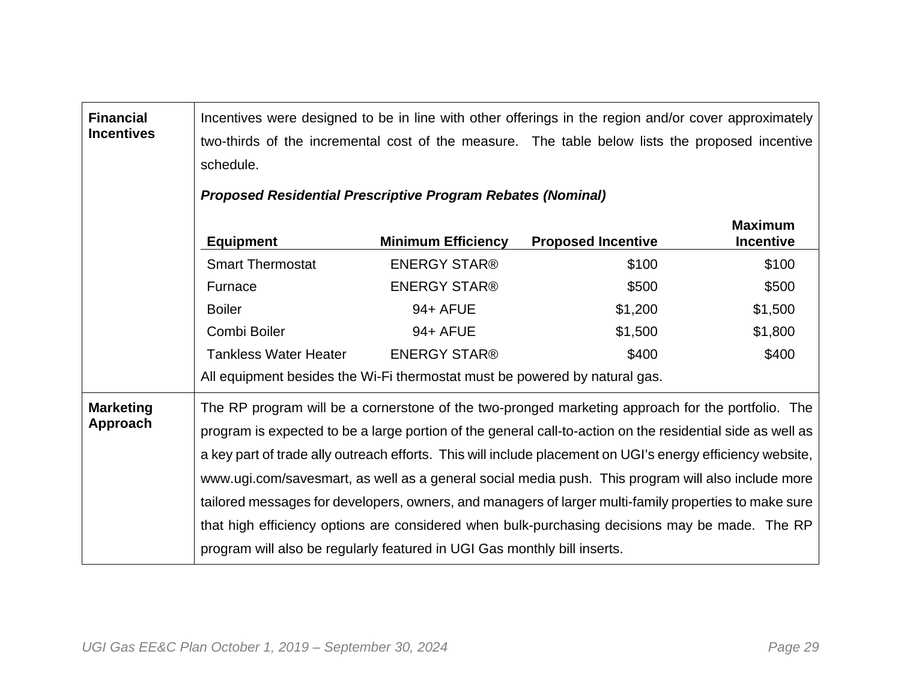| | |
|---|---|
| **Financial Incentives** | Incentives were designed to be in line with other offerings in the region and/or cover approximately two-thirds of the incremental cost of the measure. The table below lists the proposed incentive schedule. |
| **Marketing Approach** | The RP program will be a cornerstone of the two-pronged marketing approach for the portfolio. The program is expected to be a large portion of the general call-to-action on the residential side as well as a key part of trade ally outreach efforts. This will include placement on UGI's energy efficiency website, www.ugi.com/savesmart, as well as a general social media push. This program will also include more tailored messages for developers, owners, and managers of larger multi-family properties to make sure that high efficiency options are considered when bulk-purchasing decisions may be made. The RP program will also be regularly featured in UGI Gas monthly bill inserts. |

***Proposed Residential Prescriptive Program Rebates (Nominal)***

| Equipment | Minimum Efficiency | Proposed Incentive | Maximum Incentive |
|---|---|---|---|
| Smart Thermostat | ENERGY STAR® | $100 | $100 |
| Furnace | ENERGY STAR® | $500 | $500 |
| Boiler | 94+ AFUE | $1,200 | $1,500 |
| Combi Boiler | 94+ AFUE | $1,500 | $1,800 |
| Tankless Water Heater | ENERGY STAR® | $400 | $400 |

All equipment besides the Wi-Fi thermostat must be powered by natural gas.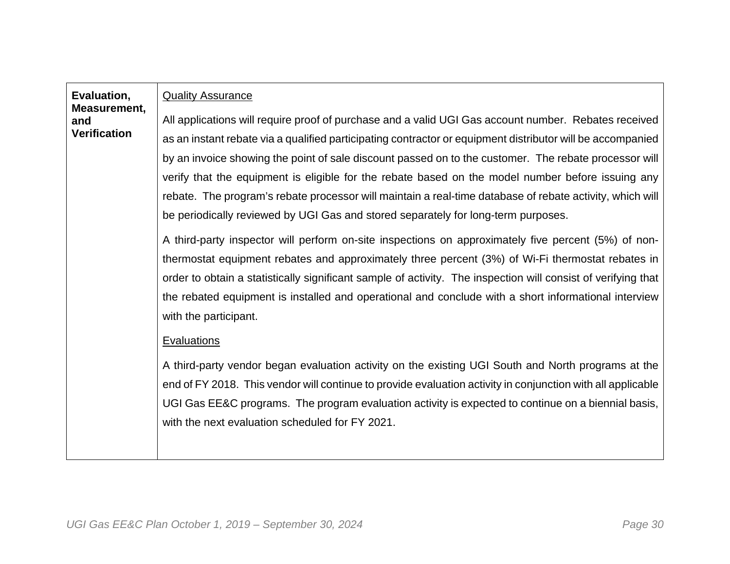| Evaluation, Measurement, and Verification | <u>Quality Assurance</u><br><br>All applications will require proof of purchase and a valid UGI Gas account number. Rebates received as an instant rebate via a qualified participating contractor or equipment distributor will be accompanied by an invoice showing the point of sale discount passed on to the customer. The rebate processor will verify that the equipment is eligible for the rebate based on the model number before issuing any rebate. The program's rebate processor will maintain a real-time database of rebate activity, which will be periodically reviewed by UGI Gas and stored separately for long-term purposes.<br><br>A third-party inspector will perform on-site inspections on approximately five percent (5%) of non-thermostat equipment rebates and approximately three percent (3%) of Wi-Fi thermostat rebates in order to obtain a statistically significant sample of activity. The inspection will consist of verifying that the rebated equipment is installed and operational and conclude with a short informational interview with the participant.<br><br><u>Evaluations</u><br><br>A third-party vendor began evaluation activity on the existing UGI South and North programs at the end of FY 2018. This vendor will continue to provide evaluation activity in conjunction with all applicable UGI Gas EE&C programs. The program evaluation activity is expected to continue on a biennial basis, with the next evaluation scheduled for FY 2021. |
|---|---|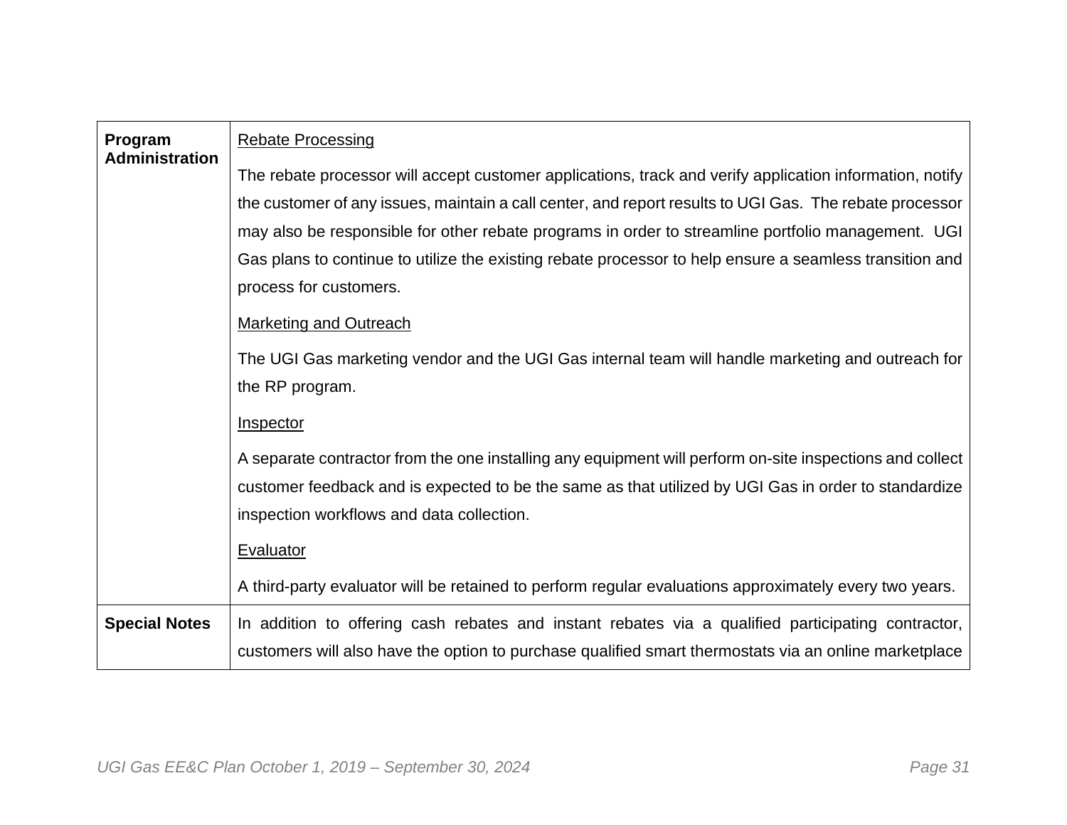| | |
|---|---|
| **Program Administration** | <u>Rebate Processing</u><br><br>The rebate processor will accept customer applications, track and verify application information, notify the customer of any issues, maintain a call center, and report results to UGI Gas. The rebate processor may also be responsible for other rebate programs in order to streamline portfolio management. UGI Gas plans to continue to utilize the existing rebate processor to help ensure a seamless transition and process for customers.<br><br><u>Marketing and Outreach</u><br><br>The UGI Gas marketing vendor and the UGI Gas internal team will handle marketing and outreach for the RP program.<br><br><u>Inspector</u><br><br>A separate contractor from the one installing any equipment will perform on-site inspections and collect customer feedback and is expected to be the same as that utilized by UGI Gas in order to standardize inspection workflows and data collection.<br><br><u>Evaluator</u><br><br>A third-party evaluator will be retained to perform regular evaluations approximately every two years. |
| **Special Notes** | In addition to offering cash rebates and instant rebates via a qualified participating contractor, customers will also have the option to purchase qualified smart thermostats via an online marketplace |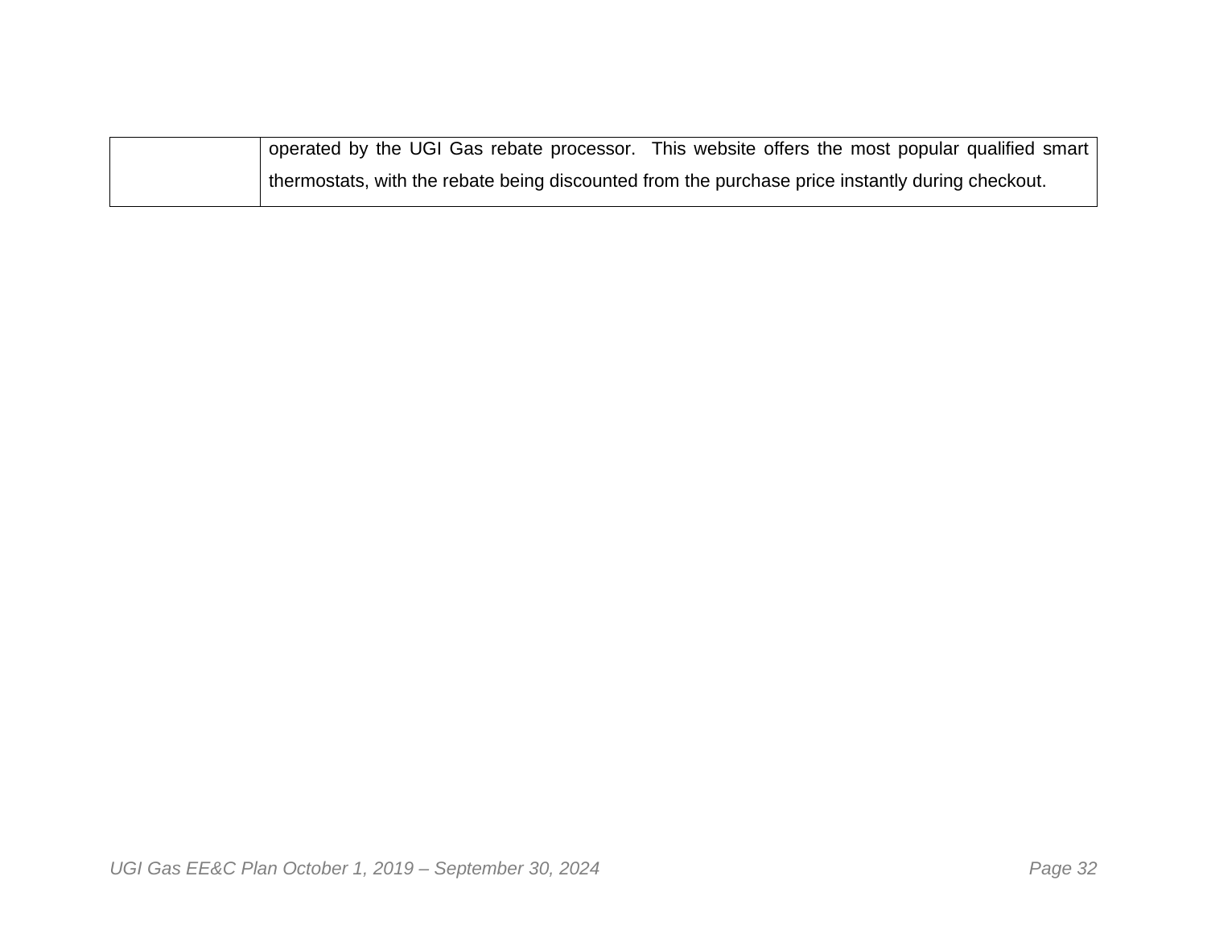| | |
|---|---|
| | operated by the UGI Gas rebate processor. This website offers the most popular qualified smart thermostats, with the rebate being discounted from the purchase price instantly during checkout. |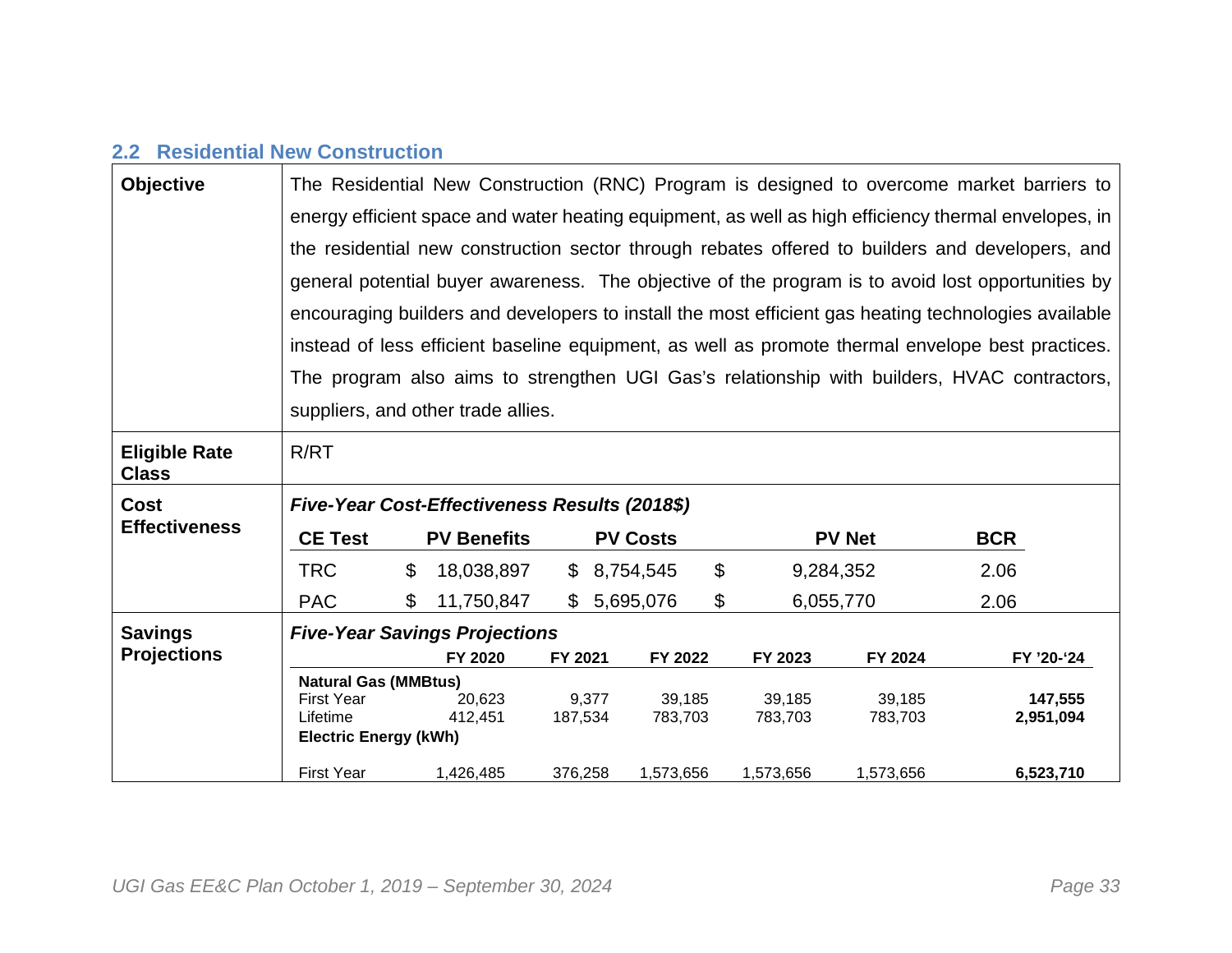## 2.2 Residential New Construction

<table>
<tr>
<td><b>Objective</b></td>
<td>The Residential New Construction (RNC) Program is designed to overcome market barriers to energy efficient space and water heating equipment, as well as high efficiency thermal envelopes, in the residential new construction sector through rebates offered to builders and developers, and general potential buyer awareness. The objective of the program is to avoid lost opportunities by encouraging builders and developers to install the most efficient gas heating technologies available instead of less efficient baseline equipment, as well as promote thermal envelope best practices. The program also aims to strengthen UGI Gas's relationship with builders, HVAC contractors, suppliers, and other trade allies.</td>
</tr>
<tr>
<td><b>Eligible Rate Class</b></td>
<td>R/RT</td>
</tr>
<tr>
<td><b>Cost Effectiveness</b></td>
<td>
<b><i>Five-Year Cost-Effectiveness Results (2018$)</i></b>
<table>
<tr><th>CE Test</th><th>PV Benefits</th><th>PV Costs</th><th>PV Net</th><th>BCR</th></tr>
<tr><td>TRC</td><td>$ 18,038,897</td><td>$ 8,754,545</td><td>$ 9,284,352</td><td>2.06</td></tr>
<tr><td>PAC</td><td>$ 11,750,847</td><td>$ 5,695,076</td><td>$ 6,055,770</td><td>2.06</td></tr>
</table>
</td>
</tr>
<tr>
<td><b>Savings Projections</b></td>
<td>
<b><i>Five-Year Savings Projections</i></b>
<table>
<tr><th></th><th>FY 2020</th><th>FY 2021</th><th>FY 2022</th><th>FY 2023</th><th>FY 2024</th><th>FY '20-'24</th></tr>
<tr><td><b>Natural Gas (MMBtus)</b></td><td></td><td></td><td></td><td></td><td></td><td></td></tr>
<tr><td>First Year</td><td>20,623</td><td>9,377</td><td>39,185</td><td>39,185</td><td>39,185</td><td><b>147,555</b></td></tr>
<tr><td>Lifetime</td><td>412,451</td><td>187,534</td><td>783,703</td><td>783,703</td><td>783,703</td><td><b>2,951,094</b></td></tr>
<tr><td><b>Electric Energy (kWh)</b></td><td></td><td></td><td></td><td></td><td></td><td></td></tr>
<tr><td>First Year</td><td>1,426,485</td><td>376,258</td><td>1,573,656</td><td>1,573,656</td><td>1,573,656</td><td><b>6,523,710</b></td></tr>
</table>
</td>
</tr>
</table>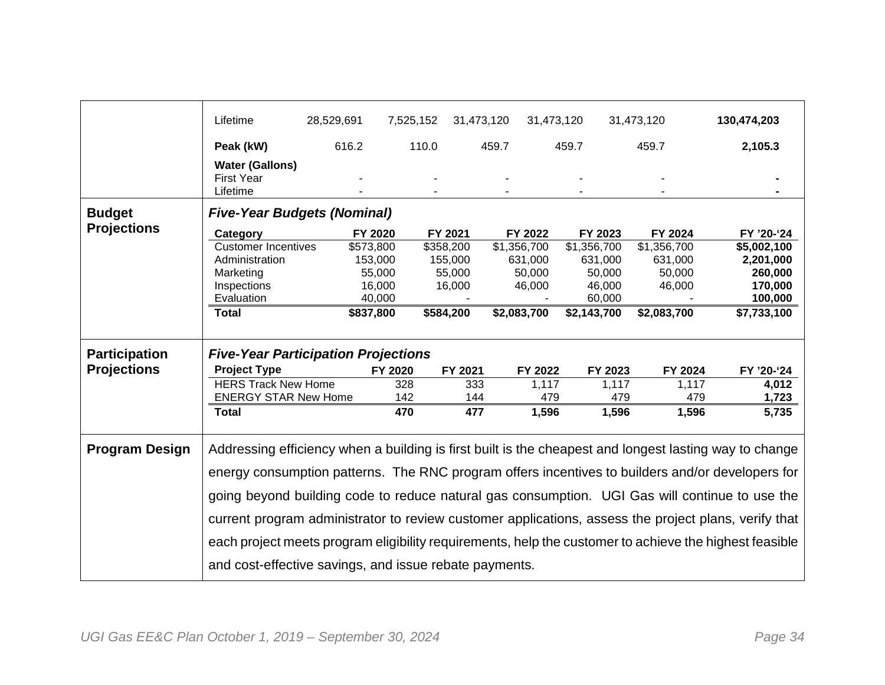| | | FY 2020 | FY 2021 | FY 2022 | FY 2023 | FY 2024 | FY '20-'24 |
|---|---|---|---|---|---|---|---|
| | Lifetime | 28,529,691 | 7,525,152 | 31,473,120 | 31,473,120 | 31,473,120 | **130,474,203** |
| | **Peak (kW)** | 616.2 | 110.0 | 459.7 | 459.7 | 459.7 | **2,105.3** |
| | **Water (Gallons)** | | | | | | |
| | First Year | - | - | - | - | - | **-** |
| | Lifetime | - | - | - | - | - | **-** |

**Budget Projections**

***Five-Year Budgets (Nominal)***

| Category | FY 2020 | FY 2021 | FY 2022 | FY 2023 | FY 2024 | FY '20-'24 |
|---|---|---|---|---|---|---|
| Customer Incentives | $573,800 | $358,200 | $1,356,700 | $1,356,700 | $1,356,700 | **$5,002,100** |
| Administration | 153,000 | 155,000 | 631,000 | 631,000 | 631,000 | **2,201,000** |
| Marketing | 55,000 | 55,000 | 50,000 | 50,000 | 50,000 | **260,000** |
| Inspections | 16,000 | 16,000 | 46,000 | 46,000 | 46,000 | **170,000** |
| Evaluation | 40,000 | - | - | 60,000 | - | **100,000** |
| **Total** | **$837,800** | **$584,200** | **$2,083,700** | **$2,143,700** | **$2,083,700** | **$7,733,100** |

**Participation Projections**

***Five-Year Participation Projections***

| Project Type | FY 2020 | FY 2021 | FY 2022 | FY 2023 | FY 2024 | FY '20-'24 |
|---|---|---|---|---|---|---|
| HERS Track New Home | 328 | 333 | 1,117 | 1,117 | 1,117 | **4,012** |
| ENERGY STAR New Home | 142 | 144 | 479 | 479 | 479 | **1,723** |
| **Total** | **470** | **477** | **1,596** | **1,596** | **1,596** | **5,735** |

**Program Design**

Addressing efficiency when a building is first built is the cheapest and longest lasting way to change energy consumption patterns. The RNC program offers incentives to builders and/or developers for going beyond building code to reduce natural gas consumption. UGI Gas will continue to use the current program administrator to review customer applications, assess the project plans, verify that each project meets program eligibility requirements, help the customer to achieve the highest feasible and cost-effective savings, and issue rebate payments.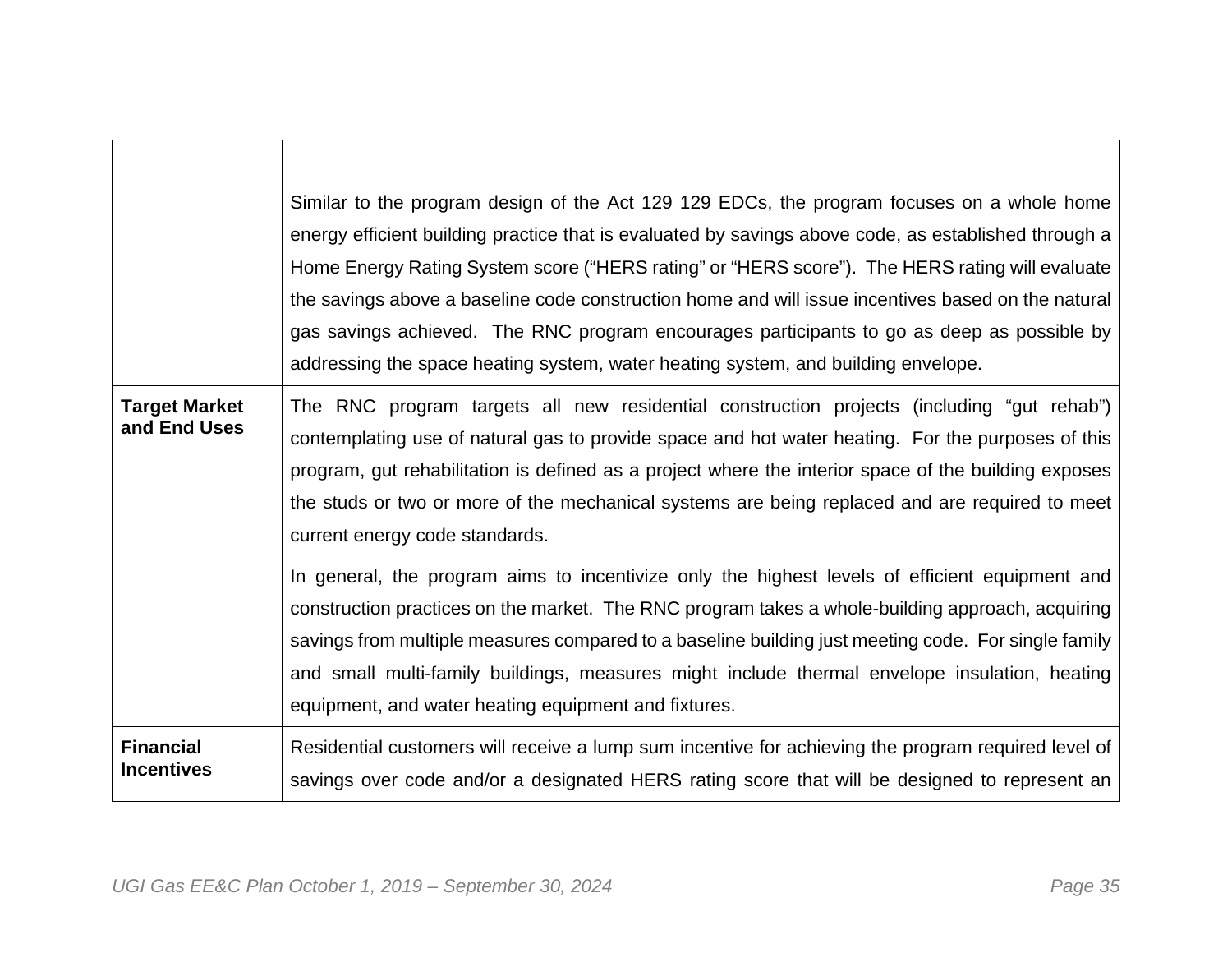| | |
|---|---|
| | Similar to the program design of the Act 129 129 EDCs, the program focuses on a whole home energy efficient building practice that is evaluated by savings above code, as established through a Home Energy Rating System score (“HERS rating” or “HERS score”). The HERS rating will evaluate the savings above a baseline code construction home and will issue incentives based on the natural gas savings achieved. The RNC program encourages participants to go as deep as possible by addressing the space heating system, water heating system, and building envelope. |
| **Target Market and End Uses** | The RNC program targets all new residential construction projects (including “gut rehab”) contemplating use of natural gas to provide space and hot water heating. For the purposes of this program, gut rehabilitation is defined as a project where the interior space of the building exposes the studs or two or more of the mechanical systems are being replaced and are required to meet current energy code standards.<br><br>In general, the program aims to incentivize only the highest levels of efficient equipment and construction practices on the market. The RNC program takes a whole-building approach, acquiring savings from multiple measures compared to a baseline building just meeting code. For single family and small multi-family buildings, measures might include thermal envelope insulation, heating equipment, and water heating equipment and fixtures. |
| **Financial Incentives** | Residential customers will receive a lump sum incentive for achieving the program required level of savings over code and/or a designated HERS rating score that will be designed to represent an |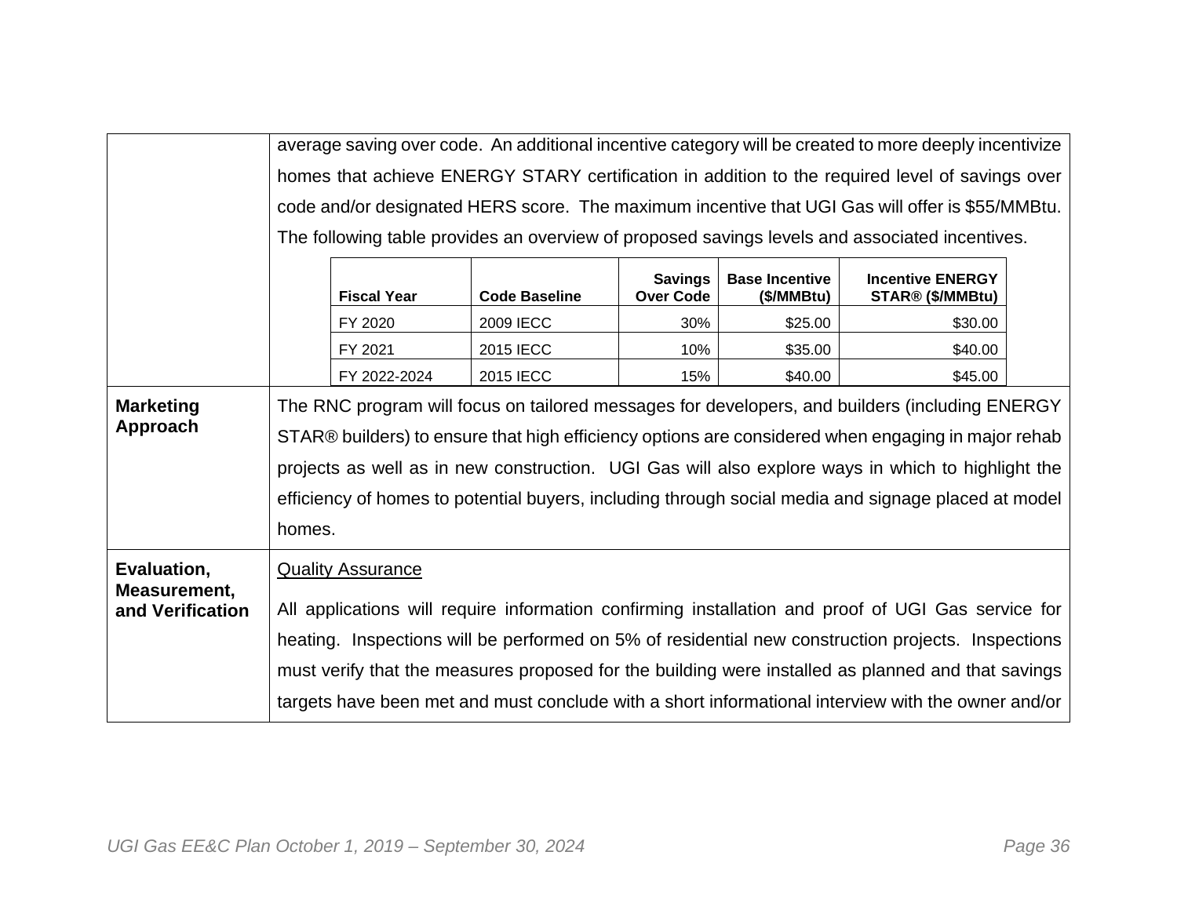| | |
|---|---|
| | average saving over code. An additional incentive category will be created to more deeply incentivize homes that achieve ENERGY STARY certification in addition to the required level of savings over code and/or designated HERS score. The maximum incentive that UGI Gas will offer is $55/MMBtu. The following table provides an overview of proposed savings levels and associated incentives. |

| Fiscal Year | Code Baseline | Savings Over Code | Base Incentive ($/MMBtu) | Incentive ENERGY STAR® ($/MMBtu) |
|---|---|---|---|---|
| FY 2020 | 2009 IECC | 30% | $25.00 | $30.00 |
| FY 2021 | 2015 IECC | 10% | $35.00 | $40.00 |
| FY 2022-2024 | 2015 IECC | 15% | $40.00 | $45.00 |

| | |
|---|---|
| **Marketing Approach** | The RNC program will focus on tailored messages for developers, and builders (including ENERGY STAR® builders) to ensure that high efficiency options are considered when engaging in major rehab projects as well as in new construction. UGI Gas will also explore ways in which to highlight the efficiency of homes to potential buyers, including through social media and signage placed at model homes. |
| **Evaluation, Measurement, and Verification** | <u>Quality Assurance</u><br><br>All applications will require information confirming installation and proof of UGI Gas service for heating. Inspections will be performed on 5% of residential new construction projects. Inspections must verify that the measures proposed for the building were installed as planned and that savings targets have been met and must conclude with a short informational interview with the owner and/or |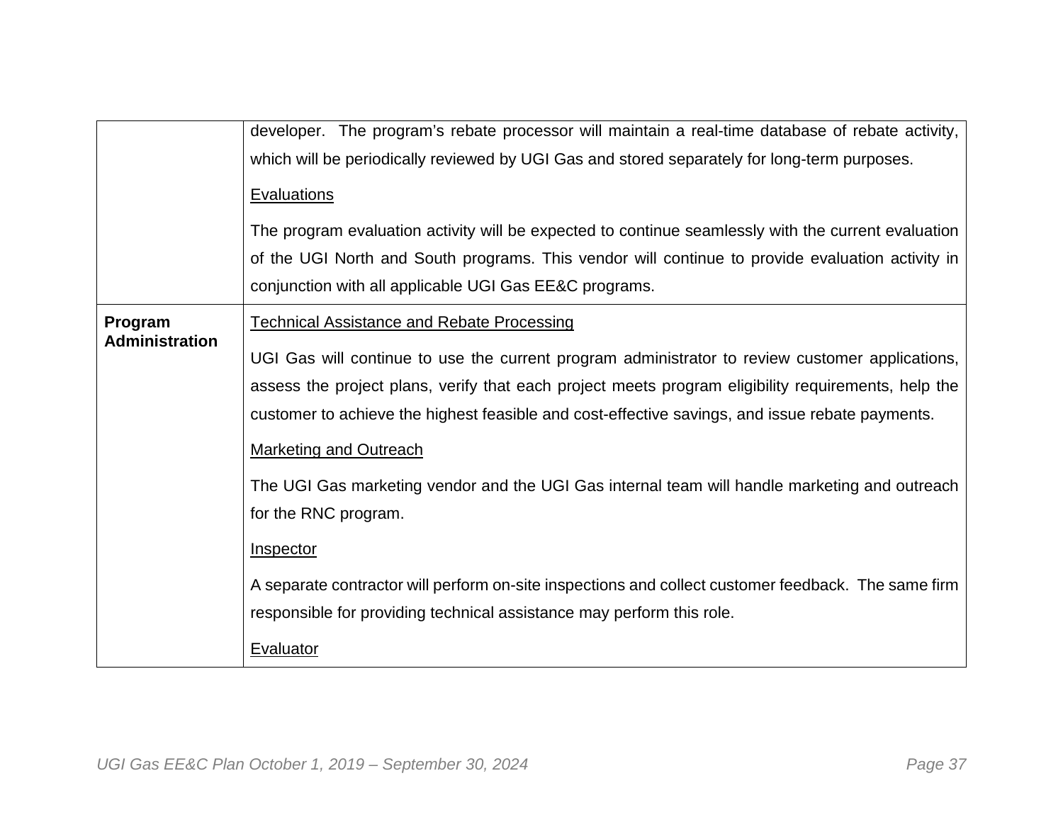| | |
|---|---|
| | developer. The program's rebate processor will maintain a real-time database of rebate activity, which will be periodically reviewed by UGI Gas and stored separately for long-term purposes.<br><br><u>Evaluations</u><br><br>The program evaluation activity will be expected to continue seamlessly with the current evaluation of the UGI North and South programs. This vendor will continue to provide evaluation activity in conjunction with all applicable UGI Gas EE&C programs. |
| **Program Administration** | <u>Technical Assistance and Rebate Processing</u><br><br>UGI Gas will continue to use the current program administrator to review customer applications, assess the project plans, verify that each project meets program eligibility requirements, help the customer to achieve the highest feasible and cost-effective savings, and issue rebate payments.<br><br><u>Marketing and Outreach</u><br><br>The UGI Gas marketing vendor and the UGI Gas internal team will handle marketing and outreach for the RNC program.<br><br><u>Inspector</u><br><br>A separate contractor will perform on-site inspections and collect customer feedback. The same firm responsible for providing technical assistance may perform this role.<br><br><u>Evaluator</u> |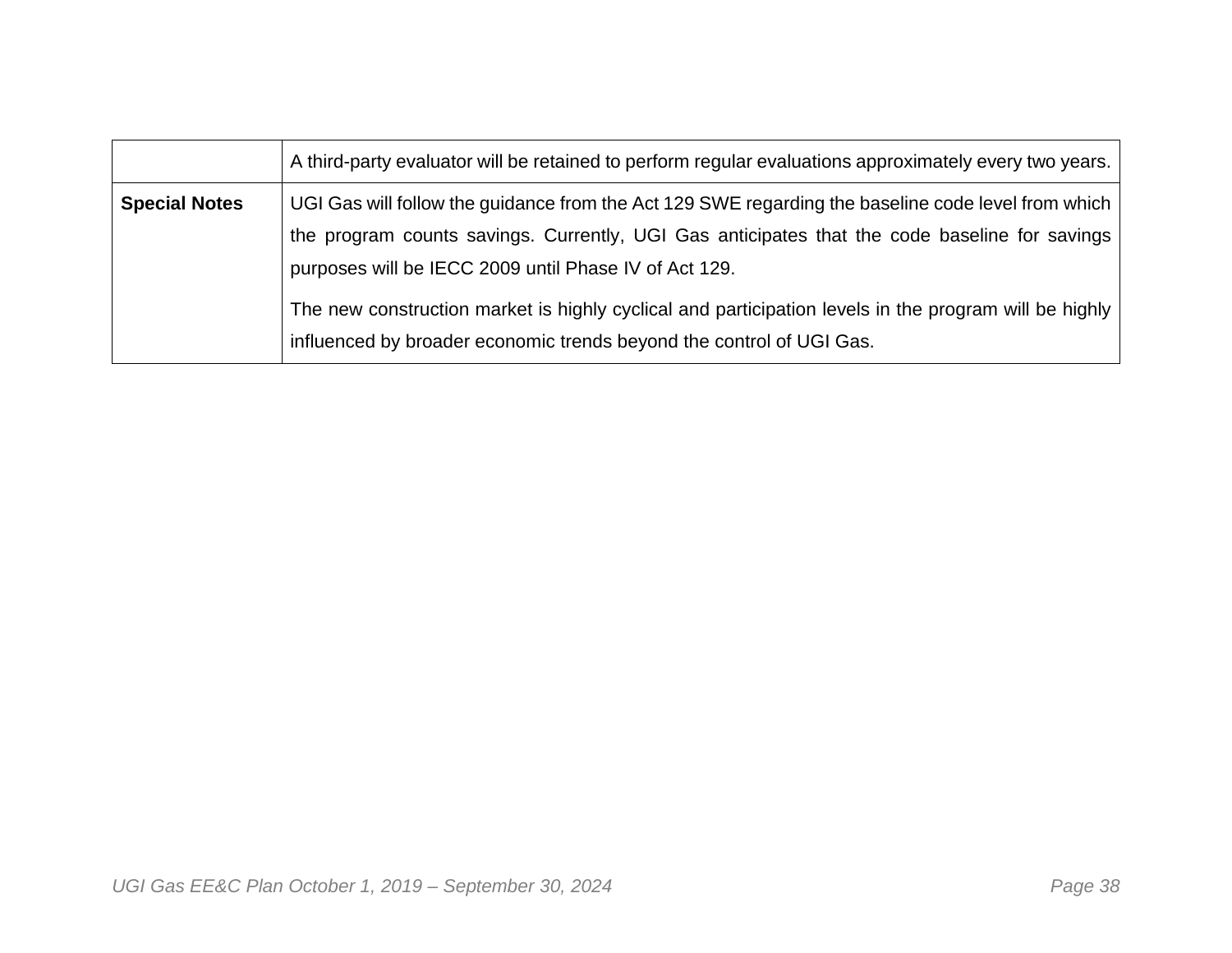| | |
|---|---|
| | A third-party evaluator will be retained to perform regular evaluations approximately every two years. |
| **Special Notes** | UGI Gas will follow the guidance from the Act 129 SWE regarding the baseline code level from which the program counts savings. Currently, UGI Gas anticipates that the code baseline for savings purposes will be IECC 2009 until Phase IV of Act 129.<br><br>The new construction market is highly cyclical and participation levels in the program will be highly influenced by broader economic trends beyond the control of UGI Gas. |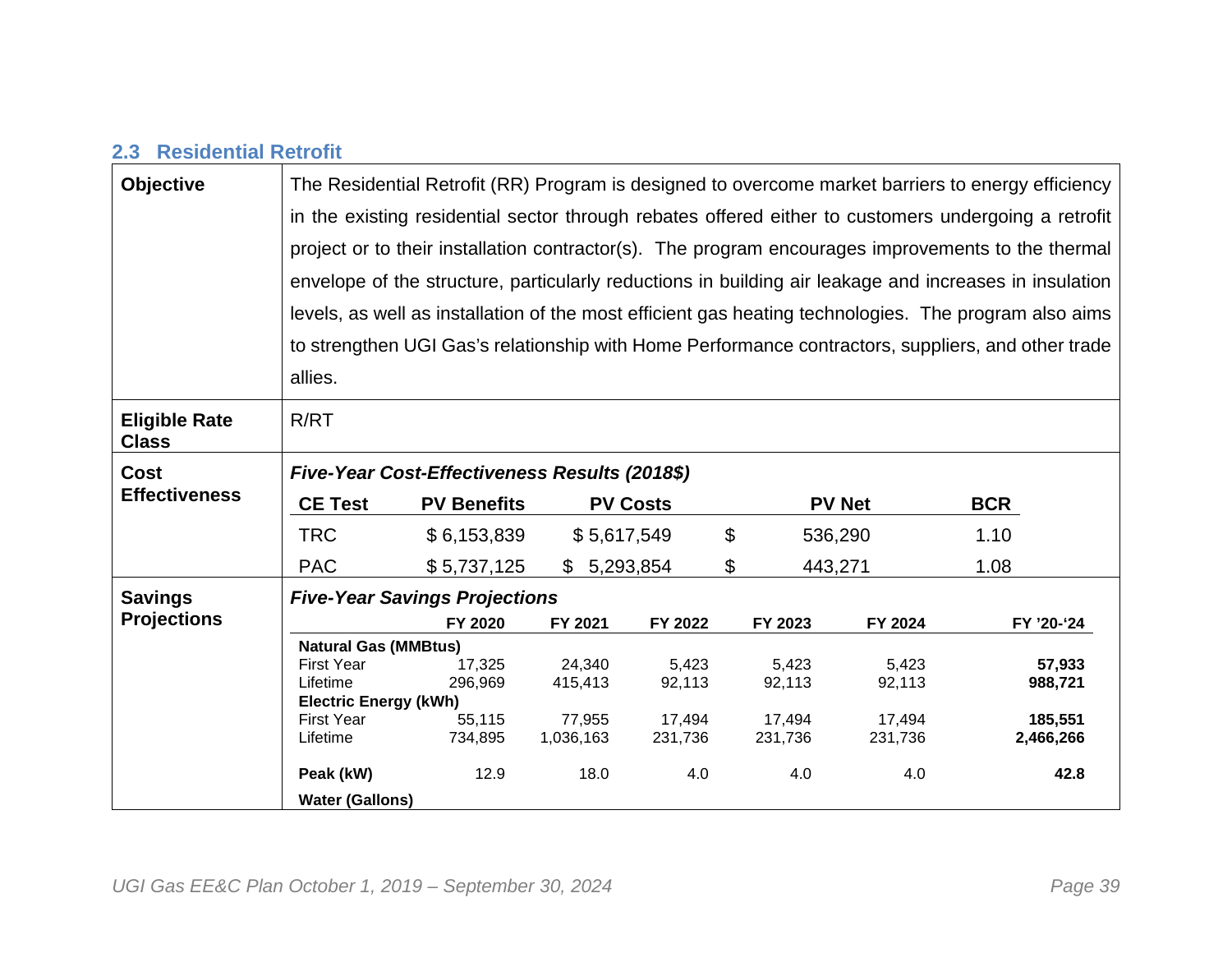## 2.3 Residential Retrofit

| | |
|---|---|
| **Objective** | The Residential Retrofit (RR) Program is designed to overcome market barriers to energy efficiency in the existing residential sector through rebates offered either to customers undergoing a retrofit project or to their installation contractor(s). The program encourages improvements to the thermal envelope of the structure, particularly reductions in building air leakage and increases in insulation levels, as well as installation of the most efficient gas heating technologies. The program also aims to strengthen UGI Gas's relationship with Home Performance contractors, suppliers, and other trade allies. |
| **Eligible Rate Class** | R/RT |
| **Cost Effectiveness** | ***Five-Year Cost-Effectiveness Results (2018$)*** |

| CE Test | PV Benefits | PV Costs | PV Net | BCR |
|---|---|---|---|---|
| TRC | $ 6,153,839 | $ 5,617,549 | $ 536,290 | 1.10 |
| PAC | $ 5,737,125 | $ 5,293,854 | $ 443,271 | 1.08 |

**Savings Projections**

***Five-Year Savings Projections***

| | FY 2020 | FY 2021 | FY 2022 | FY 2023 | FY 2024 | FY '20-'24 |
|---|---|---|---|---|---|---|
| **Natural Gas (MMBtus)** | | | | | | |
| First Year | 17,325 | 24,340 | 5,423 | 5,423 | 5,423 | **57,933** |
| Lifetime | 296,969 | 415,413 | 92,113 | 92,113 | 92,113 | **988,721** |
| **Electric Energy (kWh)** | | | | | | |
| First Year | 55,115 | 77,955 | 17,494 | 17,494 | 17,494 | **185,551** |
| Lifetime | 734,895 | 1,036,163 | 231,736 | 231,736 | 231,736 | **2,466,266** |
| **Peak (kW)** | 12.9 | 18.0 | 4.0 | 4.0 | 4.0 | **42.8** |
| **Water (Gallons)** | | | | | | |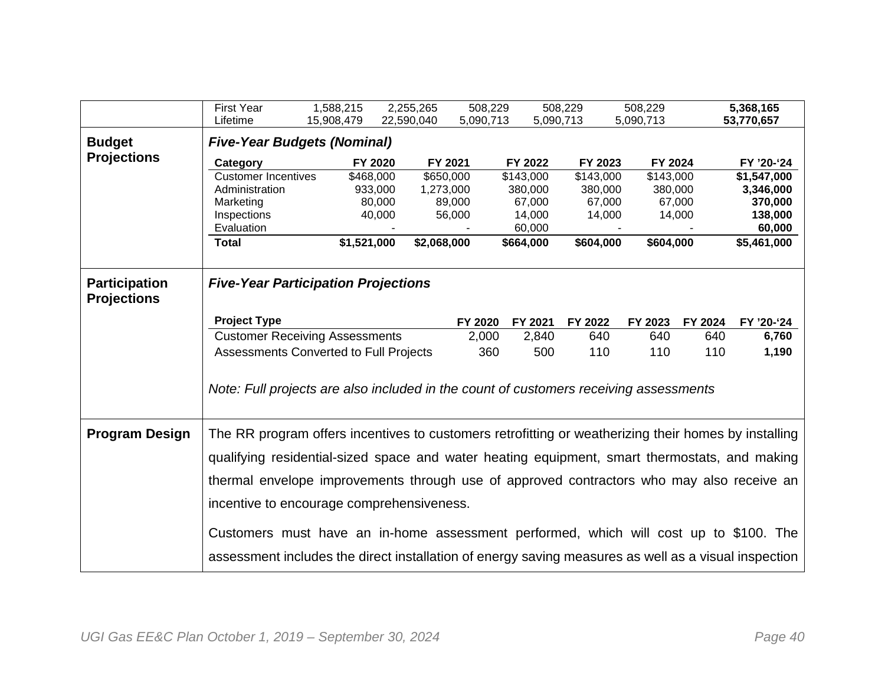| | | | | | | | |
|---|---|---|---|---|---|---|---|
| | First Year | 1,588,215 | 2,255,265 | 508,229 | 508,229 | 508,229 | **5,368,165** |
| | Lifetime | 15,908,479 | 22,590,040 | 5,090,713 | 5,090,713 | 5,090,713 | **53,770,657** |

**Budget Projections**

***Five-Year Budgets (Nominal)***

| Category | FY 2020 | FY 2021 | FY 2022 | FY 2023 | FY 2024 | FY '20-'24 |
|---|---|---|---|---|---|---|
| Customer Incentives | $468,000 | $650,000 | $143,000 | $143,000 | $143,000 | **$1,547,000** |
| Administration | 933,000 | 1,273,000 | 380,000 | 380,000 | 380,000 | **3,346,000** |
| Marketing | 80,000 | 89,000 | 67,000 | 67,000 | 67,000 | **370,000** |
| Inspections | 40,000 | 56,000 | 14,000 | 14,000 | 14,000 | **138,000** |
| Evaluation | - | - | 60,000 | - | - | **60,000** |
| **Total** | **$1,521,000** | **$2,068,000** | **$664,000** | **$604,000** | **$604,000** | **$5,461,000** |

**Participation Projections**

***Five-Year Participation Projections***

| Project Type | FY 2020 | FY 2021 | FY 2022 | FY 2023 | FY 2024 | FY '20-'24 |
|---|---|---|---|---|---|---|
| Customer Receiving Assessments | 2,000 | 2,840 | 640 | 640 | 640 | **6,760** |
| Assessments Converted to Full Projects | 360 | 500 | 110 | 110 | 110 | **1,190** |

*Note: Full projects are also included in the count of customers receiving assessments*

**Program Design**

The RR program offers incentives to customers retrofitting or weatherizing their homes by installing qualifying residential-sized space and water heating equipment, smart thermostats, and making thermal envelope improvements through use of approved contractors who may also receive an incentive to encourage comprehensiveness.

Customers must have an in-home assessment performed, which will cost up to $100. The assessment includes the direct installation of energy saving measures as well as a visual inspection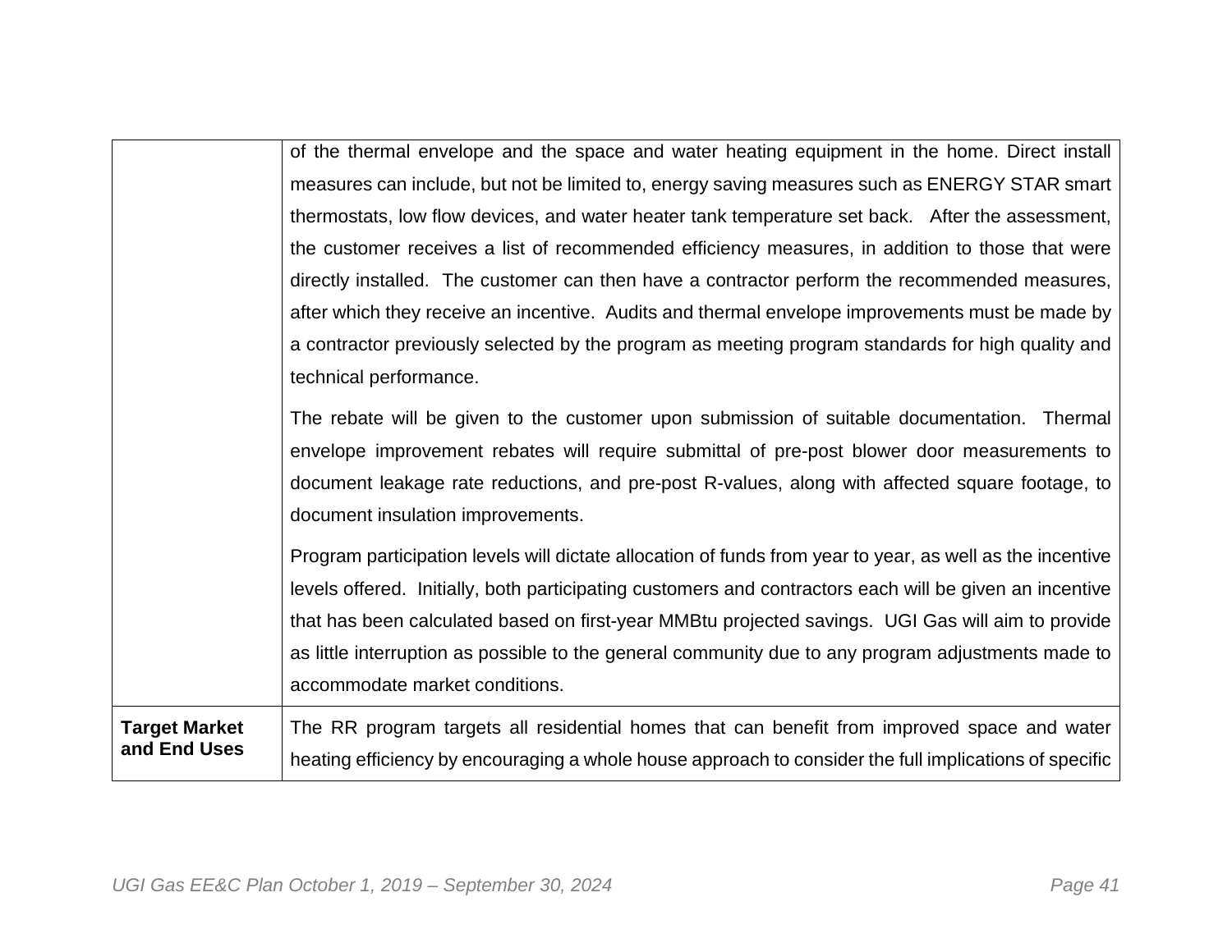|  |  |
|---|---|
|  | of the thermal envelope and the space and water heating equipment in the home. Direct install measures can include, but not be limited to, energy saving measures such as ENERGY STAR smart thermostats, low flow devices, and water heater tank temperature set back. After the assessment, the customer receives a list of recommended efficiency measures, in addition to those that were directly installed. The customer can then have a contractor perform the recommended measures, after which they receive an incentive. Audits and thermal envelope improvements must be made by a contractor previously selected by the program as meeting program standards for high quality and technical performance.<br><br>The rebate will be given to the customer upon submission of suitable documentation. Thermal envelope improvement rebates will require submittal of pre-post blower door measurements to document leakage rate reductions, and pre-post R-values, along with affected square footage, to document insulation improvements.<br><br>Program participation levels will dictate allocation of funds from year to year, as well as the incentive levels offered. Initially, both participating customers and contractors each will be given an incentive that has been calculated based on first-year MMBtu projected savings. UGI Gas will aim to provide as little interruption as possible to the general community due to any program adjustments made to accommodate market conditions. |
| **Target Market and End Uses** | The RR program targets all residential homes that can benefit from improved space and water heating efficiency by encouraging a whole house approach to consider the full implications of specific |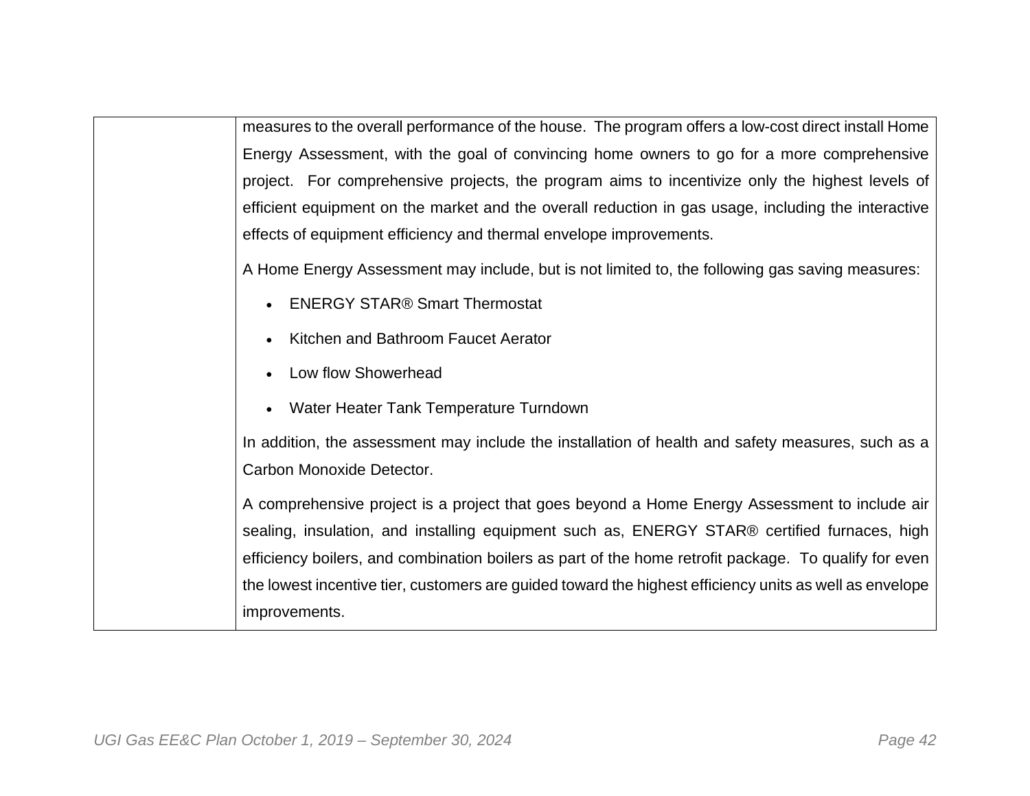| | |
|---|---|
| | measures to the overall performance of the house. The program offers a low-cost direct install Home Energy Assessment, with the goal of convincing home owners to go for a more comprehensive project. For comprehensive projects, the program aims to incentivize only the highest levels of efficient equipment on the market and the overall reduction in gas usage, including the interactive effects of equipment efficiency and thermal envelope improvements.<br><br>A Home Energy Assessment may include, but is not limited to, the following gas saving measures:<br><br>• ENERGY STAR® Smart Thermostat<br>• Kitchen and Bathroom Faucet Aerator<br>• Low flow Showerhead<br>• Water Heater Tank Temperature Turndown<br><br>In addition, the assessment may include the installation of health and safety measures, such as a Carbon Monoxide Detector.<br><br>A comprehensive project is a project that goes beyond a Home Energy Assessment to include air sealing, insulation, and installing equipment such as, ENERGY STAR® certified furnaces, high efficiency boilers, and combination boilers as part of the home retrofit package. To qualify for even the lowest incentive tier, customers are guided toward the highest efficiency units as well as envelope improvements. |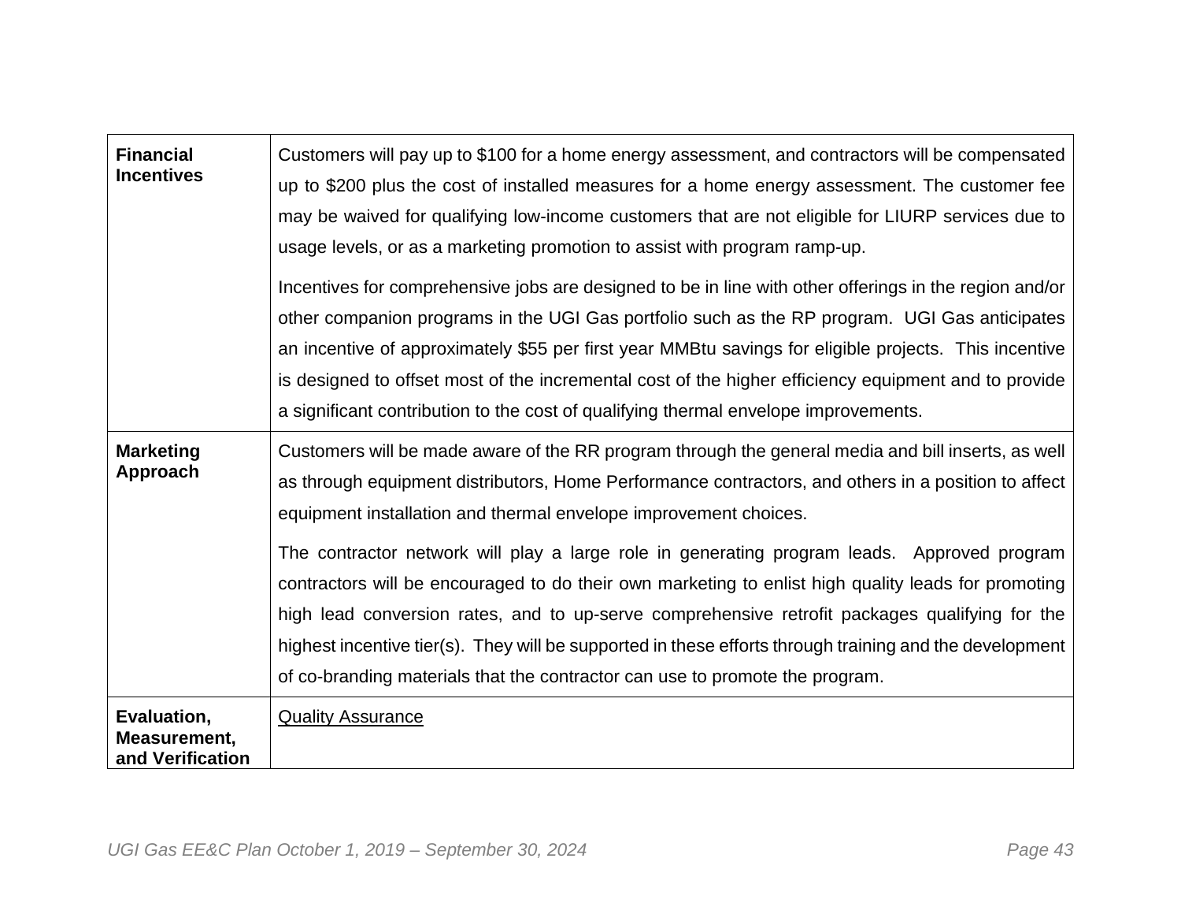| | |
|---|---|
| **Financial Incentives** | Customers will pay up to $100 for a home energy assessment, and contractors will be compensated up to $200 plus the cost of installed measures for a home energy assessment. The customer fee may be waived for qualifying low-income customers that are not eligible for LIURP services due to usage levels, or as a marketing promotion to assist with program ramp-up.<br><br>Incentives for comprehensive jobs are designed to be in line with other offerings in the region and/or other companion programs in the UGI Gas portfolio such as the RP program. UGI Gas anticipates an incentive of approximately $55 per first year MMBtu savings for eligible projects. This incentive is designed to offset most of the incremental cost of the higher efficiency equipment and to provide a significant contribution to the cost of qualifying thermal envelope improvements. |
| **Marketing Approach** | Customers will be made aware of the RR program through the general media and bill inserts, as well as through equipment distributors, Home Performance contractors, and others in a position to affect equipment installation and thermal envelope improvement choices.<br><br>The contractor network will play a large role in generating program leads. Approved program contractors will be encouraged to do their own marketing to enlist high quality leads for promoting high lead conversion rates, and to up-serve comprehensive retrofit packages qualifying for the highest incentive tier(s). They will be supported in these efforts through training and the development of co-branding materials that the contractor can use to promote the program. |
| **Evaluation, Measurement, and Verification** | <u>Quality Assurance</u> |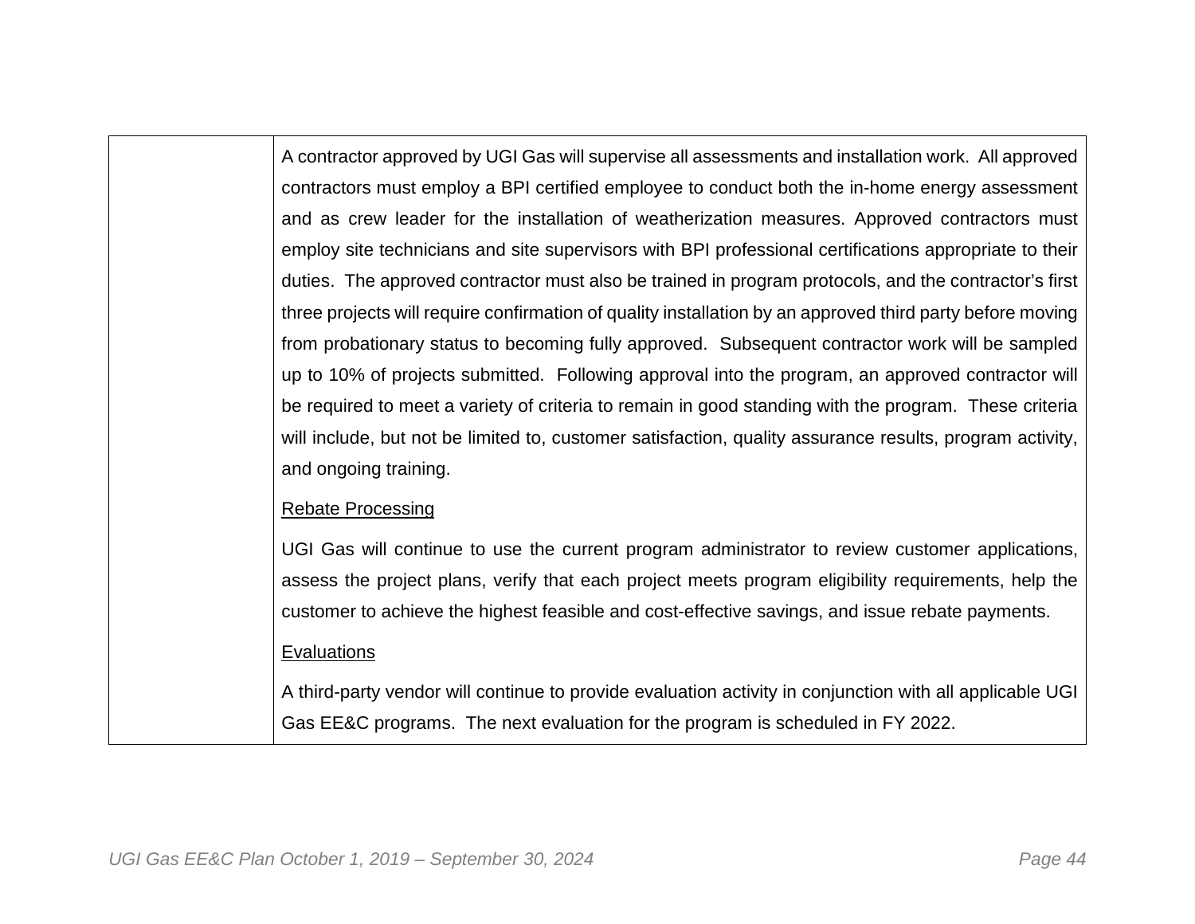| | |
|---|---|
| | A contractor approved by UGI Gas will supervise all assessments and installation work. All approved contractors must employ a BPI certified employee to conduct both the in-home energy assessment and as crew leader for the installation of weatherization measures. Approved contractors must employ site technicians and site supervisors with BPI professional certifications appropriate to their duties. The approved contractor must also be trained in program protocols, and the contractor's first three projects will require confirmation of quality installation by an approved third party before moving from probationary status to becoming fully approved. Subsequent contractor work will be sampled up to 10% of projects submitted. Following approval into the program, an approved contractor will be required to meet a variety of criteria to remain in good standing with the program. These criteria will include, but not be limited to, customer satisfaction, quality assurance results, program activity, and ongoing training.<br><br><u>Rebate Processing</u><br><br>UGI Gas will continue to use the current program administrator to review customer applications, assess the project plans, verify that each project meets program eligibility requirements, help the customer to achieve the highest feasible and cost-effective savings, and issue rebate payments.<br><br><u>Evaluations</u><br><br>A third-party vendor will continue to provide evaluation activity in conjunction with all applicable UGI Gas EE&C programs. The next evaluation for the program is scheduled in FY 2022. |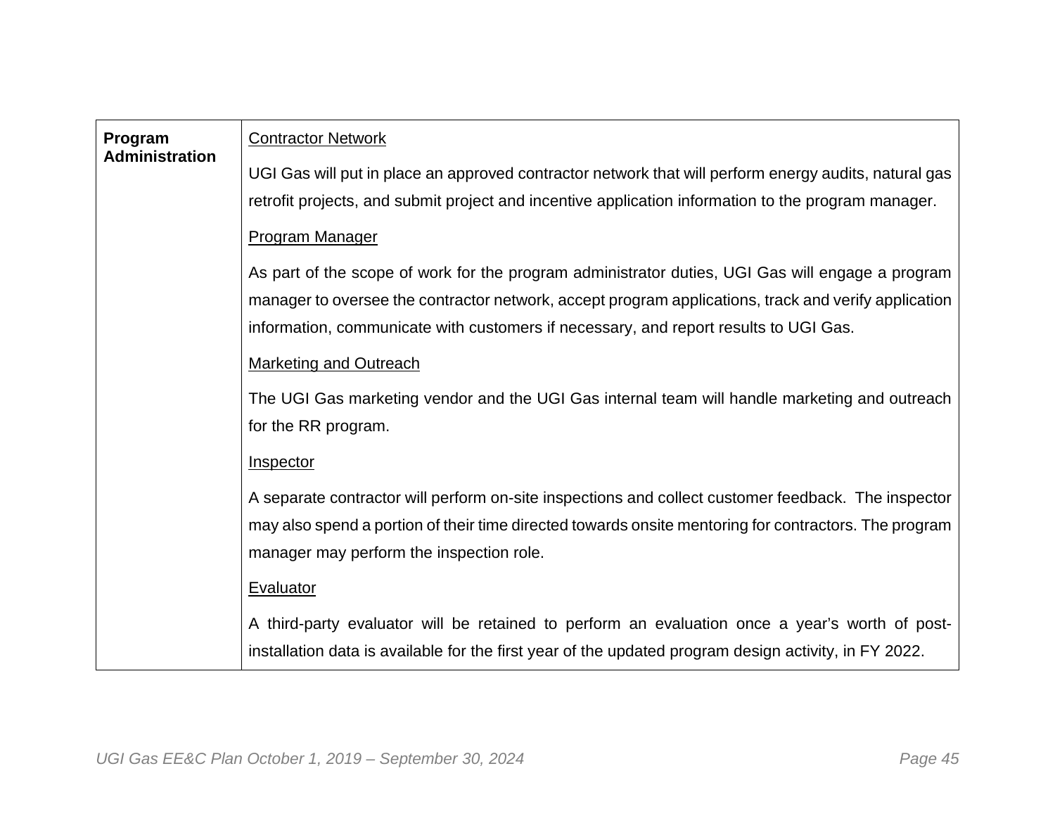| | |
|---|---|
| **Program Administration** | Contractor Network<br><br>UGI Gas will put in place an approved contractor network that will perform energy audits, natural gas retrofit projects, and submit project and incentive application information to the program manager.<br><br>Program Manager<br><br>As part of the scope of work for the program administrator duties, UGI Gas will engage a program manager to oversee the contractor network, accept program applications, track and verify application information, communicate with customers if necessary, and report results to UGI Gas.<br><br>Marketing and Outreach<br><br>The UGI Gas marketing vendor and the UGI Gas internal team will handle marketing and outreach for the RR program.<br><br>Inspector<br><br>A separate contractor will perform on-site inspections and collect customer feedback. The inspector may also spend a portion of their time directed towards onsite mentoring for contractors. The program manager may perform the inspection role.<br><br>Evaluator<br><br>A third-party evaluator will be retained to perform an evaluation once a year's worth of post-installation data is available for the first year of the updated program design activity, in FY 2022. |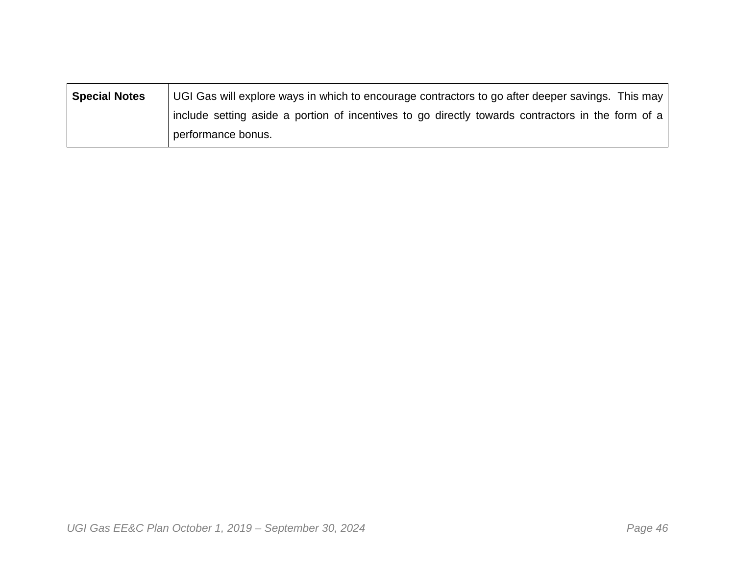| Special Notes | UGI Gas will explore ways in which to encourage contractors to go after deeper savings.  This may include setting aside a portion of incentives to go directly towards contractors in the form of a performance bonus. |
|---|---|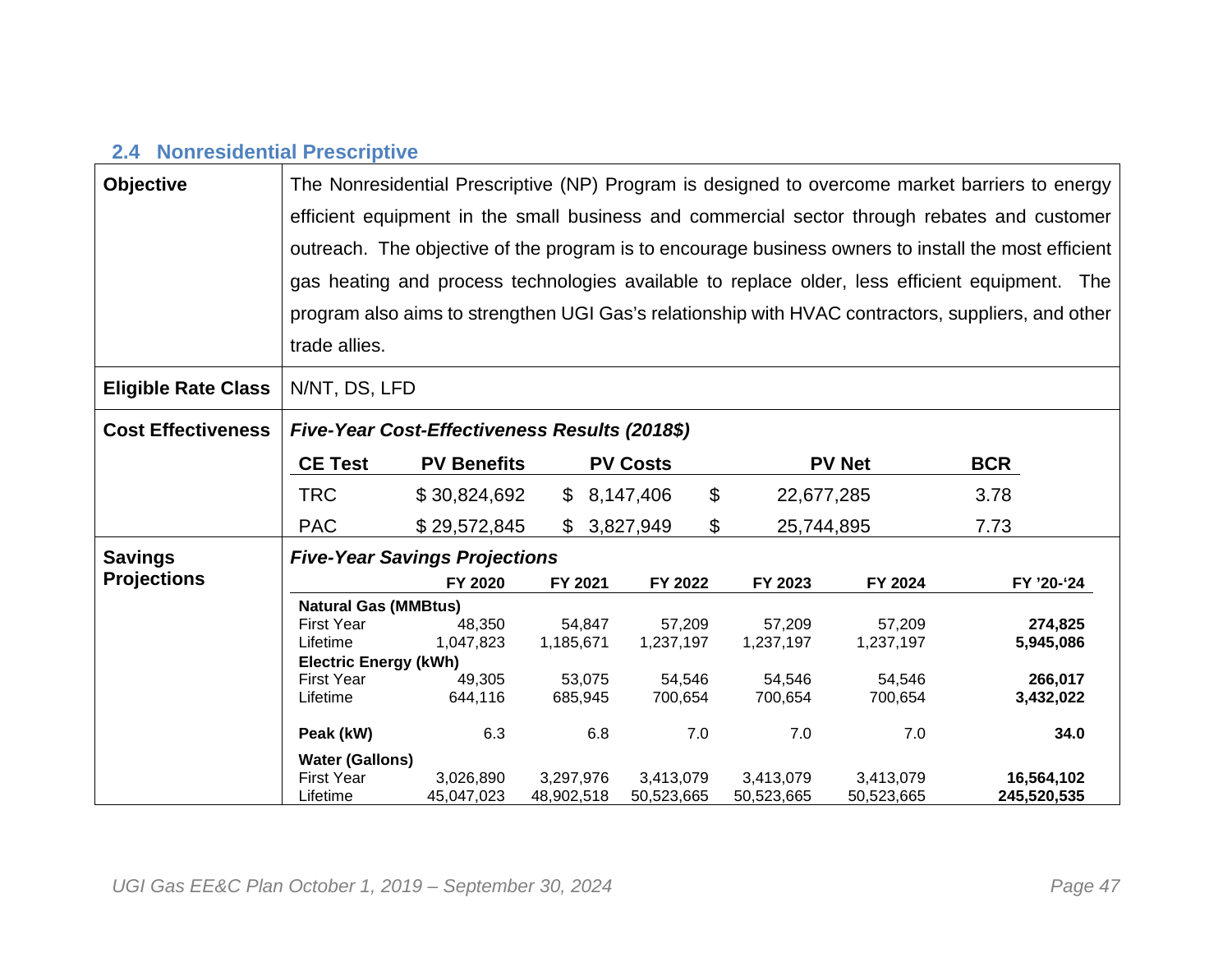## 2.4 Nonresidential Prescriptive

**Objective**

The Nonresidential Prescriptive (NP) Program is designed to overcome market barriers to energy efficient equipment in the small business and commercial sector through rebates and customer outreach. The objective of the program is to encourage business owners to install the most efficient gas heating and process technologies available to replace older, less efficient equipment. The program also aims to strengthen UGI Gas's relationship with HVAC contractors, suppliers, and other trade allies.

**Eligible Rate Class**

N/NT, DS, LFD

**Cost Effectiveness**

***Five-Year Cost-Effectiveness Results (2018$)***

| CE Test | PV Benefits | PV Costs | PV Net | BCR |
|---|---|---|---|---|
| TRC | $ 30,824,692 | $ 8,147,406 | $ 22,677,285 | 3.78 |
| PAC | $ 29,572,845 | $ 3,827,949 | $ 25,744,895 | 7.73 |

**Savings Projections**

***Five-Year Savings Projections***

| | FY 2020 | FY 2021 | FY 2022 | FY 2023 | FY 2024 | FY '20-'24 |
|---|---|---|---|---|---|---|
| **Natural Gas (MMBtus)** | | | | | | |
| First Year | 48,350 | 54,847 | 57,209 | 57,209 | 57,209 | **274,825** |
| Lifetime | 1,047,823 | 1,185,671 | 1,237,197 | 1,237,197 | 1,237,197 | **5,945,086** |
| **Electric Energy (kWh)** | | | | | | |
| First Year | 49,305 | 53,075 | 54,546 | 54,546 | 54,546 | **266,017** |
| Lifetime | 644,116 | 685,945 | 700,654 | 700,654 | 700,654 | **3,432,022** |
| **Peak (kW)** | 6.3 | 6.8 | 7.0 | 7.0 | 7.0 | **34.0** |
| **Water (Gallons)** | | | | | | |
| First Year | 3,026,890 | 3,297,976 | 3,413,079 | 3,413,079 | 3,413,079 | **16,564,102** |
| Lifetime | 45,047,023 | 48,902,518 | 50,523,665 | 50,523,665 | 50,523,665 | **245,520,535** |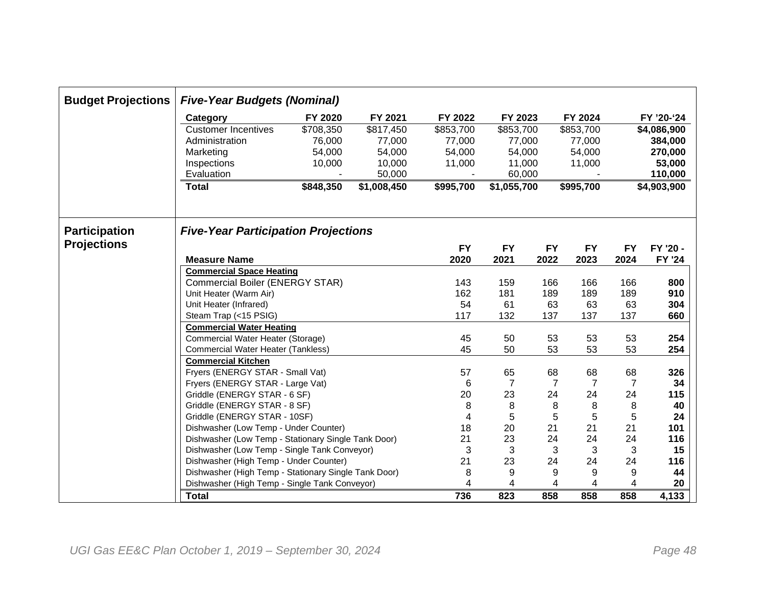**Budget Projections**

***Five-Year Budgets (Nominal)***

| Category | FY 2020 | FY 2021 | FY 2022 | FY 2023 | FY 2024 | FY '20-'24 |
|---|---|---|---|---|---|---|
| Customer Incentives | $708,350 | $817,450 | $853,700 | $853,700 | $853,700 | **$4,086,900** |
| Administration | 76,000 | 77,000 | 77,000 | 77,000 | 77,000 | **384,000** |
| Marketing | 54,000 | 54,000 | 54,000 | 54,000 | 54,000 | **270,000** |
| Inspections | 10,000 | 10,000 | 11,000 | 11,000 | 11,000 | **53,000** |
| Evaluation | - | 50,000 | - | 60,000 | - | **110,000** |
| **Total** | **$848,350** | **$1,008,450** | **$995,700** | **$1,055,700** | **$995,700** | **$4,903,900** |

**Participation Projections**

***Five-Year Participation Projections***

| Measure Name | FY 2020 | FY 2021 | FY 2022 | FY 2023 | FY 2024 | FY '20 - FY '24 |
|---|---|---|---|---|---|---|
| **Commercial Space Heating** | | | | | | |
| Commercial Boiler (ENERGY STAR) | 143 | 159 | 166 | 166 | 166 | **800** |
| Unit Heater (Warm Air) | 162 | 181 | 189 | 189 | 189 | **910** |
| Unit Heater (Infrared) | 54 | 61 | 63 | 63 | 63 | **304** |
| Steam Trap (<15 PSIG) | 117 | 132 | 137 | 137 | 137 | **660** |
| **Commercial Water Heating** | | | | | | |
| Commercial Water Heater (Storage) | 45 | 50 | 53 | 53 | 53 | **254** |
| Commercial Water Heater (Tankless) | 45 | 50 | 53 | 53 | 53 | **254** |
| **Commercial Kitchen** | | | | | | |
| Fryers (ENERGY STAR - Small Vat) | 57 | 65 | 68 | 68 | 68 | **326** |
| Fryers (ENERGY STAR - Large Vat) | 6 | 7 | 7 | 7 | 7 | **34** |
| Griddle (ENERGY STAR - 6 SF) | 20 | 23 | 24 | 24 | 24 | **115** |
| Griddle (ENERGY STAR - 8 SF) | 8 | 8 | 8 | 8 | 8 | **40** |
| Griddle (ENERGY STAR - 10SF) | 4 | 5 | 5 | 5 | 5 | **24** |
| Dishwasher (Low Temp - Under Counter) | 18 | 20 | 21 | 21 | 21 | **101** |
| Dishwasher (Low Temp - Stationary Single Tank Door) | 21 | 23 | 24 | 24 | 24 | **116** |
| Dishwasher (Low Temp - Single Tank Conveyor) | 3 | 3 | 3 | 3 | 3 | **15** |
| Dishwasher (High Temp - Under Counter) | 21 | 23 | 24 | 24 | 24 | **116** |
| Dishwasher (High Temp - Stationary Single Tank Door) | 8 | 9 | 9 | 9 | 9 | **44** |
| Dishwasher (High Temp - Single Tank Conveyor) | 4 | 4 | 4 | 4 | 4 | **20** |
| **Total** | **736** | **823** | **858** | **858** | **858** | **4,133** |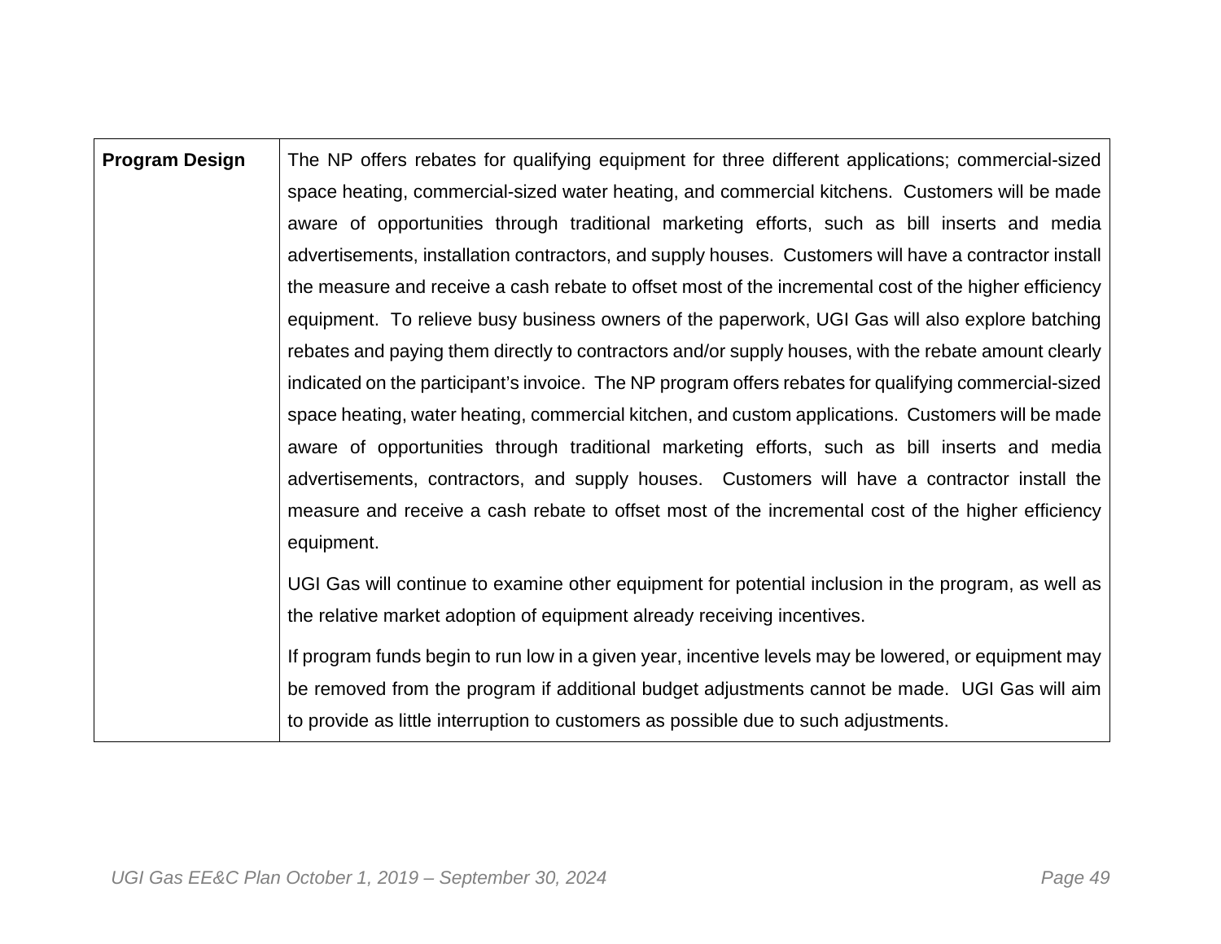| Program Design | The NP offers rebates for qualifying equipment for three different applications; commercial-sized space heating, commercial-sized water heating, and commercial kitchens. Customers will be made aware of opportunities through traditional marketing efforts, such as bill inserts and media advertisements, installation contractors, and supply houses. Customers will have a contractor install the measure and receive a cash rebate to offset most of the incremental cost of the higher efficiency equipment. To relieve busy business owners of the paperwork, UGI Gas will also explore batching rebates and paying them directly to contractors and/or supply houses, with the rebate amount clearly indicated on the participant's invoice. The NP program offers rebates for qualifying commercial-sized space heating, water heating, commercial kitchen, and custom applications. Customers will be made aware of opportunities through traditional marketing efforts, such as bill inserts and media advertisements, contractors, and supply houses. Customers will have a contractor install the measure and receive a cash rebate to offset most of the incremental cost of the higher efficiency equipment.<br><br>UGI Gas will continue to examine other equipment for potential inclusion in the program, as well as the relative market adoption of equipment already receiving incentives.<br><br>If program funds begin to run low in a given year, incentive levels may be lowered, or equipment may be removed from the program if additional budget adjustments cannot be made. UGI Gas will aim to provide as little interruption to customers as possible due to such adjustments. |
|---|---|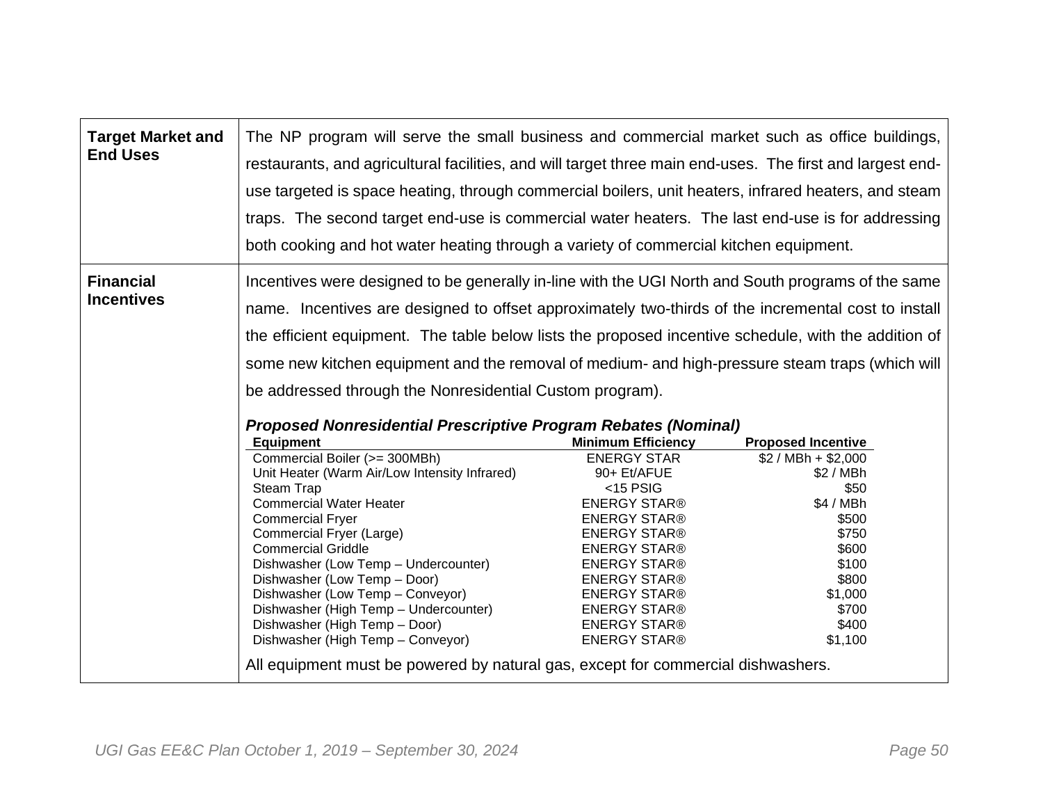| | |
|---|---|
| **Target Market and End Uses** | The NP program will serve the small business and commercial market such as office buildings, restaurants, and agricultural facilities, and will target three main end-uses. The first and largest end-use targeted is space heating, through commercial boilers, unit heaters, infrared heaters, and steam traps. The second target end-use is commercial water heaters. The last end-use is for addressing both cooking and hot water heating through a variety of commercial kitchen equipment. |
| **Financial Incentives** | Incentives were designed to be generally in-line with the UGI North and South programs of the same name. Incentives are designed to offset approximately two-thirds of the incremental cost to install the efficient equipment. The table below lists the proposed incentive schedule, with the addition of some new kitchen equipment and the removal of medium- and high-pressure steam traps (which will be addressed through the Nonresidential Custom program). |

***Proposed Nonresidential Prescriptive Program Rebates (Nominal)***

| Equipment | Minimum Efficiency | Proposed Incentive |
|---|---|---|
| Commercial Boiler (>= 300MBh) | ENERGY STAR | $2 / MBh + $2,000 |
| Unit Heater (Warm Air/Low Intensity Infrared) | 90+ Et/AFUE | $2 / MBh |
| Steam Trap | <15 PSIG | $50 |
| Commercial Water Heater | ENERGY STAR® | $4 / MBh |
| Commercial Fryer | ENERGY STAR® | $500 |
| Commercial Fryer (Large) | ENERGY STAR® | $750 |
| Commercial Griddle | ENERGY STAR® | $600 |
| Dishwasher (Low Temp – Undercounter) | ENERGY STAR® | $100 |
| Dishwasher (Low Temp – Door) | ENERGY STAR® | $800 |
| Dishwasher (Low Temp – Conveyor) | ENERGY STAR® | $1,000 |
| Dishwasher (High Temp – Undercounter) | ENERGY STAR® | $700 |
| Dishwasher (High Temp – Door) | ENERGY STAR® | $400 |
| Dishwasher (High Temp – Conveyor) | ENERGY STAR® | $1,100 |

All equipment must be powered by natural gas, except for commercial dishwashers.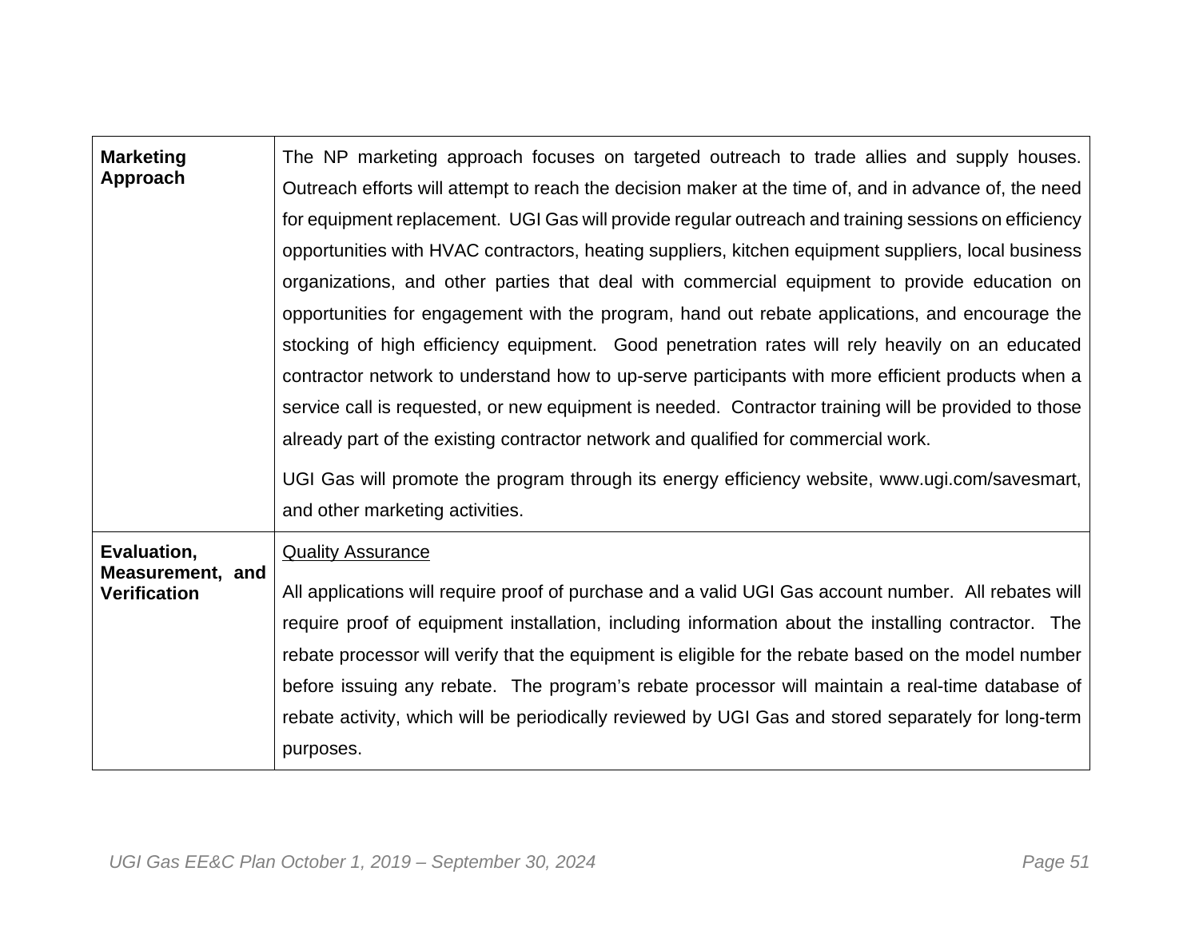| | |
|---|---|
| **Marketing Approach** | The NP marketing approach focuses on targeted outreach to trade allies and supply houses. Outreach efforts will attempt to reach the decision maker at the time of, and in advance of, the need for equipment replacement. UGI Gas will provide regular outreach and training sessions on efficiency opportunities with HVAC contractors, heating suppliers, kitchen equipment suppliers, local business organizations, and other parties that deal with commercial equipment to provide education on opportunities for engagement with the program, hand out rebate applications, and encourage the stocking of high efficiency equipment. Good penetration rates will rely heavily on an educated contractor network to understand how to up-serve participants with more efficient products when a service call is requested, or new equipment is needed. Contractor training will be provided to those already part of the existing contractor network and qualified for commercial work.<br><br>UGI Gas will promote the program through its energy efficiency website, www.ugi.com/savesmart, and other marketing activities. |
| **Evaluation, Measurement, and Verification** | <u>Quality Assurance</u><br><br>All applications will require proof of purchase and a valid UGI Gas account number. All rebates will require proof of equipment installation, including information about the installing contractor. The rebate processor will verify that the equipment is eligible for the rebate based on the model number before issuing any rebate. The program's rebate processor will maintain a real-time database of rebate activity, which will be periodically reviewed by UGI Gas and stored separately for long-term purposes. |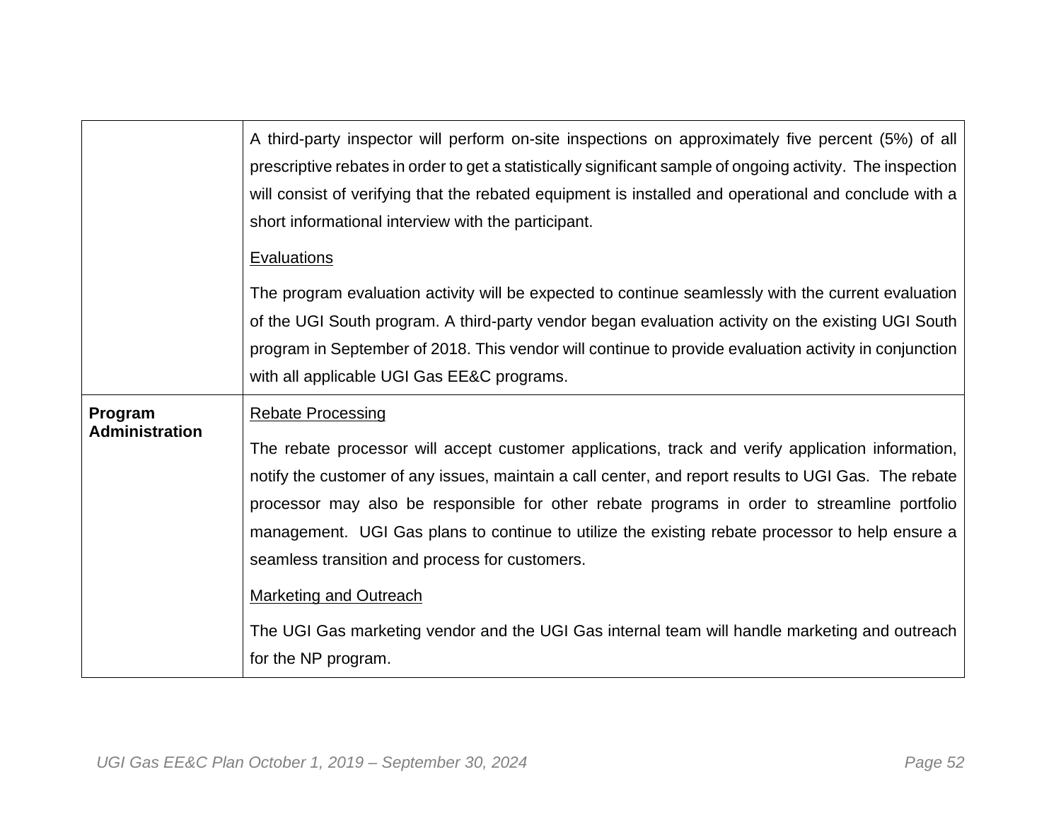| | |
|---|---|
| | A third-party inspector will perform on-site inspections on approximately five percent (5%) of all prescriptive rebates in order to get a statistically significant sample of ongoing activity. The inspection will consist of verifying that the rebated equipment is installed and operational and conclude with a short informational interview with the participant.<br><br><u>Evaluations</u><br><br>The program evaluation activity will be expected to continue seamlessly with the current evaluation of the UGI South program. A third-party vendor began evaluation activity on the existing UGI South program in September of 2018. This vendor will continue to provide evaluation activity in conjunction with all applicable UGI Gas EE&C programs. |
| **Program Administration** | <u>Rebate Processing</u><br><br>The rebate processor will accept customer applications, track and verify application information, notify the customer of any issues, maintain a call center, and report results to UGI Gas. The rebate processor may also be responsible for other rebate programs in order to streamline portfolio management. UGI Gas plans to continue to utilize the existing rebate processor to help ensure a seamless transition and process for customers.<br><br><u>Marketing and Outreach</u><br><br>The UGI Gas marketing vendor and the UGI Gas internal team will handle marketing and outreach for the NP program. |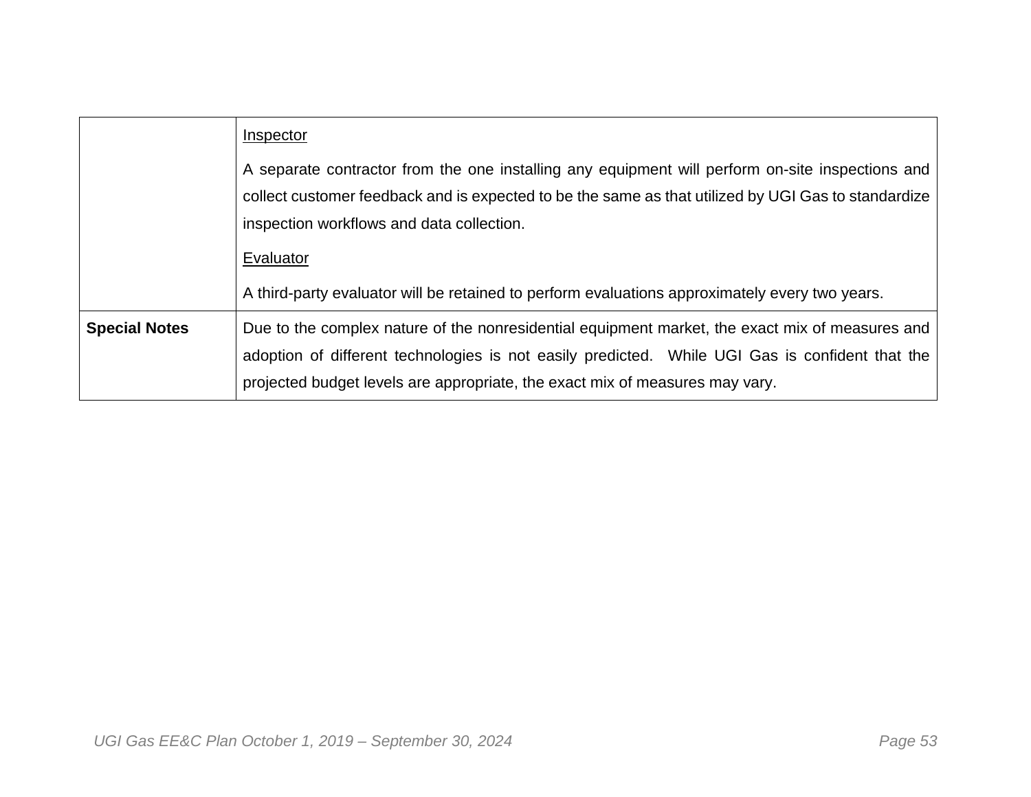| | |
|---|---|
| | <u>Inspector</u><br><br>A separate contractor from the one installing any equipment will perform on-site inspections and collect customer feedback and is expected to be the same as that utilized by UGI Gas to standardize inspection workflows and data collection.<br><br><u>Evaluator</u><br><br>A third-party evaluator will be retained to perform evaluations approximately every two years. |
| **Special Notes** | Due to the complex nature of the nonresidential equipment market, the exact mix of measures and adoption of different technologies is not easily predicted. While UGI Gas is confident that the projected budget levels are appropriate, the exact mix of measures may vary. |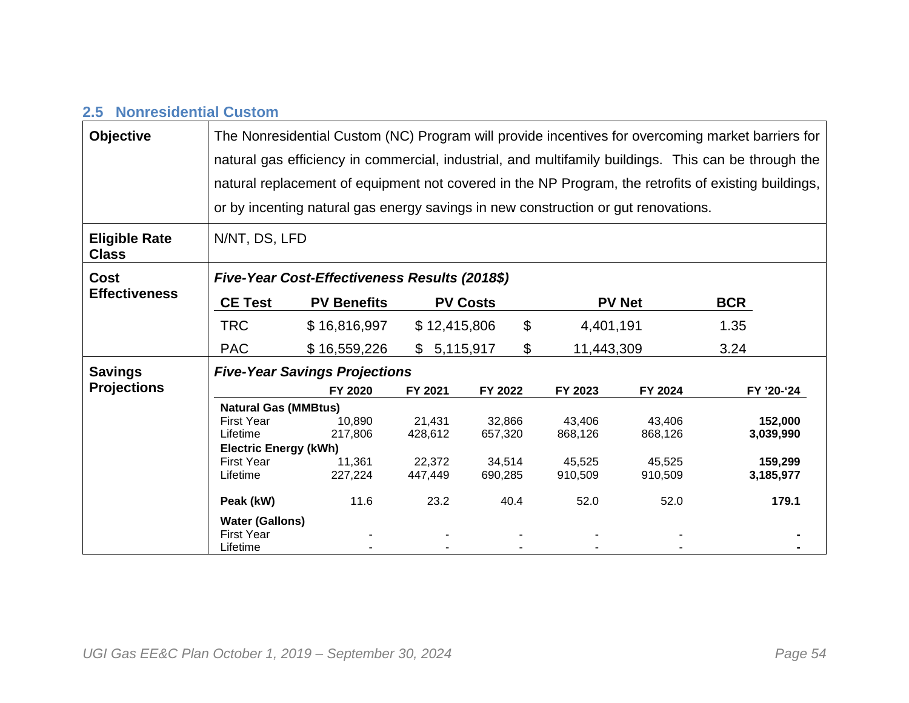## 2.5 Nonresidential Custom

| | |
|---|---|
| **Objective** | The Nonresidential Custom (NC) Program will provide incentives for overcoming market barriers for natural gas efficiency in commercial, industrial, and multifamily buildings. This can be through the natural replacement of equipment not covered in the NP Program, the retrofits of existing buildings, or by incenting natural gas energy savings in new construction or gut renovations. |
| **Eligible Rate Class** | N/NT, DS, LFD |
| **Cost Effectiveness** | ***Five-Year Cost-Effectiveness Results (2018$)*** |
| **Savings Projections** | ***Five-Year Savings Projections*** |

**Cost Effectiveness – Five-Year Cost-Effectiveness Results (2018$)**

| CE Test | PV Benefits | PV Costs | PV Net | BCR |
|---|---|---|---|---|
| TRC | $ 16,816,997 | $ 12,415,806 | $ 4,401,191 | 1.35 |
| PAC | $ 16,559,226 | $ 5,115,917 | $ 11,443,309 | 3.24 |

**Savings Projections – Five-Year Savings Projections**

| | FY 2020 | FY 2021 | FY 2022 | FY 2023 | FY 2024 | FY '20-'24 |
|---|---|---|---|---|---|---|
| **Natural Gas (MMBtus)** | | | | | | |
| First Year | 10,890 | 21,431 | 32,866 | 43,406 | 43,406 | **152,000** |
| Lifetime | 217,806 | 428,612 | 657,320 | 868,126 | 868,126 | **3,039,990** |
| **Electric Energy (kWh)** | | | | | | |
| First Year | 11,361 | 22,372 | 34,514 | 45,525 | 45,525 | **159,299** |
| Lifetime | 227,224 | 447,449 | 690,285 | 910,509 | 910,509 | **3,185,977** |
| **Peak (kW)** | 11.6 | 23.2 | 40.4 | 52.0 | 52.0 | **179.1** |
| **Water (Gallons)** | | | | | | |
| First Year | - | - | - | - | - | **-** |
| Lifetime | - | - | - | - | - | **-** |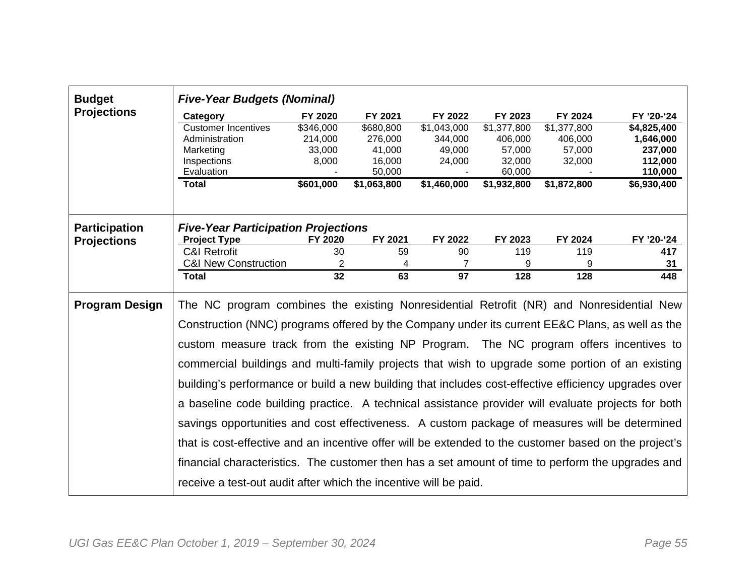| | |
|---|---|
| **Budget Projections** | ***Five-Year Budgets (Nominal)*** |

| Category | FY 2020 | FY 2021 | FY 2022 | FY 2023 | FY 2024 | FY '20-'24 |
|---|---|---|---|---|---|---|
| Customer Incentives | $346,000 | $680,800 | $1,043,000 | $1,377,800 | $1,377,800 | **$4,825,400** |
| Administration | 214,000 | 276,000 | 344,000 | 406,000 | 406,000 | **1,646,000** |
| Marketing | 33,000 | 41,000 | 49,000 | 57,000 | 57,000 | **237,000** |
| Inspections | 8,000 | 16,000 | 24,000 | 32,000 | 32,000 | **112,000** |
| Evaluation | - | 50,000 | - | 60,000 | - | **110,000** |
| **Total** | **$601,000** | **$1,063,800** | **$1,460,000** | **$1,932,800** | **$1,872,800** | **$6,930,400** |

| | |
|---|---|
| **Participation Projections** | ***Five-Year Participation Projections*** |

| Project Type | FY 2020 | FY 2021 | FY 2022 | FY 2023 | FY 2024 | FY '20-'24 |
|---|---|---|---|---|---|---|
| C&I Retrofit | 30 | 59 | 90 | 119 | 119 | **417** |
| C&I New Construction | 2 | 4 | 7 | 9 | 9 | **31** |
| **Total** | **32** | **63** | **97** | **128** | **128** | **448** |

**Program Design**

The NC program combines the existing Nonresidential Retrofit (NR) and Nonresidential New Construction (NNC) programs offered by the Company under its current EE&C Plans, as well as the custom measure track from the existing NP Program. The NC program offers incentives to commercial buildings and multi-family projects that wish to upgrade some portion of an existing building's performance or build a new building that includes cost-effective efficiency upgrades over a baseline code building practice. A technical assistance provider will evaluate projects for both savings opportunities and cost effectiveness. A custom package of measures will be determined that is cost-effective and an incentive offer will be extended to the customer based on the project's financial characteristics. The customer then has a set amount of time to perform the upgrades and receive a test-out audit after which the incentive will be paid.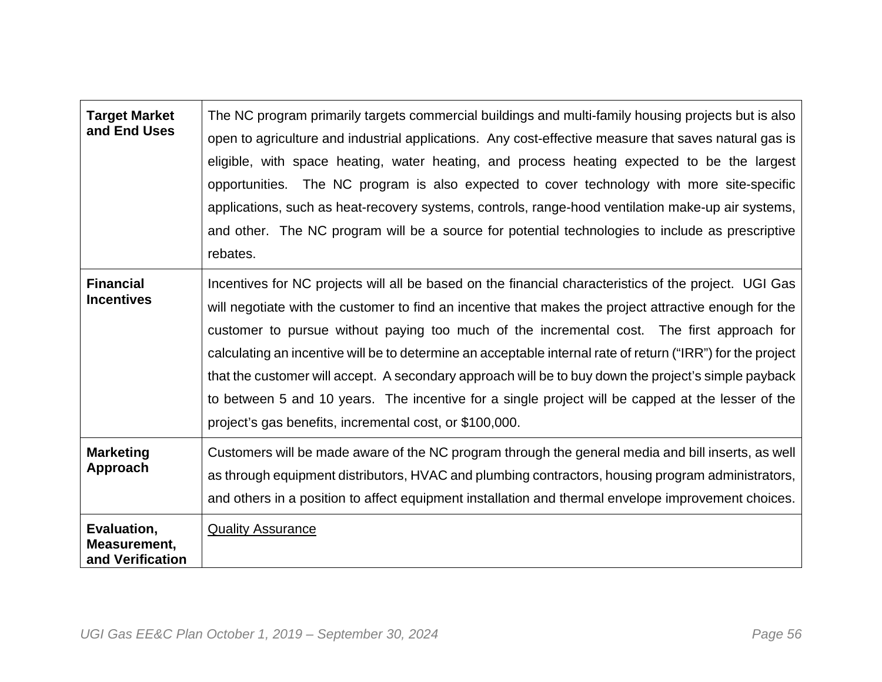| | |
|---|---|
| **Target Market and End Uses** | The NC program primarily targets commercial buildings and multi-family housing projects but is also open to agriculture and industrial applications. Any cost-effective measure that saves natural gas is eligible, with space heating, water heating, and process heating expected to be the largest opportunities. The NC program is also expected to cover technology with more site-specific applications, such as heat-recovery systems, controls, range-hood ventilation make-up air systems, and other. The NC program will be a source for potential technologies to include as prescriptive rebates. |
| **Financial Incentives** | Incentives for NC projects will all be based on the financial characteristics of the project. UGI Gas will negotiate with the customer to find an incentive that makes the project attractive enough for the customer to pursue without paying too much of the incremental cost. The first approach for calculating an incentive will be to determine an acceptable internal rate of return ("IRR") for the project that the customer will accept. A secondary approach will be to buy down the project's simple payback to between 5 and 10 years. The incentive for a single project will be capped at the lesser of the project's gas benefits, incremental cost, or $100,000. |
| **Marketing Approach** | Customers will be made aware of the NC program through the general media and bill inserts, as well as through equipment distributors, HVAC and plumbing contractors, housing program administrators, and others in a position to affect equipment installation and thermal envelope improvement choices. |
| **Evaluation, Measurement, and Verification** | <u>Quality Assurance</u> |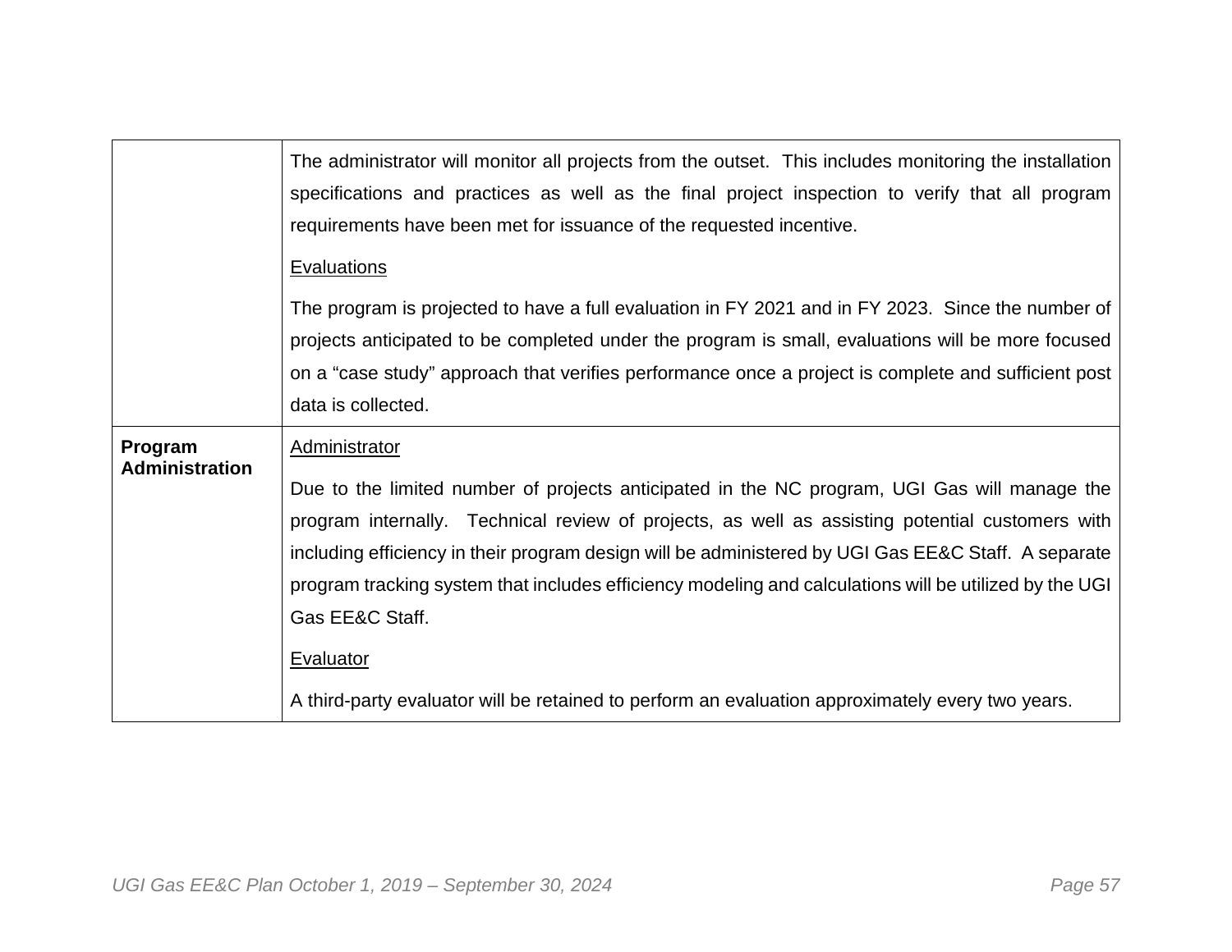| | |
|---|---|
| | The administrator will monitor all projects from the outset. This includes monitoring the installation specifications and practices as well as the final project inspection to verify that all program requirements have been met for issuance of the requested incentive.<br><br><u>Evaluations</u><br><br>The program is projected to have a full evaluation in FY 2021 and in FY 2023. Since the number of projects anticipated to be completed under the program is small, evaluations will be more focused on a "case study" approach that verifies performance once a project is complete and sufficient post data is collected. |
| **Program Administration** | <u>Administrator</u><br><br>Due to the limited number of projects anticipated in the NC program, UGI Gas will manage the program internally. Technical review of projects, as well as assisting potential customers with including efficiency in their program design will be administered by UGI Gas EE&C Staff. A separate program tracking system that includes efficiency modeling and calculations will be utilized by the UGI Gas EE&C Staff.<br><br><u>Evaluator</u><br><br>A third-party evaluator will be retained to perform an evaluation approximately every two years. |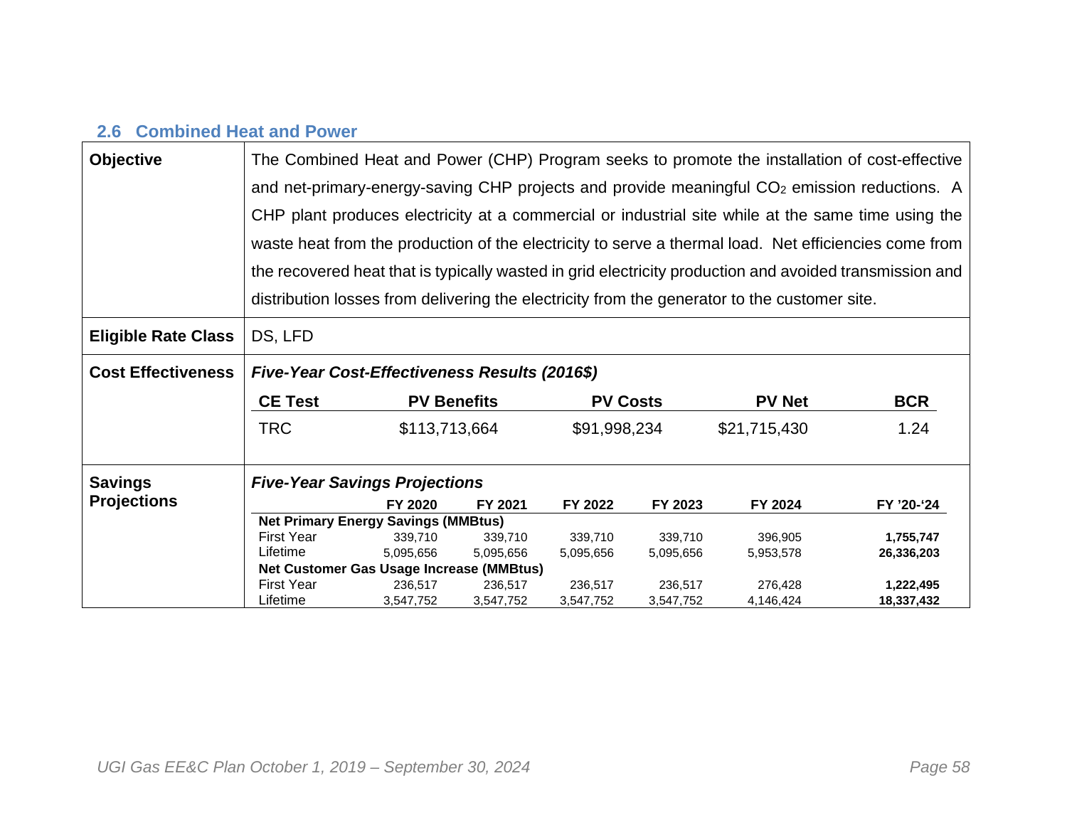## 2.6 Combined Heat and Power

| | |
|---|---|
| **Objective** | The Combined Heat and Power (CHP) Program seeks to promote the installation of cost-effective and net-primary-energy-saving CHP projects and provide meaningful $CO_2$ emission reductions. A CHP plant produces electricity at a commercial or industrial site while at the same time using the waste heat from the production of the electricity to serve a thermal load. Net efficiencies come from the recovered heat that is typically wasted in grid electricity production and avoided transmission and distribution losses from delivering the electricity from the generator to the customer site. |
| **Eligible Rate Class** | DS, LFD |
| **Cost Effectiveness** | ***Five-Year Cost-Effectiveness Results (2016$)*** |

| CE Test | PV Benefits | PV Costs | PV Net | BCR |
|---|---|---|---|---|
| TRC | $113,713,664 | $91,998,234 | $21,715,430 | 1.24 |

**Savings Projections**

***Five-Year Savings Projections***

| | FY 2020 | FY 2021 | FY 2022 | FY 2023 | FY 2024 | FY '20-'24 |
|---|---|---|---|---|---|---|
| **Net Primary Energy Savings (MMBtus)** | | | | | | |
| First Year | 339,710 | 339,710 | 339,710 | 339,710 | 396,905 | **1,755,747** |
| Lifetime | 5,095,656 | 5,095,656 | 5,095,656 | 5,095,656 | 5,953,578 | **26,336,203** |
| **Net Customer Gas Usage Increase (MMBtus)** | | | | | | |
| First Year | 236,517 | 236,517 | 236,517 | 236,517 | 276,428 | **1,222,495** |
| Lifetime | 3,547,752 | 3,547,752 | 3,547,752 | 3,547,752 | 4,146,424 | **18,337,432** |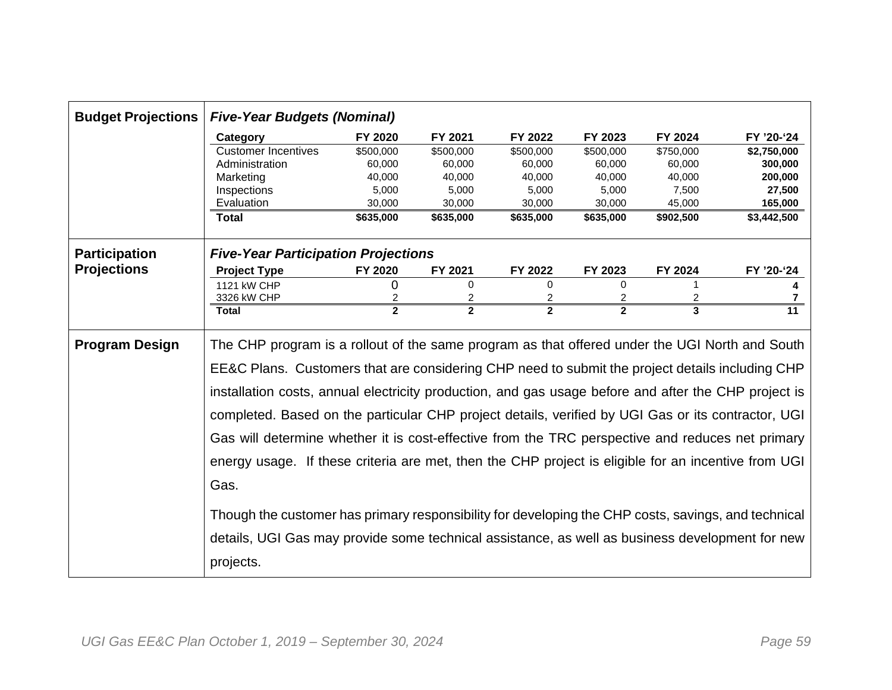| Budget Projections | *Five-Year Budgets (Nominal)* | | | | | |
|---|---|---|---|---|---|---|
| **Category** | **FY 2020** | **FY 2021** | **FY 2022** | **FY 2023** | **FY 2024** | **FY '20-'24** |
| Customer Incentives | $500,000 | $500,000 | $500,000 | $500,000 | $750,000 | **$2,750,000** |
| Administration | 60,000 | 60,000 | 60,000 | 60,000 | 60,000 | **300,000** |
| Marketing | 40,000 | 40,000 | 40,000 | 40,000 | 40,000 | **200,000** |
| Inspections | 5,000 | 5,000 | 5,000 | 5,000 | 7,500 | **27,500** |
| Evaluation | 30,000 | 30,000 | 30,000 | 30,000 | 45,000 | **165,000** |
| **Total** | **$635,000** | **$635,000** | **$635,000** | **$635,000** | **$902,500** | **$3,442,500** |

**Participation Projections**

*Five-Year Participation Projections*

| **Project Type** | **FY 2020** | **FY 2021** | **FY 2022** | **FY 2023** | **FY 2024** | **FY '20-'24** |
|---|---|---|---|---|---|---|
| 1121 kW CHP | 0 | 0 | 0 | 0 | 1 | **4** |
| 3326 kW CHP | 2 | 2 | 2 | 2 | 2 | **7** |
| **Total** | **2** | **2** | **2** | **2** | **3** | **11** |

**Program Design**

The CHP program is a rollout of the same program as that offered under the UGI North and South EE&C Plans. Customers that are considering CHP need to submit the project details including CHP installation costs, annual electricity production, and gas usage before and after the CHP project is completed. Based on the particular CHP project details, verified by UGI Gas or its contractor, UGI Gas will determine whether it is cost-effective from the TRC perspective and reduces net primary energy usage. If these criteria are met, then the CHP project is eligible for an incentive from UGI Gas.

Though the customer has primary responsibility for developing the CHP costs, savings, and technical details, UGI Gas may provide some technical assistance, as well as business development for new projects.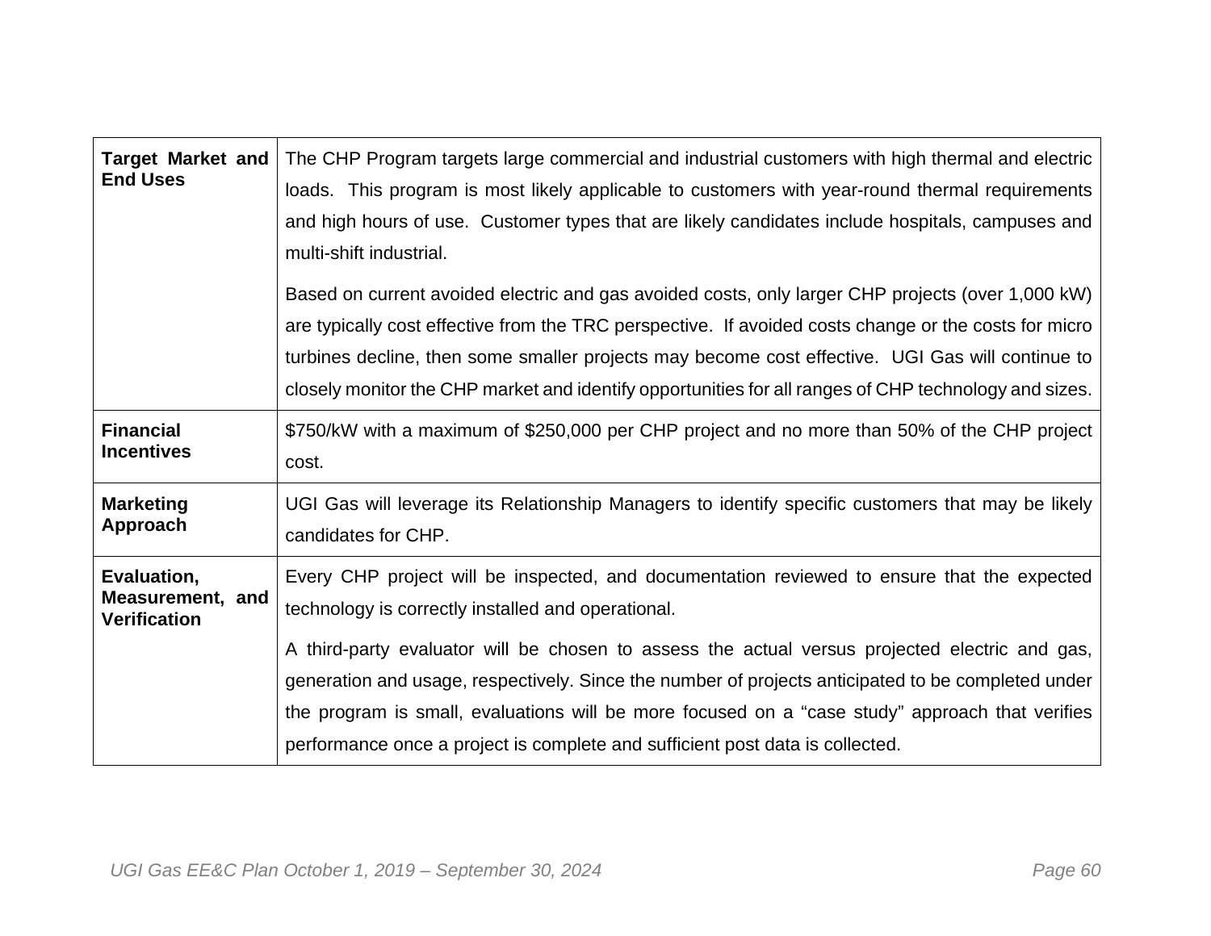| | |
|---|---|
| **Target Market and End Uses** | The CHP Program targets large commercial and industrial customers with high thermal and electric loads. This program is most likely applicable to customers with year-round thermal requirements and high hours of use. Customer types that are likely candidates include hospitals, campuses and multi-shift industrial.<br><br>Based on current avoided electric and gas avoided costs, only larger CHP projects (over 1,000 kW) are typically cost effective from the TRC perspective. If avoided costs change or the costs for micro turbines decline, then some smaller projects may become cost effective. UGI Gas will continue to closely monitor the CHP market and identify opportunities for all ranges of CHP technology and sizes. |
| **Financial Incentives** | $750/kW with a maximum of $250,000 per CHP project and no more than 50% of the CHP project cost. |
| **Marketing Approach** | UGI Gas will leverage its Relationship Managers to identify specific customers that may be likely candidates for CHP. |
| **Evaluation, Measurement, and Verification** | Every CHP project will be inspected, and documentation reviewed to ensure that the expected technology is correctly installed and operational.<br><br>A third-party evaluator will be chosen to assess the actual versus projected electric and gas, generation and usage, respectively. Since the number of projects anticipated to be completed under the program is small, evaluations will be more focused on a "case study" approach that verifies performance once a project is complete and sufficient post data is collected. |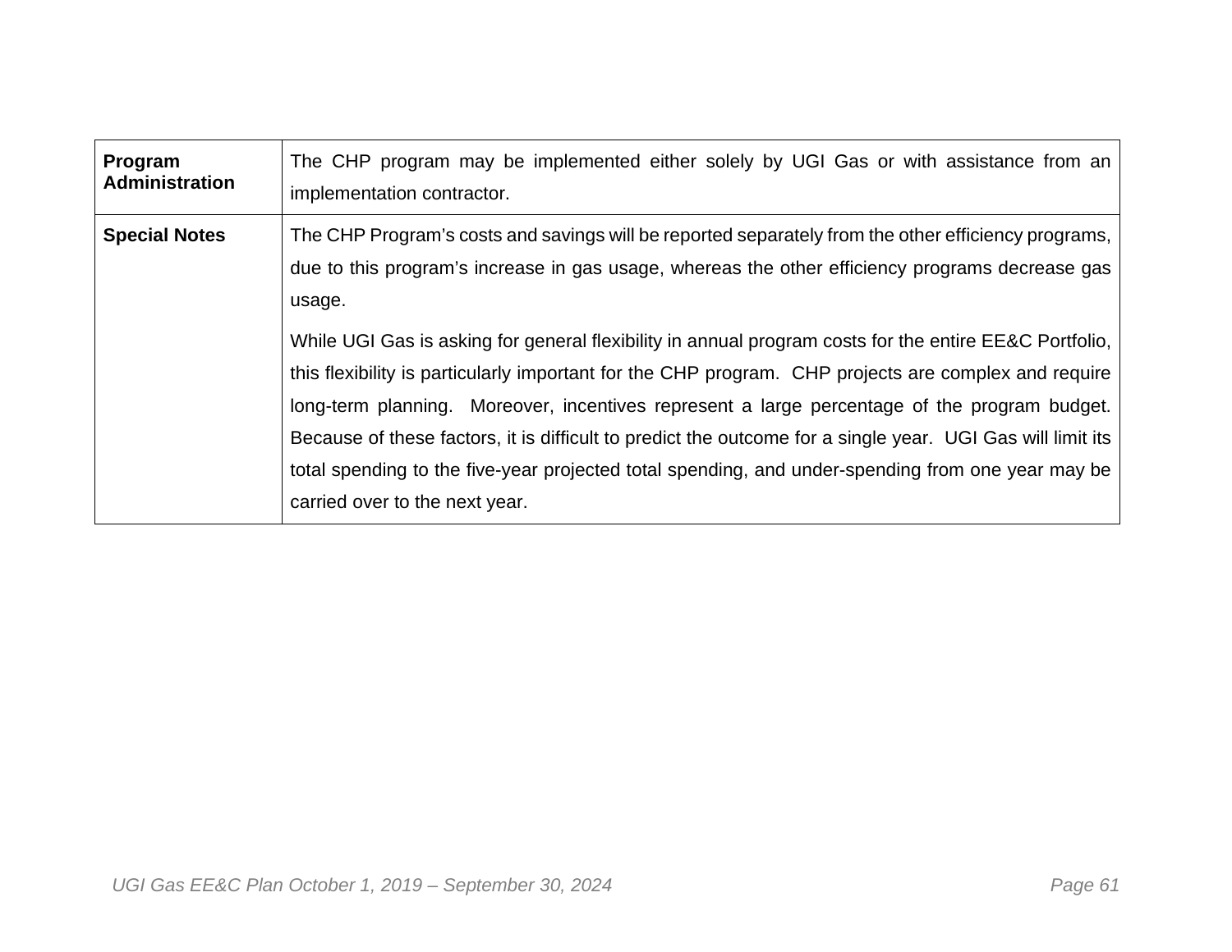| **Program Administration** | The CHP program may be implemented either solely by UGI Gas or with assistance from an implementation contractor. |
|---|---|
| **Special Notes** | The CHP Program's costs and savings will be reported separately from the other efficiency programs, due to this program's increase in gas usage, whereas the other efficiency programs decrease gas usage.<br><br>While UGI Gas is asking for general flexibility in annual program costs for the entire EE&C Portfolio, this flexibility is particularly important for the CHP program. CHP projects are complex and require long-term planning. Moreover, incentives represent a large percentage of the program budget. Because of these factors, it is difficult to predict the outcome for a single year. UGI Gas will limit its total spending to the five-year projected total spending, and under-spending from one year may be carried over to the next year. |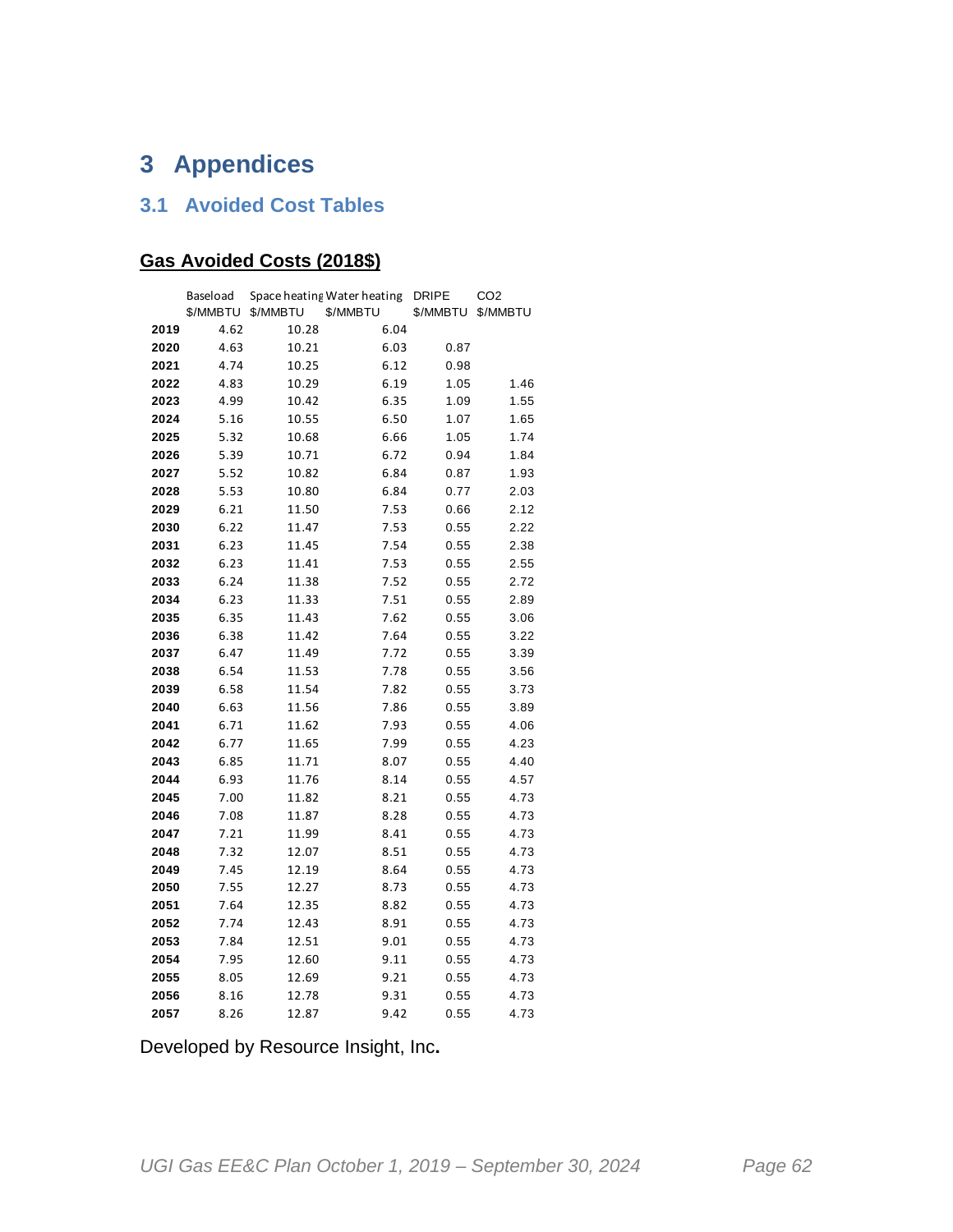# 3 Appendices

## 3.1 Avoided Cost Tables

### Gas Avoided Costs (2018$)

| | Baseload $/MMBTU | Space heating $/MMBTU | Water heating $/MMBTU | DRIPE $/MMBTU | CO2 $/MMBTU |
|---|---|---|---|---|---|
| **2019** | 4.62 | 10.28 | 6.04 | | |
| **2020** | 4.63 | 10.21 | 6.03 | 0.87 | |
| **2021** | 4.74 | 10.25 | 6.12 | 0.98 | |
| **2022** | 4.83 | 10.29 | 6.19 | 1.05 | 1.46 |
| **2023** | 4.99 | 10.42 | 6.35 | 1.09 | 1.55 |
| **2024** | 5.16 | 10.55 | 6.50 | 1.07 | 1.65 |
| **2025** | 5.32 | 10.68 | 6.66 | 1.05 | 1.74 |
| **2026** | 5.39 | 10.71 | 6.72 | 0.94 | 1.84 |
| **2027** | 5.52 | 10.82 | 6.84 | 0.87 | 1.93 |
| **2028** | 5.53 | 10.80 | 6.84 | 0.77 | 2.03 |
| **2029** | 6.21 | 11.50 | 7.53 | 0.66 | 2.12 |
| **2030** | 6.22 | 11.47 | 7.53 | 0.55 | 2.22 |
| **2031** | 6.23 | 11.45 | 7.54 | 0.55 | 2.38 |
| **2032** | 6.23 | 11.41 | 7.53 | 0.55 | 2.55 |
| **2033** | 6.24 | 11.38 | 7.52 | 0.55 | 2.72 |
| **2034** | 6.23 | 11.33 | 7.51 | 0.55 | 2.89 |
| **2035** | 6.35 | 11.43 | 7.62 | 0.55 | 3.06 |
| **2036** | 6.38 | 11.42 | 7.64 | 0.55 | 3.22 |
| **2037** | 6.47 | 11.49 | 7.72 | 0.55 | 3.39 |
| **2038** | 6.54 | 11.53 | 7.78 | 0.55 | 3.56 |
| **2039** | 6.58 | 11.54 | 7.82 | 0.55 | 3.73 |
| **2040** | 6.63 | 11.56 | 7.86 | 0.55 | 3.89 |
| **2041** | 6.71 | 11.62 | 7.93 | 0.55 | 4.06 |
| **2042** | 6.77 | 11.65 | 7.99 | 0.55 | 4.23 |
| **2043** | 6.85 | 11.71 | 8.07 | 0.55 | 4.40 |
| **2044** | 6.93 | 11.76 | 8.14 | 0.55 | 4.57 |
| **2045** | 7.00 | 11.82 | 8.21 | 0.55 | 4.73 |
| **2046** | 7.08 | 11.87 | 8.28 | 0.55 | 4.73 |
| **2047** | 7.21 | 11.99 | 8.41 | 0.55 | 4.73 |
| **2048** | 7.32 | 12.07 | 8.51 | 0.55 | 4.73 |
| **2049** | 7.45 | 12.19 | 8.64 | 0.55 | 4.73 |
| **2050** | 7.55 | 12.27 | 8.73 | 0.55 | 4.73 |
| **2051** | 7.64 | 12.35 | 8.82 | 0.55 | 4.73 |
| **2052** | 7.74 | 12.43 | 8.91 | 0.55 | 4.73 |
| **2053** | 7.84 | 12.51 | 9.01 | 0.55 | 4.73 |
| **2054** | 7.95 | 12.60 | 9.11 | 0.55 | 4.73 |
| **2055** | 8.05 | 12.69 | 9.21 | 0.55 | 4.73 |
| **2056** | 8.16 | 12.78 | 9.31 | 0.55 | 4.73 |
| **2057** | 8.26 | 12.87 | 9.42 | 0.55 | 4.73 |

Developed by Resource Insight, Inc**.**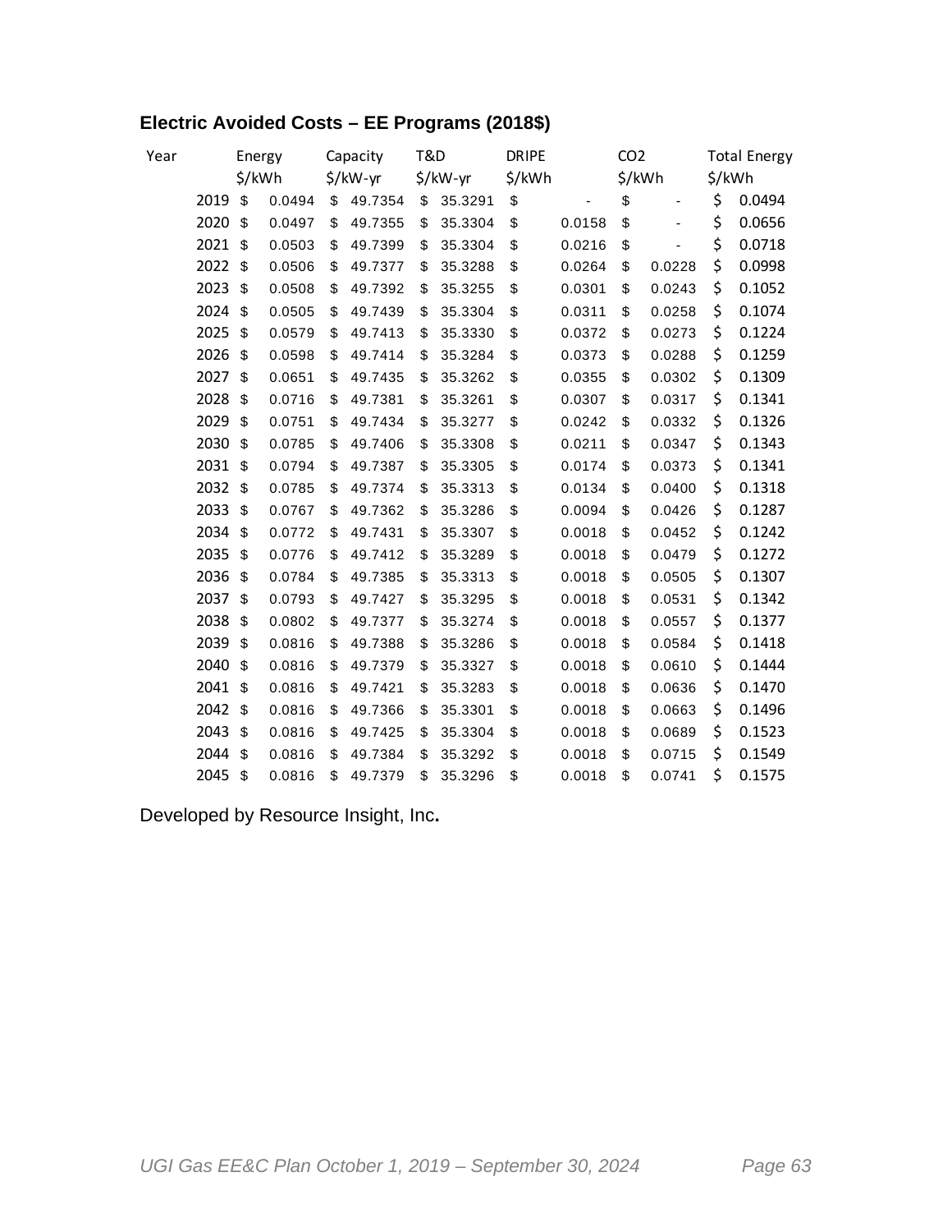## Electric Avoided Costs – EE Programs (2018$)

| Year | Energy $/kWh | Capacity $/kW-yr | T&D $/kW-yr | DRIPE $/kWh | CO2 $/kWh | Total Energy $/kWh |
|---|---|---|---|---|---|---|
| 2019 | $ 0.0494 | $ 49.7354 | $ 35.3291 | $ - | $ - | $ 0.0494 |
| 2020 | $ 0.0497 | $ 49.7355 | $ 35.3304 | $ 0.0158 | $ - | $ 0.0656 |
| 2021 | $ 0.0503 | $ 49.7399 | $ 35.3304 | $ 0.0216 | $ - | $ 0.0718 |
| 2022 | $ 0.0506 | $ 49.7377 | $ 35.3288 | $ 0.0264 | $ 0.0228 | $ 0.0998 |
| 2023 | $ 0.0508 | $ 49.7392 | $ 35.3255 | $ 0.0301 | $ 0.0243 | $ 0.1052 |
| 2024 | $ 0.0505 | $ 49.7439 | $ 35.3304 | $ 0.0311 | $ 0.0258 | $ 0.1074 |
| 2025 | $ 0.0579 | $ 49.7413 | $ 35.3330 | $ 0.0372 | $ 0.0273 | $ 0.1224 |
| 2026 | $ 0.0598 | $ 49.7414 | $ 35.3284 | $ 0.0373 | $ 0.0288 | $ 0.1259 |
| 2027 | $ 0.0651 | $ 49.7435 | $ 35.3262 | $ 0.0355 | $ 0.0302 | $ 0.1309 |
| 2028 | $ 0.0716 | $ 49.7381 | $ 35.3261 | $ 0.0307 | $ 0.0317 | $ 0.1341 |
| 2029 | $ 0.0751 | $ 49.7434 | $ 35.3277 | $ 0.0242 | $ 0.0332 | $ 0.1326 |
| 2030 | $ 0.0785 | $ 49.7406 | $ 35.3308 | $ 0.0211 | $ 0.0347 | $ 0.1343 |
| 2031 | $ 0.0794 | $ 49.7387 | $ 35.3305 | $ 0.0174 | $ 0.0373 | $ 0.1341 |
| 2032 | $ 0.0785 | $ 49.7374 | $ 35.3313 | $ 0.0134 | $ 0.0400 | $ 0.1318 |
| 2033 | $ 0.0767 | $ 49.7362 | $ 35.3286 | $ 0.0094 | $ 0.0426 | $ 0.1287 |
| 2034 | $ 0.0772 | $ 49.7431 | $ 35.3307 | $ 0.0018 | $ 0.0452 | $ 0.1242 |
| 2035 | $ 0.0776 | $ 49.7412 | $ 35.3289 | $ 0.0018 | $ 0.0479 | $ 0.1272 |
| 2036 | $ 0.0784 | $ 49.7385 | $ 35.3313 | $ 0.0018 | $ 0.0505 | $ 0.1307 |
| 2037 | $ 0.0793 | $ 49.7427 | $ 35.3295 | $ 0.0018 | $ 0.0531 | $ 0.1342 |
| 2038 | $ 0.0802 | $ 49.7377 | $ 35.3274 | $ 0.0018 | $ 0.0557 | $ 0.1377 |
| 2039 | $ 0.0816 | $ 49.7388 | $ 35.3286 | $ 0.0018 | $ 0.0584 | $ 0.1418 |
| 2040 | $ 0.0816 | $ 49.7379 | $ 35.3327 | $ 0.0018 | $ 0.0610 | $ 0.1444 |
| 2041 | $ 0.0816 | $ 49.7421 | $ 35.3283 | $ 0.0018 | $ 0.0636 | $ 0.1470 |
| 2042 | $ 0.0816 | $ 49.7366 | $ 35.3301 | $ 0.0018 | $ 0.0663 | $ 0.1496 |
| 2043 | $ 0.0816 | $ 49.7425 | $ 35.3304 | $ 0.0018 | $ 0.0689 | $ 0.1523 |
| 2044 | $ 0.0816 | $ 49.7384 | $ 35.3292 | $ 0.0018 | $ 0.0715 | $ 0.1549 |
| 2045 | $ 0.0816 | $ 49.7379 | $ 35.3296 | $ 0.0018 | $ 0.0741 | $ 0.1575 |

Developed by Resource Insight, Inc**.**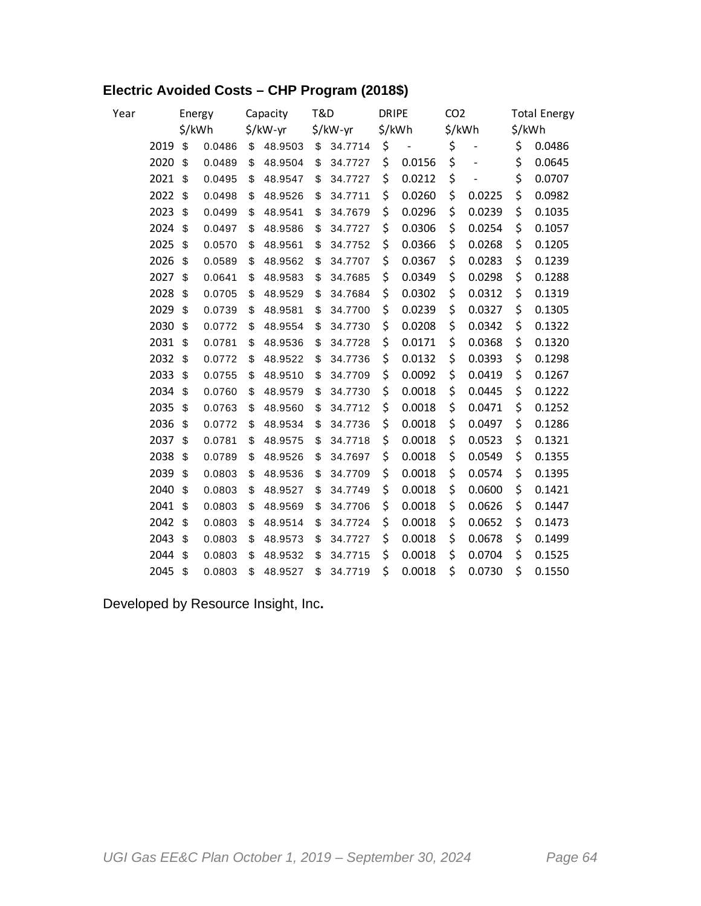**Electric Avoided Costs – CHP Program (2018$)**

| Year | Energy $/kWh | Capacity $/kW-yr | T&D $/kW-yr | DRIPE $/kWh | CO2 $/kWh | Total Energy $/kWh |
|---|---|---|---|---|---|---|
| 2019 | $ 0.0486 | $ 48.9503 | $ 34.7714 | $ - | $ - | $ 0.0486 |
| 2020 | $ 0.0489 | $ 48.9504 | $ 34.7727 | $ 0.0156 | $ - | $ 0.0645 |
| 2021 | $ 0.0495 | $ 48.9547 | $ 34.7727 | $ 0.0212 | $ - | $ 0.0707 |
| 2022 | $ 0.0498 | $ 48.9526 | $ 34.7711 | $ 0.0260 | $ 0.0225 | $ 0.0982 |
| 2023 | $ 0.0499 | $ 48.9541 | $ 34.7679 | $ 0.0296 | $ 0.0239 | $ 0.1035 |
| 2024 | $ 0.0497 | $ 48.9586 | $ 34.7727 | $ 0.0306 | $ 0.0254 | $ 0.1057 |
| 2025 | $ 0.0570 | $ 48.9561 | $ 34.7752 | $ 0.0366 | $ 0.0268 | $ 0.1205 |
| 2026 | $ 0.0589 | $ 48.9562 | $ 34.7707 | $ 0.0367 | $ 0.0283 | $ 0.1239 |
| 2027 | $ 0.0641 | $ 48.9583 | $ 34.7685 | $ 0.0349 | $ 0.0298 | $ 0.1288 |
| 2028 | $ 0.0705 | $ 48.9529 | $ 34.7684 | $ 0.0302 | $ 0.0312 | $ 0.1319 |
| 2029 | $ 0.0739 | $ 48.9581 | $ 34.7700 | $ 0.0239 | $ 0.0327 | $ 0.1305 |
| 2030 | $ 0.0772 | $ 48.9554 | $ 34.7730 | $ 0.0208 | $ 0.0342 | $ 0.1322 |
| 2031 | $ 0.0781 | $ 48.9536 | $ 34.7728 | $ 0.0171 | $ 0.0368 | $ 0.1320 |
| 2032 | $ 0.0772 | $ 48.9522 | $ 34.7736 | $ 0.0132 | $ 0.0393 | $ 0.1298 |
| 2033 | $ 0.0755 | $ 48.9510 | $ 34.7709 | $ 0.0092 | $ 0.0419 | $ 0.1267 |
| 2034 | $ 0.0760 | $ 48.9579 | $ 34.7730 | $ 0.0018 | $ 0.0445 | $ 0.1222 |
| 2035 | $ 0.0763 | $ 48.9560 | $ 34.7712 | $ 0.0018 | $ 0.0471 | $ 0.1252 |
| 2036 | $ 0.0772 | $ 48.9534 | $ 34.7736 | $ 0.0018 | $ 0.0497 | $ 0.1286 |
| 2037 | $ 0.0781 | $ 48.9575 | $ 34.7718 | $ 0.0018 | $ 0.0523 | $ 0.1321 |
| 2038 | $ 0.0789 | $ 48.9526 | $ 34.7697 | $ 0.0018 | $ 0.0549 | $ 0.1355 |
| 2039 | $ 0.0803 | $ 48.9536 | $ 34.7709 | $ 0.0018 | $ 0.0574 | $ 0.1395 |
| 2040 | $ 0.0803 | $ 48.9527 | $ 34.7749 | $ 0.0018 | $ 0.0600 | $ 0.1421 |
| 2041 | $ 0.0803 | $ 48.9569 | $ 34.7706 | $ 0.0018 | $ 0.0626 | $ 0.1447 |
| 2042 | $ 0.0803 | $ 48.9514 | $ 34.7724 | $ 0.0018 | $ 0.0652 | $ 0.1473 |
| 2043 | $ 0.0803 | $ 48.9573 | $ 34.7727 | $ 0.0018 | $ 0.0678 | $ 0.1499 |
| 2044 | $ 0.0803 | $ 48.9532 | $ 34.7715 | $ 0.0018 | $ 0.0704 | $ 0.1525 |
| 2045 | $ 0.0803 | $ 48.9527 | $ 34.7719 | $ 0.0018 | $ 0.0730 | $ 0.1550 |

Developed by Resource Insight, Inc**.**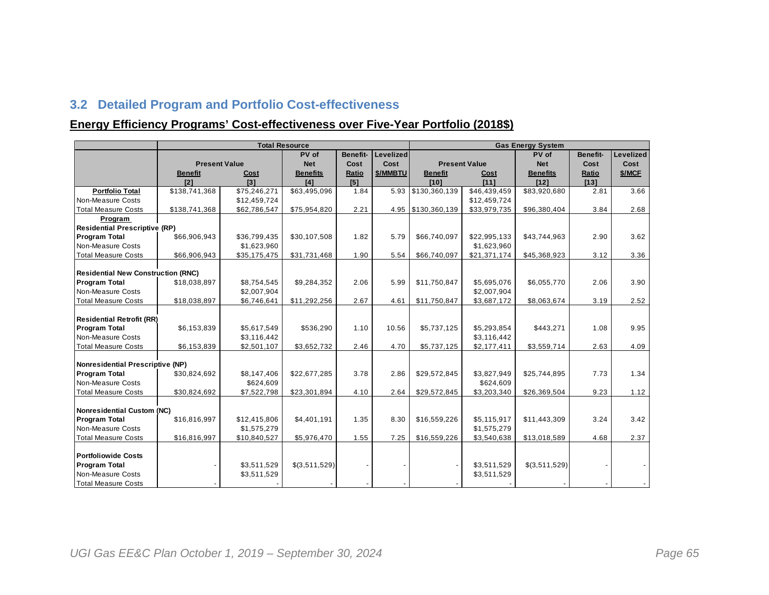## 3.2 Detailed Program and Portfolio Cost-effectiveness

**Energy Efficiency Programs' Cost-effectiveness over Five-Year Portfolio (2018$)**

| | Total Resource | | | | | Gas Energy System | | | | |
|---|---|---|---|---|---|---|---|---|---|---|
| | Present Value | | PV of Net | Benefit-Cost | Levelized Cost | Present Value | | PV of Net | Benefit-Cost | Levelized Cost |
| | Benefit | Cost | Benefits | Ratio | $/MMBTU | Benefit | Cost | Benefits | Ratio | $/MCF |
| | [2] | [3] | [4] | [5] | | [10] | [11] | [12] | [13] | |
| **Portfolio Total** | $138,741,368 | $75,246,271 | $63,495,096 | 1.84 | 5.93 | $130,360,139 | $46,439,459 | $83,920,680 | 2.81 | 3.66 |
| Non-Measure Costs | | $12,459,724 | | | | | $12,459,724 | | | |
| Total Measure Costs | $138,741,368 | $62,786,547 | $75,954,820 | 2.21 | 4.95 | $130,360,139 | $33,979,735 | $96,380,404 | 3.84 | 2.68 |
| **Program** | | | | | | | | | | |
| **Residential Prescriptive (RP)** | | | | | | | | | | |
| **Program Total** | $66,906,943 | $36,799,435 | $30,107,508 | 1.82 | 5.79 | $66,740,097 | $22,995,133 | $43,744,963 | 2.90 | 3.62 |
| Non-Measure Costs | | $1,623,960 | | | | | $1,623,960 | | | |
| Total Measure Costs | $66,906,943 | $35,175,475 | $31,731,468 | 1.90 | 5.54 | $66,740,097 | $21,371,174 | $45,368,923 | 3.12 | 3.36 |
| | | | | | | | | | | |
| **Residential New Construction (RNC)** | | | | | | | | | | |
| **Program Total** | $18,038,897 | $8,754,545 | $9,284,352 | 2.06 | 5.99 | $11,750,847 | $5,695,076 | $6,055,770 | 2.06 | 3.90 |
| Non-Measure Costs | | $2,007,904 | | | | | $2,007,904 | | | |
| Total Measure Costs | $18,038,897 | $6,746,641 | $11,292,256 | 2.67 | 4.61 | $11,750,847 | $3,687,172 | $8,063,674 | 3.19 | 2.52 |
| | | | | | | | | | | |
| **Residential Retrofit (RR)** | | | | | | | | | | |
| **Program Total** | $6,153,839 | $5,617,549 | $536,290 | 1.10 | 10.56 | $5,737,125 | $5,293,854 | $443,271 | 1.08 | 9.95 |
| Non-Measure Costs | | $3,116,442 | | | | | $3,116,442 | | | |
| Total Measure Costs | $6,153,839 | $2,501,107 | $3,652,732 | 2.46 | 4.70 | $5,737,125 | $2,177,411 | $3,559,714 | 2.63 | 4.09 |
| | | | | | | | | | | |
| **Nonresidential Prescriptive (NP)** | | | | | | | | | | |
| **Program Total** | $30,824,692 | $8,147,406 | $22,677,285 | 3.78 | 2.86 | $29,572,845 | $3,827,949 | $25,744,895 | 7.73 | 1.34 |
| Non-Measure Costs | | $624,609 | | | | | $624,609 | | | |
| Total Measure Costs | $30,824,692 | $7,522,798 | $23,301,894 | 4.10 | 2.64 | $29,572,845 | $3,203,340 | $26,369,504 | 9.23 | 1.12 |
| | | | | | | | | | | |
| **Nonresidential Custom (NC)** | | | | | | | | | | |
| **Program Total** | $16,816,997 | $12,415,806 | $4,401,191 | 1.35 | 8.30 | $16,559,226 | $5,115,917 | $11,443,309 | 3.24 | 3.42 |
| Non-Measure Costs | | $1,575,279 | | | | | $1,575,279 | | | |
| Total Measure Costs | $16,816,997 | $10,840,527 | $5,976,470 | 1.55 | 7.25 | $16,559,226 | $3,540,638 | $13,018,589 | 4.68 | 2.37 |
| | | | | | | | | | | |
| **Portfoliowide Costs** | | | | | | | | | | |
| **Program Total** | - | $3,511,529 | $(3,511,529) | - | - | - | $3,511,529 | $(3,511,529) | - | - |
| Non-Measure Costs | | $3,511,529 | | | | | $3,511,529 | | | |
| Total Measure Costs | - | - | - | - | - | - | - | - | - | - |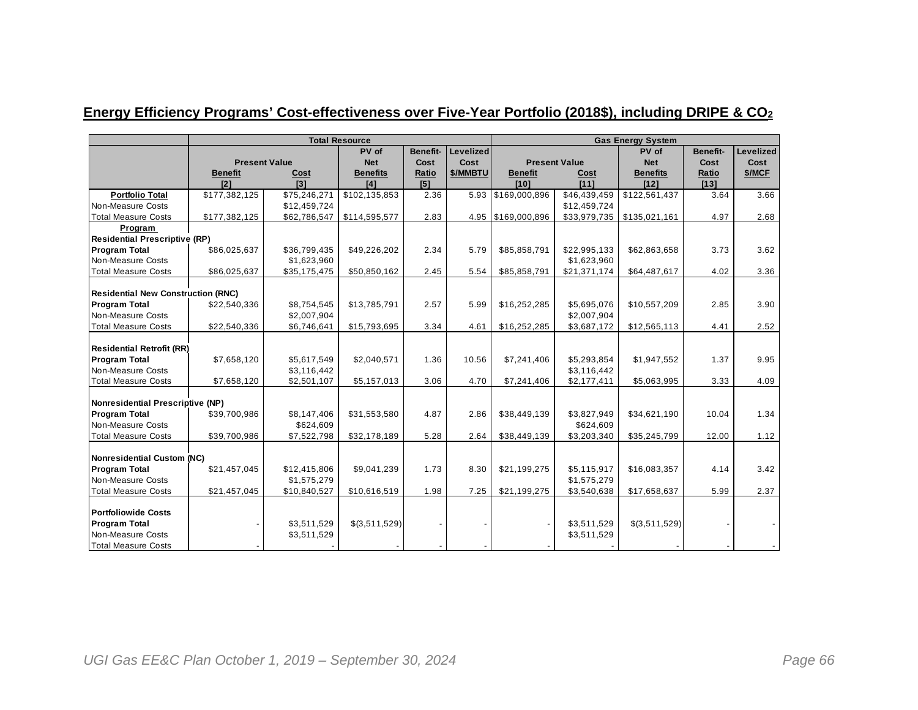## Energy Efficiency Programs' Cost-effectiveness over Five-Year Portfolio (2018$), including DRIPE & $CO_2$

| | Total Resource | | | | | Gas Energy System | | | | |
|---|---|---|---|---|---|---|---|---|---|---|
| | Present Value | | PV of Net Benefits | Benefit-Cost Ratio | Levelized Cost $/MMBTU | Present Value | | PV of Net Benefits | Benefit-Cost Ratio | Levelized Cost $/MCF |
| | Benefit | Cost | | | | Benefit | Cost | | | |
| | [2] | [3] | [4] | [5] | | [10] | [11] | [12] | [13] | |
| **Portfolio Total** | $177,382,125 | $75,246,271 | $102,135,853 | 2.36 | 5.93 | $169,000,896 | $46,439,459 | $122,561,437 | 3.64 | 3.66 |
| Non-Measure Costs | | $12,459,724 | | | | | $12,459,724 | | | |
| Total Measure Costs | $177,382,125 | $62,786,547 | $114,595,577 | 2.83 | 4.95 | $169,000,896 | $33,979,735 | $135,021,161 | 4.97 | 2.68 |
| **Program** | | | | | | | | | | |
| **Residential Prescriptive (RP)** | | | | | | | | | | |
| **Program Total** | $86,025,637 | $36,799,435 | $49,226,202 | 2.34 | 5.79 | $85,858,791 | $22,995,133 | $62,863,658 | 3.73 | 3.62 |
| Non-Measure Costs | | $1,623,960 | | | | | $1,623,960 | | | |
| Total Measure Costs | $86,025,637 | $35,175,475 | $50,850,162 | 2.45 | 5.54 | $85,858,791 | $21,371,174 | $64,487,617 | 4.02 | 3.36 |
| **Residential New Construction (RNC)** | | | | | | | | | | |
| **Program Total** | $22,540,336 | $8,754,545 | $13,785,791 | 2.57 | 5.99 | $16,252,285 | $5,695,076 | $10,557,209 | 2.85 | 3.90 |
| Non-Measure Costs | | $2,007,904 | | | | | $2,007,904 | | | |
| Total Measure Costs | $22,540,336 | $6,746,641 | $15,793,695 | 3.34 | 4.61 | $16,252,285 | $3,687,172 | $12,565,113 | 4.41 | 2.52 |
| **Residential Retrofit (RR)** | | | | | | | | | | |
| **Program Total** | $7,658,120 | $5,617,549 | $2,040,571 | 1.36 | 10.56 | $7,241,406 | $5,293,854 | $1,947,552 | 1.37 | 9.95 |
| Non-Measure Costs | | $3,116,442 | | | | | $3,116,442 | | | |
| Total Measure Costs | $7,658,120 | $2,501,107 | $5,157,013 | 3.06 | 4.70 | $7,241,406 | $2,177,411 | $5,063,995 | 3.33 | 4.09 |
| **Nonresidential Prescriptive (NP)** | | | | | | | | | | |
| **Program Total** | $39,700,986 | $8,147,406 | $31,553,580 | 4.87 | 2.86 | $38,449,139 | $3,827,949 | $34,621,190 | 10.04 | 1.34 |
| Non-Measure Costs | | $624,609 | | | | | $624,609 | | | |
| Total Measure Costs | $39,700,986 | $7,522,798 | $32,178,189 | 5.28 | 2.64 | $38,449,139 | $3,203,340 | $35,245,799 | 12.00 | 1.12 |
| **Nonresidential Custom (NC)** | | | | | | | | | | |
| **Program Total** | $21,457,045 | $12,415,806 | $9,041,239 | 1.73 | 8.30 | $21,199,275 | $5,115,917 | $16,083,357 | 4.14 | 3.42 |
| Non-Measure Costs | | $1,575,279 | | | | | $1,575,279 | | | |
| Total Measure Costs | $21,457,045 | $10,840,527 | $10,616,519 | 1.98 | 7.25 | $21,199,275 | $3,540,638 | $17,658,637 | 5.99 | 2.37 |
| **Portfoliowide Costs** | | | | | | | | | | |
| **Program Total** | - | $3,511,529 | $(3,511,529) | - | - | - | $3,511,529 | $(3,511,529) | - | - |
| Non-Measure Costs | | $3,511,529 | | | | | $3,511,529 | | | |
| Total Measure Costs | - | - | - | - | - | - | - | - | - | - |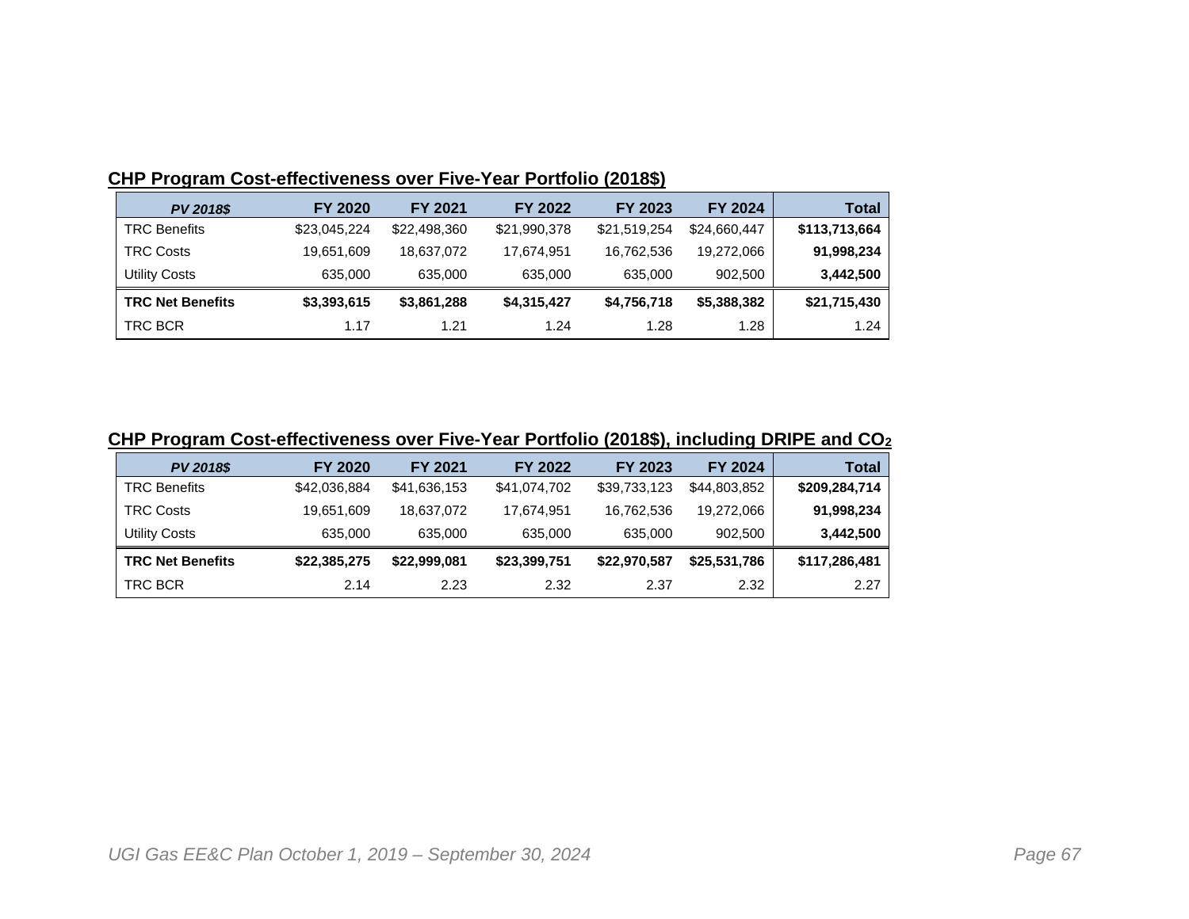**CHP Program Cost-effectiveness over Five-Year Portfolio (2018$)**

| *PV 2018$* | FY 2020 | FY 2021 | FY 2022 | FY 2023 | FY 2024 | Total |
|---|---|---|---|---|---|---|
| TRC Benefits | $23,045,224 | $22,498,360 | $21,990,378 | $21,519,254 | $24,660,447 | **$113,713,664** |
| TRC Costs | 19,651,609 | 18,637,072 | 17,674,951 | 16,762,536 | 19,272,066 | **91,998,234** |
| Utility Costs | 635,000 | 635,000 | 635,000 | 635,000 | 902,500 | **3,442,500** |
| **TRC Net Benefits** | **$3,393,615** | **$3,861,288** | **$4,315,427** | **$4,756,718** | **$5,388,382** | **$21,715,430** |
| TRC BCR | 1.17 | 1.21 | 1.24 | 1.28 | 1.28 | 1.24 |

**CHP Program Cost-effectiveness over Five-Year Portfolio (2018$), including DRIPE and $CO_2$**

| *PV 2018$* | FY 2020 | FY 2021 | FY 2022 | FY 2023 | FY 2024 | Total |
|---|---|---|---|---|---|---|
| TRC Benefits | $42,036,884 | $41,636,153 | $41,074,702 | $39,733,123 | $44,803,852 | **$209,284,714** |
| TRC Costs | 19,651,609 | 18,637,072 | 17,674,951 | 16,762,536 | 19,272,066 | **91,998,234** |
| Utility Costs | 635,000 | 635,000 | 635,000 | 635,000 | 902,500 | **3,442,500** |
| **TRC Net Benefits** | **$22,385,275** | **$22,999,081** | **$23,399,751** | **$22,970,587** | **$25,531,786** | **$117,286,481** |
| TRC BCR | 2.14 | 2.23 | 2.32 | 2.37 | 2.32 | 2.27 |